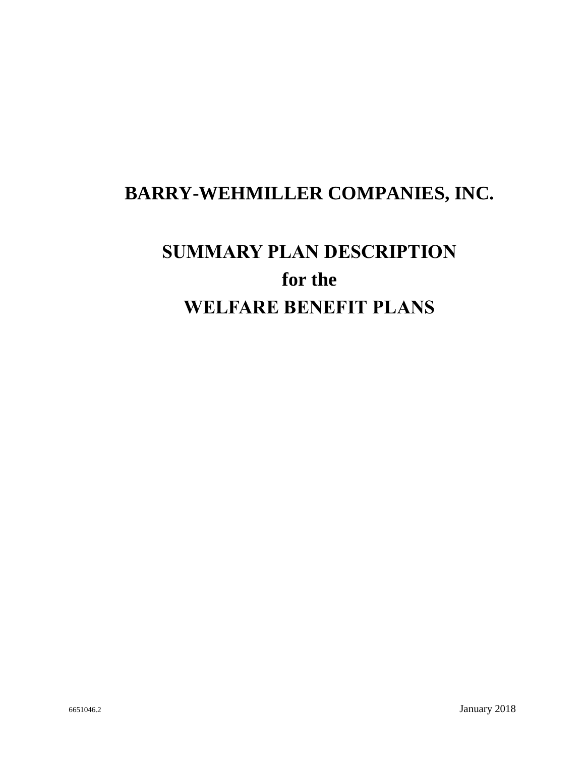# BARRY-WEHMILLER COMPANIES, INC.

## SUMMARY PLAN DESCRIPTION
## for the
## WELFARE BENEFIT PLANS

6651046.2

January 2018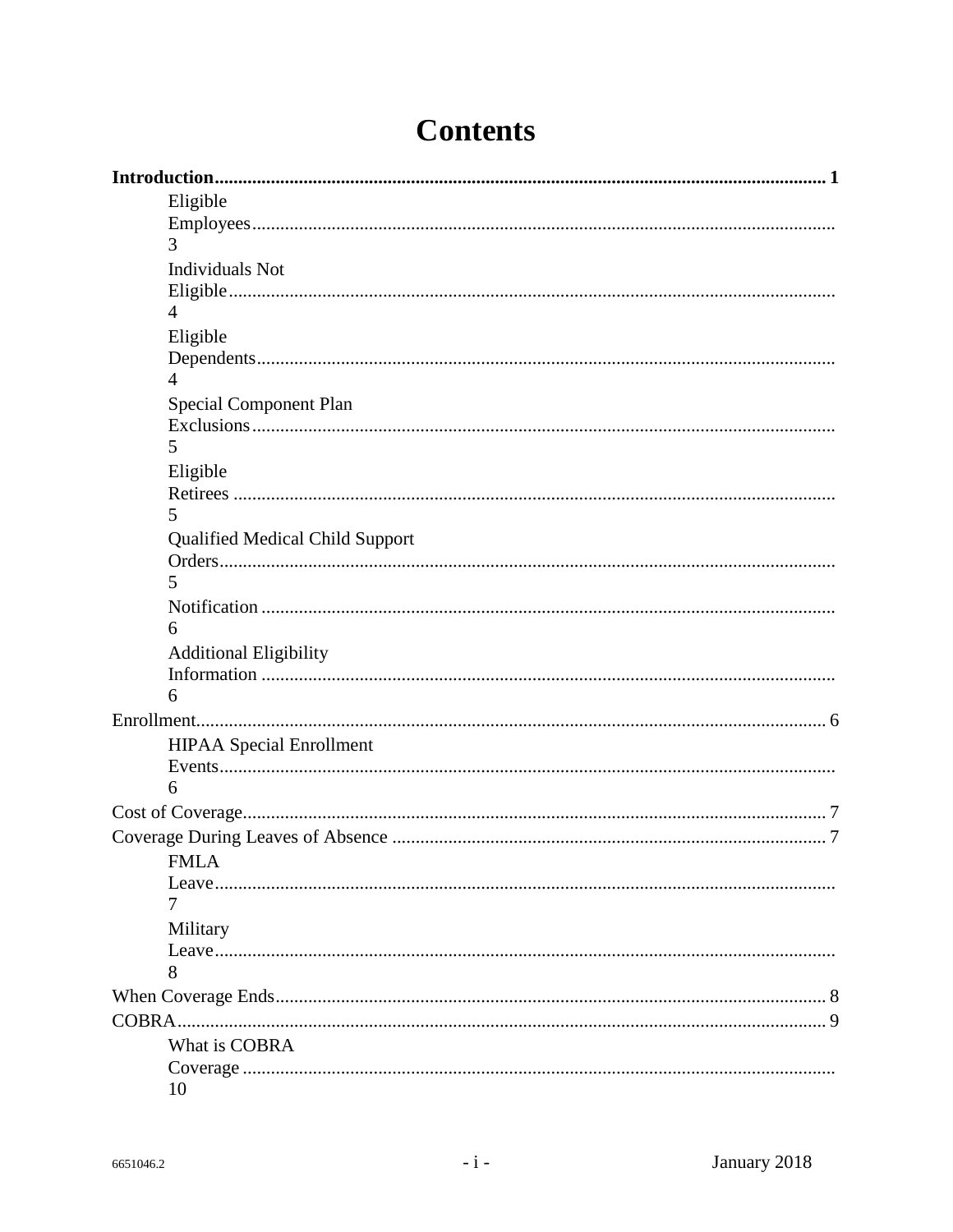# Contents

**Introduction** .......... **1**

- Eligible Employees .......... 3
- Individuals Not Eligible .......... 4
- Eligible Dependents .......... 4
- Special Component Plan Exclusions .......... 5
- Eligible Retirees .......... 5
- Qualified Medical Child Support Orders .......... 5
- Notification .......... 6
- Additional Eligibility Information .......... 6

Enrollment .......... 6

- HIPAA Special Enrollment Events .......... 6

Cost of Coverage .......... 7

Coverage During Leaves of Absence .......... 7

- FMLA Leave .......... 7
- Military Leave .......... 8

When Coverage Ends .......... 8

COBRA .......... 9

- What is COBRA Coverage .......... 10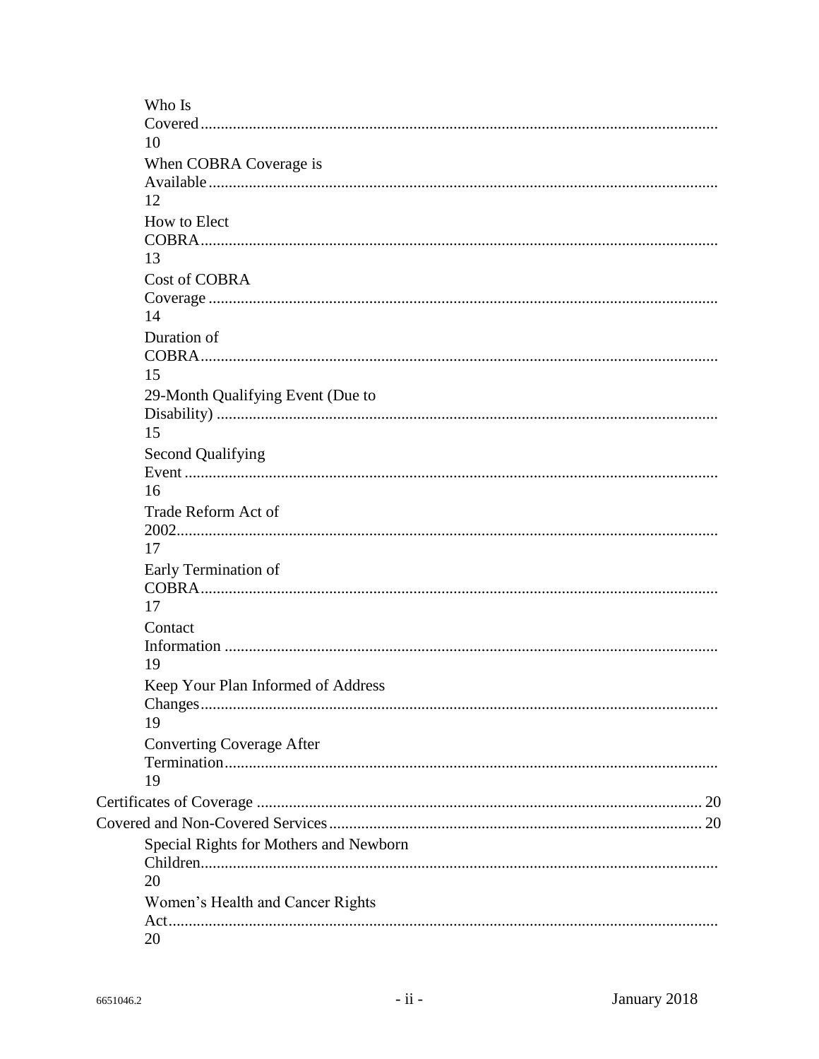- Who Is Covered ........ 10
- When COBRA Coverage is Available ........ 12
- How to Elect COBRA ........ 13
- Cost of COBRA Coverage ........ 14
- Duration of COBRA ........ 15
- 29-Month Qualifying Event (Due to Disability) ........ 15
- Second Qualifying Event ........ 16
- Trade Reform Act of 2002 ........ 17
- Early Termination of COBRA ........ 17
- Contact Information ........ 19
- Keep Your Plan Informed of Address Changes ........ 19
- Converting Coverage After Termination ........ 19

Certificates of Coverage ........ 20

Covered and Non-Covered Services ........ 20

- Special Rights for Mothers and Newborn Children ........ 20
- Women's Health and Cancer Rights Act ........ 20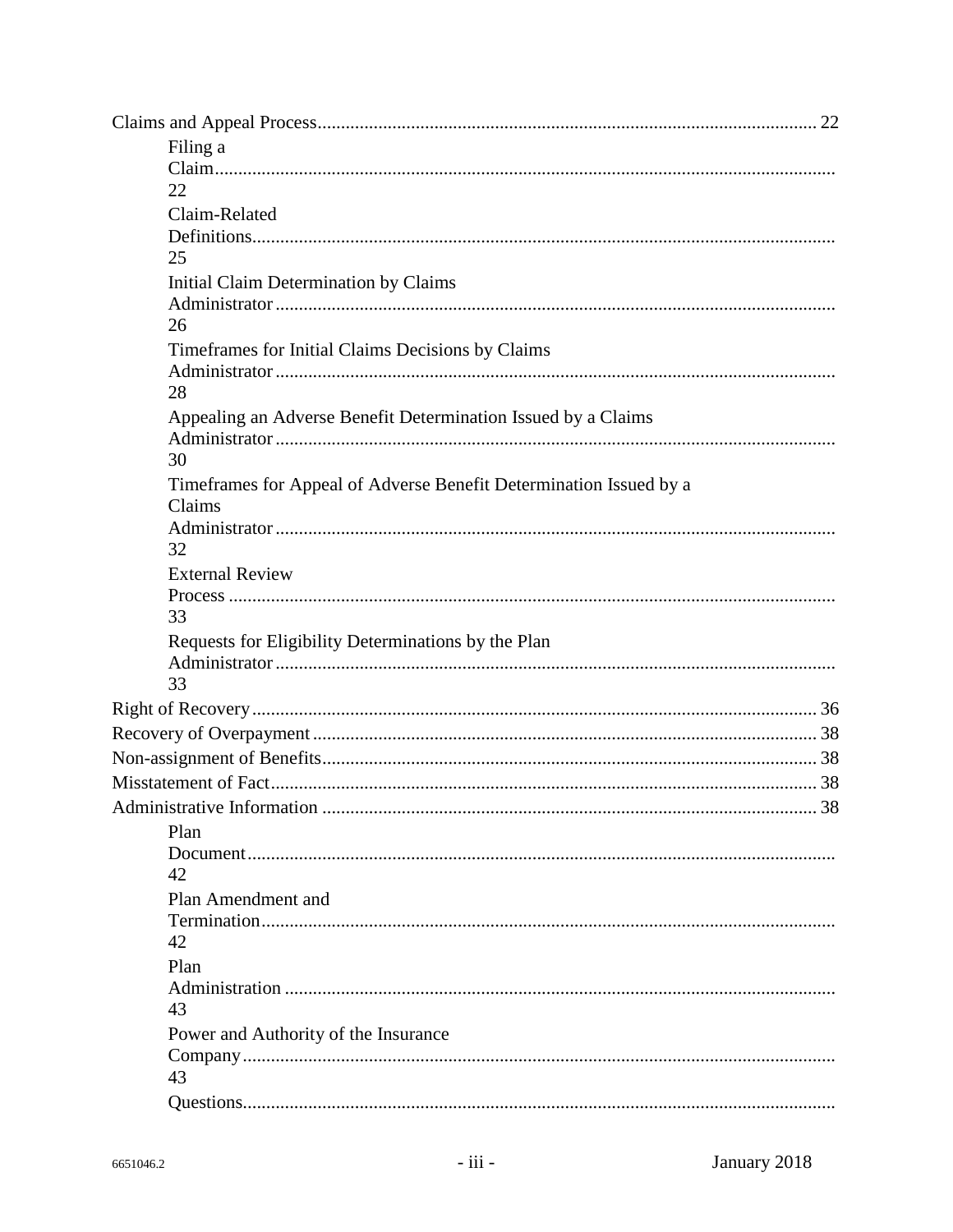Claims and Appeal Process .......... 22

- Filing a Claim .......... 22
- Claim-Related Definitions .......... 25
- Initial Claim Determination by Claims Administrator .......... 26
- Timeframes for Initial Claims Decisions by Claims Administrator .......... 28
- Appealing an Adverse Benefit Determination Issued by a Claims Administrator .......... 30
- Timeframes for Appeal of Adverse Benefit Determination Issued by a Claims Administrator .......... 32
- External Review Process .......... 33
- Requests for Eligibility Determinations by the Plan Administrator .......... 33

Right of Recovery .......... 36

Recovery of Overpayment .......... 38

Non-assignment of Benefits .......... 38

Misstatement of Fact .......... 38

Administrative Information .......... 38

- Plan Document .......... 42
- Plan Amendment and Termination .......... 42
- Plan Administration .......... 43
- Power and Authority of the Insurance Company .......... 43
- Questions ..........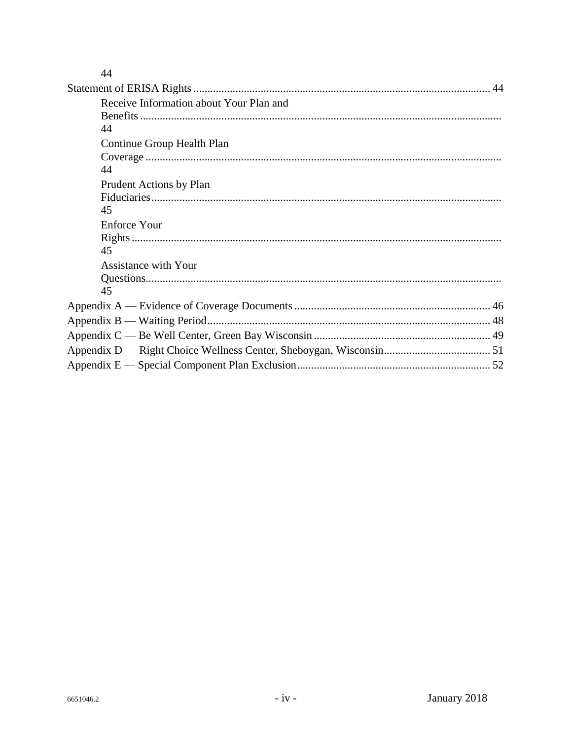44

Statement of ERISA Rights ........................................................................................................ 44

Receive Information about Your Plan and Benefits ................................................................................................................ 44

Continue Group Health Plan Coverage .............................................................................................................. 44

Prudent Actions by Plan Fiduciaries ............................................................................................................ 45

Enforce Your Rights ................................................................................................................... 45

Assistance with Your Questions.............................................................................................................. 45

Appendix A — Evidence of Coverage Documents ..................................................................... 46

Appendix B — Waiting Period.................................................................................................... 48

Appendix C — Be Well Center, Green Bay Wisconsin .............................................................. 49

Appendix D — Right Choice Wellness Center, Sheboygan, Wisconsin...................................... 51

Appendix E — Special Component Plan Exclusion.................................................................... 52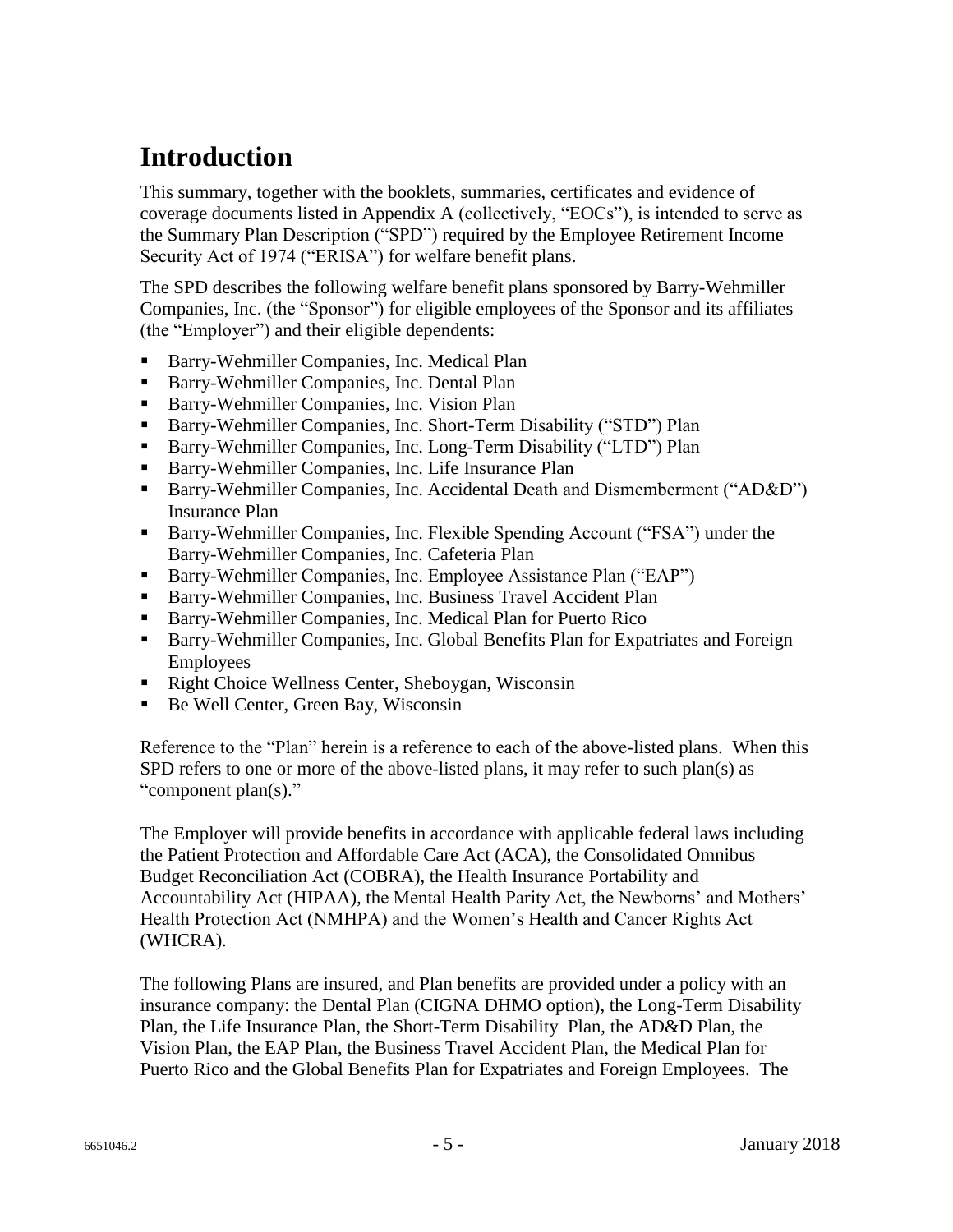# Introduction

This summary, together with the booklets, summaries, certificates and evidence of coverage documents listed in Appendix A (collectively, "EOCs"), is intended to serve as the Summary Plan Description ("SPD") required by the Employee Retirement Income Security Act of 1974 ("ERISA") for welfare benefit plans.

The SPD describes the following welfare benefit plans sponsored by Barry-Wehmiller Companies, Inc. (the "Sponsor") for eligible employees of the Sponsor and its affiliates (the "Employer") and their eligible dependents:

- Barry-Wehmiller Companies, Inc. Medical Plan
- Barry-Wehmiller Companies, Inc. Dental Plan
- Barry-Wehmiller Companies, Inc. Vision Plan
- Barry-Wehmiller Companies, Inc. Short-Term Disability ("STD") Plan
- Barry-Wehmiller Companies, Inc. Long-Term Disability ("LTD") Plan
- Barry-Wehmiller Companies, Inc. Life Insurance Plan
- Barry-Wehmiller Companies, Inc. Accidental Death and Dismemberment ("AD&D") Insurance Plan
- Barry-Wehmiller Companies, Inc. Flexible Spending Account ("FSA") under the Barry-Wehmiller Companies, Inc. Cafeteria Plan
- Barry-Wehmiller Companies, Inc. Employee Assistance Plan ("EAP")
- Barry-Wehmiller Companies, Inc. Business Travel Accident Plan
- Barry-Wehmiller Companies, Inc. Medical Plan for Puerto Rico
- Barry-Wehmiller Companies, Inc. Global Benefits Plan for Expatriates and Foreign Employees
- Right Choice Wellness Center, Sheboygan, Wisconsin
- Be Well Center, Green Bay, Wisconsin

Reference to the "Plan" herein is a reference to each of the above-listed plans. When this SPD refers to one or more of the above-listed plans, it may refer to such plan(s) as "component plan(s)."

The Employer will provide benefits in accordance with applicable federal laws including the Patient Protection and Affordable Care Act (ACA), the Consolidated Omnibus Budget Reconciliation Act (COBRA), the Health Insurance Portability and Accountability Act (HIPAA), the Mental Health Parity Act, the Newborns' and Mothers' Health Protection Act (NMHPA) and the Women's Health and Cancer Rights Act (WHCRA).

The following Plans are insured, and Plan benefits are provided under a policy with an insurance company: the Dental Plan (CIGNA DHMO option), the Long-Term Disability Plan, the Life Insurance Plan, the Short-Term Disability Plan, the AD&D Plan, the Vision Plan, the EAP Plan, the Business Travel Accident Plan, the Medical Plan for Puerto Rico and the Global Benefits Plan for Expatriates and Foreign Employees. The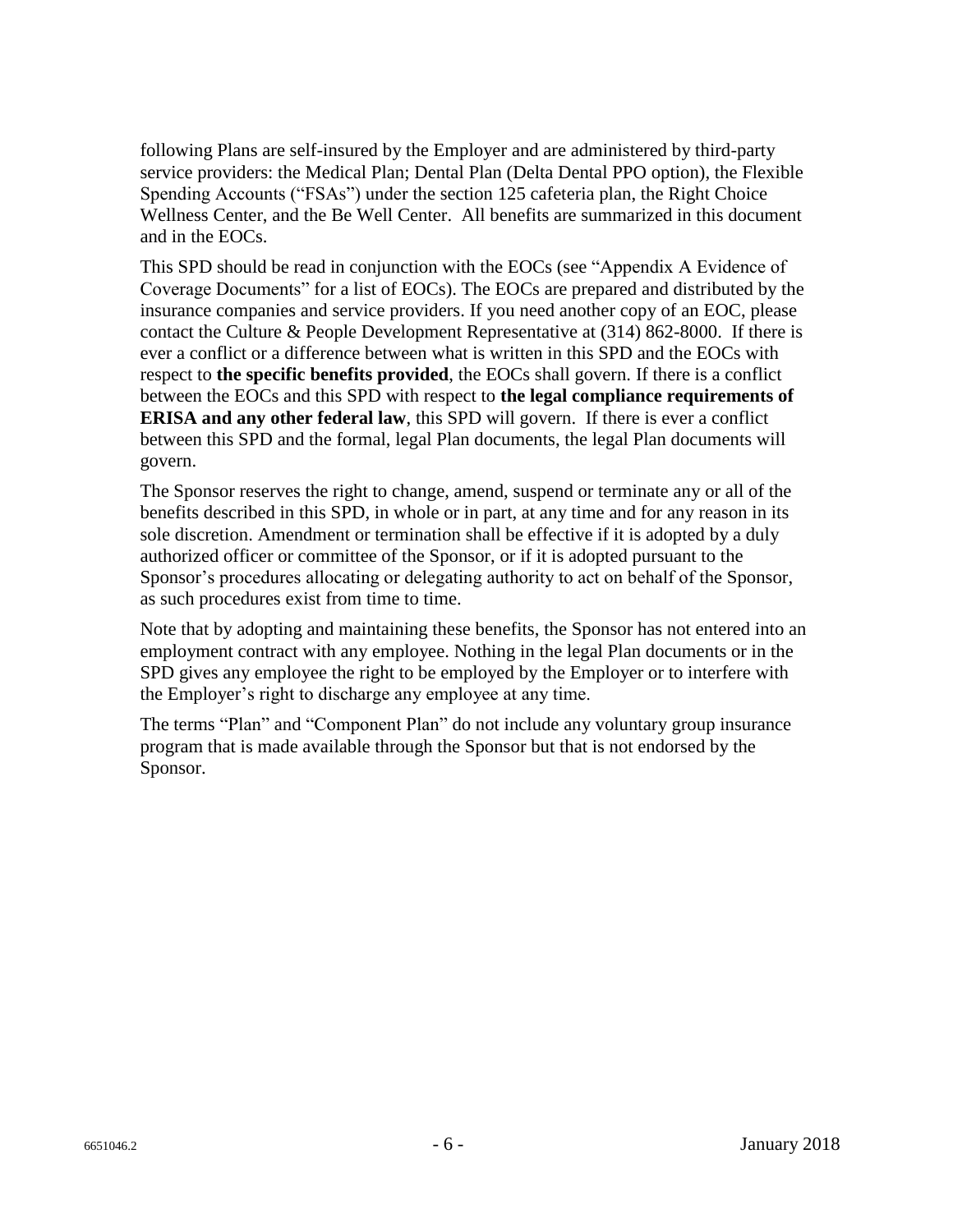following Plans are self-insured by the Employer and are administered by third-party service providers: the Medical Plan; Dental Plan (Delta Dental PPO option), the Flexible Spending Accounts ("FSAs") under the section 125 cafeteria plan, the Right Choice Wellness Center, and the Be Well Center. All benefits are summarized in this document and in the EOCs.

This SPD should be read in conjunction with the EOCs (see "Appendix A Evidence of Coverage Documents" for a list of EOCs). The EOCs are prepared and distributed by the insurance companies and service providers. If you need another copy of an EOC, please contact the Culture & People Development Representative at (314) 862-8000. If there is ever a conflict or a difference between what is written in this SPD and the EOCs with respect to **the specific benefits provided**, the EOCs shall govern. If there is a conflict between the EOCs and this SPD with respect to **the legal compliance requirements of ERISA and any other federal law**, this SPD will govern. If there is ever a conflict between this SPD and the formal, legal Plan documents, the legal Plan documents will govern.

The Sponsor reserves the right to change, amend, suspend or terminate any or all of the benefits described in this SPD, in whole or in part, at any time and for any reason in its sole discretion. Amendment or termination shall be effective if it is adopted by a duly authorized officer or committee of the Sponsor, or if it is adopted pursuant to the Sponsor's procedures allocating or delegating authority to act on behalf of the Sponsor, as such procedures exist from time to time.

Note that by adopting and maintaining these benefits, the Sponsor has not entered into an employment contract with any employee. Nothing in the legal Plan documents or in the SPD gives any employee the right to be employed by the Employer or to interfere with the Employer's right to discharge any employee at any time.

The terms "Plan" and "Component Plan" do not include any voluntary group insurance program that is made available through the Sponsor but that is not endorsed by the Sponsor.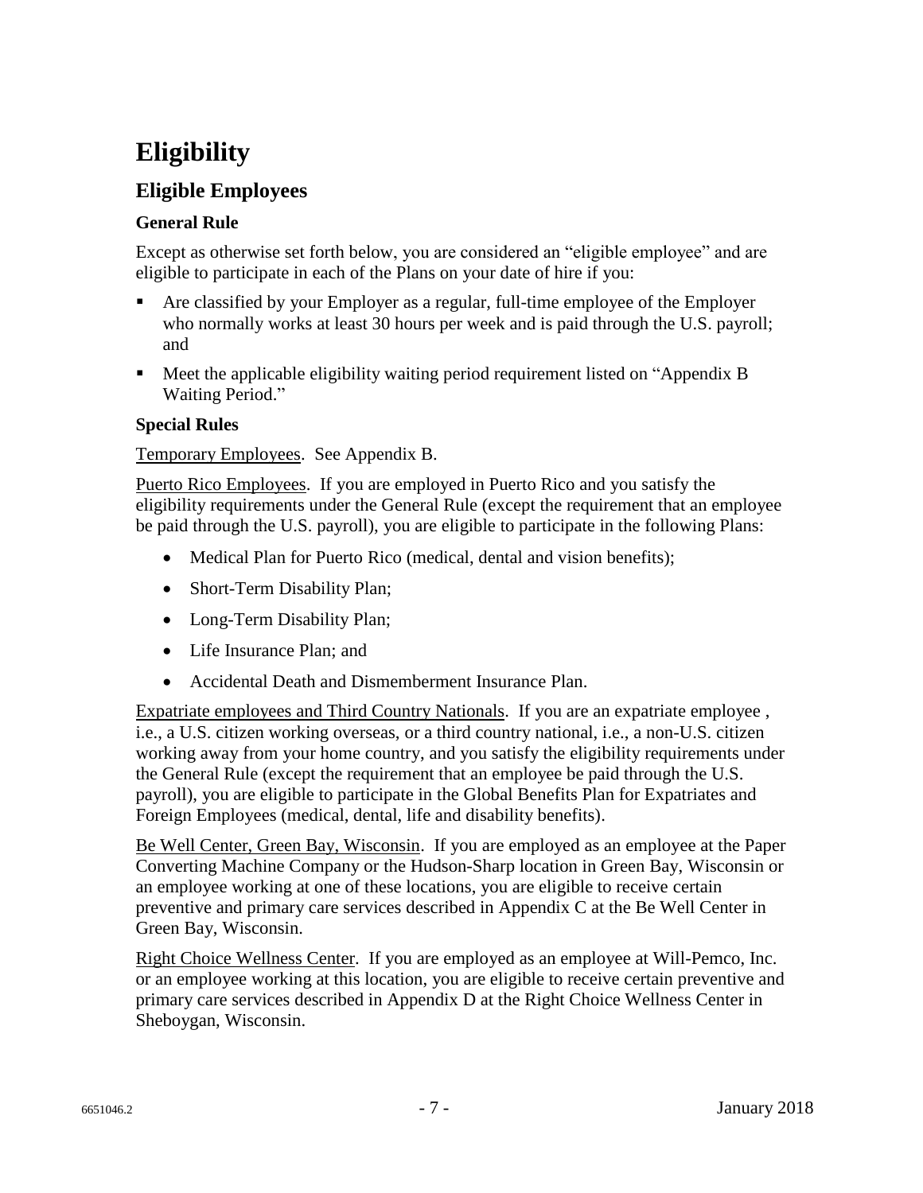# Eligibility

## Eligible Employees

### General Rule

Except as otherwise set forth below, you are considered an "eligible employee" and are eligible to participate in each of the Plans on your date of hire if you:

- Are classified by your Employer as a regular, full-time employee of the Employer who normally works at least 30 hours per week and is paid through the U.S. payroll; and
- Meet the applicable eligibility waiting period requirement listed on "Appendix B Waiting Period."

### Special Rules

Temporary Employees. See Appendix B.

Puerto Rico Employees. If you are employed in Puerto Rico and you satisfy the eligibility requirements under the General Rule (except the requirement that an employee be paid through the U.S. payroll), you are eligible to participate in the following Plans:

- Medical Plan for Puerto Rico (medical, dental and vision benefits);
- Short-Term Disability Plan;
- Long-Term Disability Plan;
- Life Insurance Plan; and
- Accidental Death and Dismemberment Insurance Plan.

Expatriate employees and Third Country Nationals. If you are an expatriate employee , i.e., a U.S. citizen working overseas, or a third country national, i.e., a non-U.S. citizen working away from your home country, and you satisfy the eligibility requirements under the General Rule (except the requirement that an employee be paid through the U.S. payroll), you are eligible to participate in the Global Benefits Plan for Expatriates and Foreign Employees (medical, dental, life and disability benefits).

Be Well Center, Green Bay, Wisconsin. If you are employed as an employee at the Paper Converting Machine Company or the Hudson-Sharp location in Green Bay, Wisconsin or an employee working at one of these locations, you are eligible to receive certain preventive and primary care services described in Appendix C at the Be Well Center in Green Bay, Wisconsin.

Right Choice Wellness Center. If you are employed as an employee at Will-Pemco, Inc. or an employee working at this location, you are eligible to receive certain preventive and primary care services described in Appendix D at the Right Choice Wellness Center in Sheboygan, Wisconsin.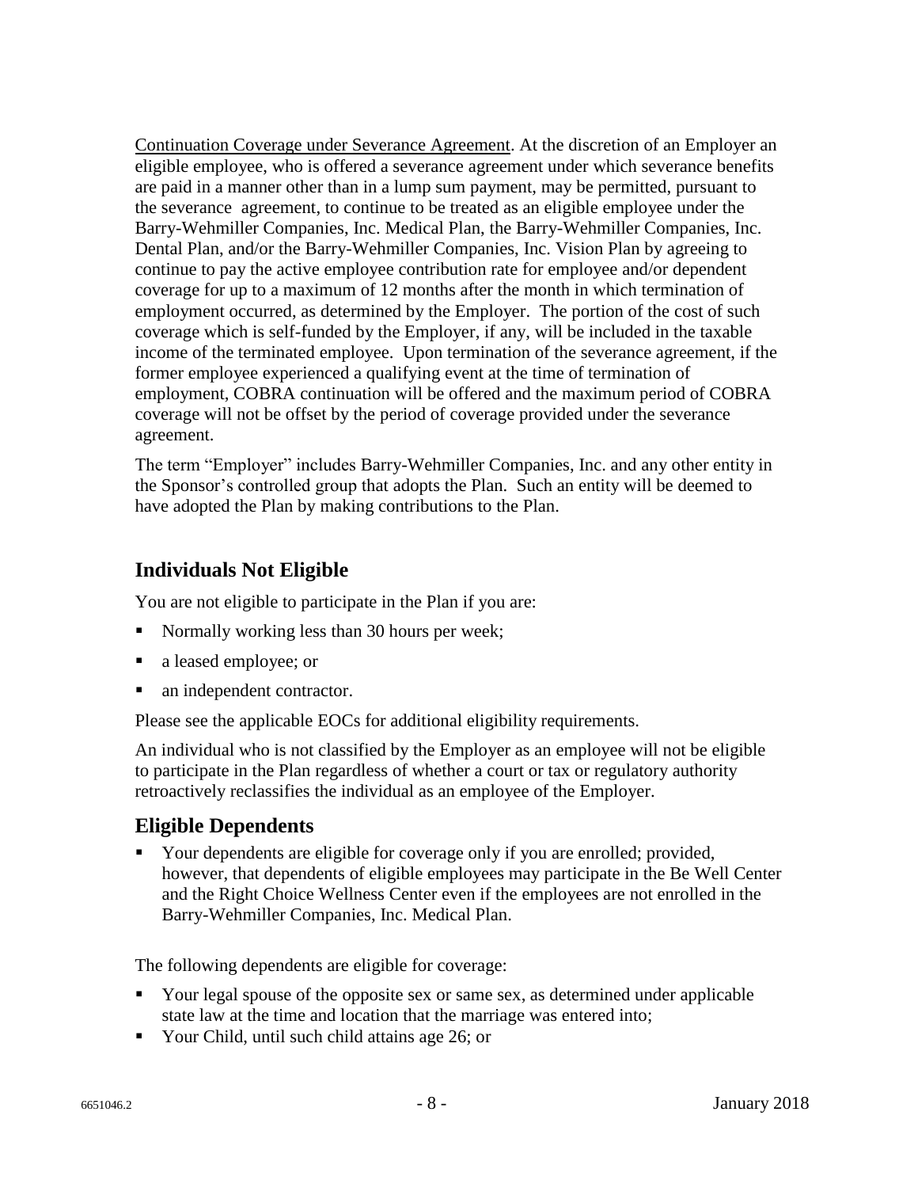Continuation Coverage under Severance Agreement. At the discretion of an Employer an eligible employee, who is offered a severance agreement under which severance benefits are paid in a manner other than in a lump sum payment, may be permitted, pursuant to the severance agreement, to continue to be treated as an eligible employee under the Barry-Wehmiller Companies, Inc. Medical Plan, the Barry-Wehmiller Companies, Inc. Dental Plan, and/or the Barry-Wehmiller Companies, Inc. Vision Plan by agreeing to continue to pay the active employee contribution rate for employee and/or dependent coverage for up to a maximum of 12 months after the month in which termination of employment occurred, as determined by the Employer. The portion of the cost of such coverage which is self-funded by the Employer, if any, will be included in the taxable income of the terminated employee. Upon termination of the severance agreement, if the former employee experienced a qualifying event at the time of termination of employment, COBRA continuation will be offered and the maximum period of COBRA coverage will not be offset by the period of coverage provided under the severance agreement.

The term "Employer" includes Barry-Wehmiller Companies, Inc. and any other entity in the Sponsor's controlled group that adopts the Plan. Such an entity will be deemed to have adopted the Plan by making contributions to the Plan.

## Individuals Not Eligible

You are not eligible to participate in the Plan if you are:

- Normally working less than 30 hours per week;
- a leased employee; or
- an independent contractor.

Please see the applicable EOCs for additional eligibility requirements.

An individual who is not classified by the Employer as an employee will not be eligible to participate in the Plan regardless of whether a court or tax or regulatory authority retroactively reclassifies the individual as an employee of the Employer.

## Eligible Dependents

- Your dependents are eligible for coverage only if you are enrolled; provided, however, that dependents of eligible employees may participate in the Be Well Center and the Right Choice Wellness Center even if the employees are not enrolled in the Barry-Wehmiller Companies, Inc. Medical Plan.

The following dependents are eligible for coverage:

- Your legal spouse of the opposite sex or same sex, as determined under applicable state law at the time and location that the marriage was entered into;
- Your Child, until such child attains age 26; or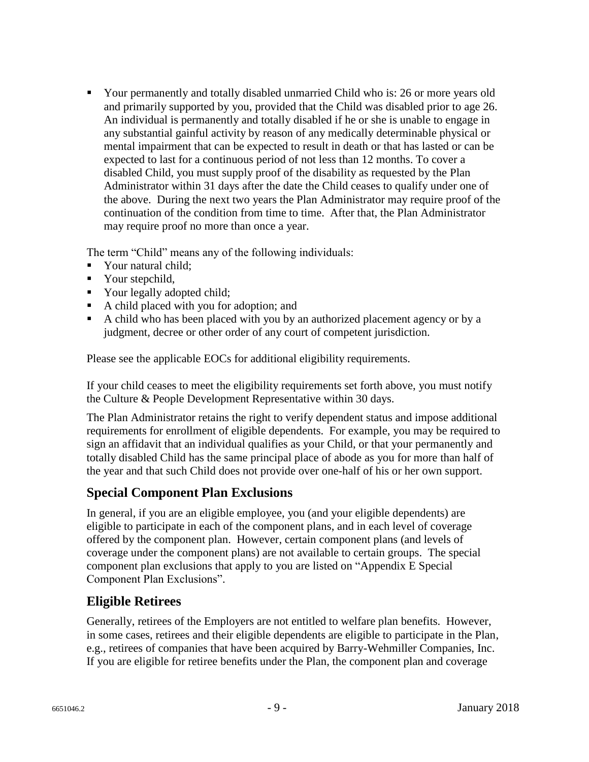- Your permanently and totally disabled unmarried Child who is: 26 or more years old and primarily supported by you, provided that the Child was disabled prior to age 26. An individual is permanently and totally disabled if he or she is unable to engage in any substantial gainful activity by reason of any medically determinable physical or mental impairment that can be expected to result in death or that has lasted or can be expected to last for a continuous period of not less than 12 months. To cover a disabled Child, you must supply proof of the disability as requested by the Plan Administrator within 31 days after the date the Child ceases to qualify under one of the above. During the next two years the Plan Administrator may require proof of the continuation of the condition from time to time. After that, the Plan Administrator may require proof no more than once a year.

The term "Child" means any of the following individuals:

- Your natural child;
- Your stepchild,
- Your legally adopted child;
- A child placed with you for adoption; and
- A child who has been placed with you by an authorized placement agency or by a judgment, decree or other order of any court of competent jurisdiction.

Please see the applicable EOCs for additional eligibility requirements.

If your child ceases to meet the eligibility requirements set forth above, you must notify the Culture & People Development Representative within 30 days.

The Plan Administrator retains the right to verify dependent status and impose additional requirements for enrollment of eligible dependents. For example, you may be required to sign an affidavit that an individual qualifies as your Child, or that your permanently and totally disabled Child has the same principal place of abode as you for more than half of the year and that such Child does not provide over one-half of his or her own support.

## Special Component Plan Exclusions

In general, if you are an eligible employee, you (and your eligible dependents) are eligible to participate in each of the component plans, and in each level of coverage offered by the component plan. However, certain component plans (and levels of coverage under the component plans) are not available to certain groups. The special component plan exclusions that apply to you are listed on "Appendix E Special Component Plan Exclusions".

## Eligible Retirees

Generally, retirees of the Employers are not entitled to welfare plan benefits. However, in some cases, retirees and their eligible dependents are eligible to participate in the Plan, e.g., retirees of companies that have been acquired by Barry-Wehmiller Companies, Inc. If you are eligible for retiree benefits under the Plan, the component plan and coverage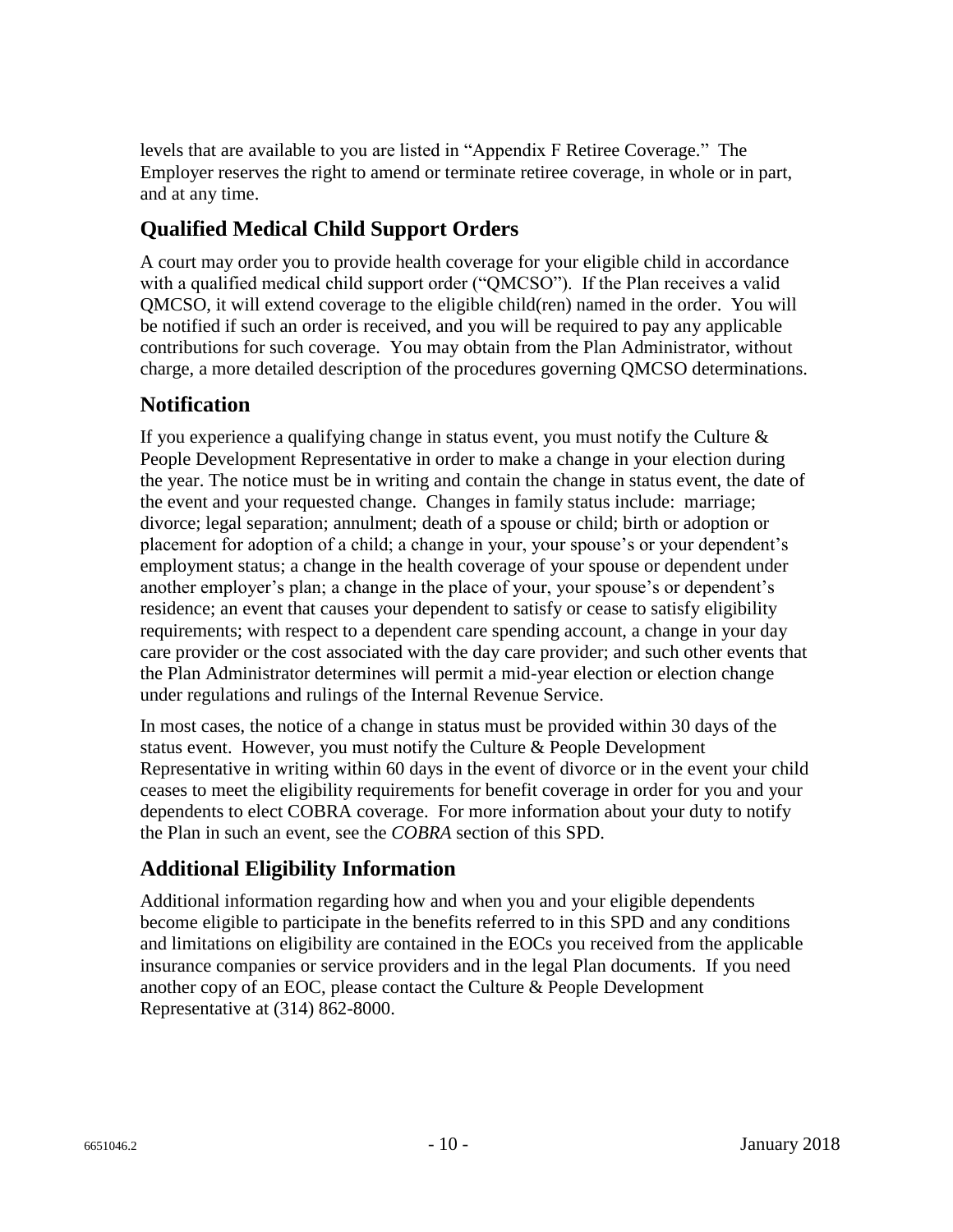levels that are available to you are listed in “Appendix F Retiree Coverage.” The Employer reserves the right to amend or terminate retiree coverage, in whole or in part, and at any time.

## Qualified Medical Child Support Orders

A court may order you to provide health coverage for your eligible child in accordance with a qualified medical child support order (“QMCSO”). If the Plan receives a valid QMCSO, it will extend coverage to the eligible child(ren) named in the order. You will be notified if such an order is received, and you will be required to pay any applicable contributions for such coverage. You may obtain from the Plan Administrator, without charge, a more detailed description of the procedures governing QMCSO determinations.

## Notification

If you experience a qualifying change in status event, you must notify the Culture & People Development Representative in order to make a change in your election during the year. The notice must be in writing and contain the change in status event, the date of the event and your requested change. Changes in family status include: marriage; divorce; legal separation; annulment; death of a spouse or child; birth or adoption or placement for adoption of a child; a change in your, your spouse’s or your dependent’s employment status; a change in the health coverage of your spouse or dependent under another employer’s plan; a change in the place of your, your spouse’s or dependent’s residence; an event that causes your dependent to satisfy or cease to satisfy eligibility requirements; with respect to a dependent care spending account, a change in your day care provider or the cost associated with the day care provider; and such other events that the Plan Administrator determines will permit a mid-year election or election change under regulations and rulings of the Internal Revenue Service.

In most cases, the notice of a change in status must be provided within 30 days of the status event. However, you must notify the Culture & People Development Representative in writing within 60 days in the event of divorce or in the event your child ceases to meet the eligibility requirements for benefit coverage in order for you and your dependents to elect COBRA coverage. For more information about your duty to notify the Plan in such an event, see the *COBRA* section of this SPD.

## Additional Eligibility Information

Additional information regarding how and when you and your eligible dependents become eligible to participate in the benefits referred to in this SPD and any conditions and limitations on eligibility are contained in the EOCs you received from the applicable insurance companies or service providers and in the legal Plan documents. If you need another copy of an EOC, please contact the Culture & People Development Representative at (314) 862-8000.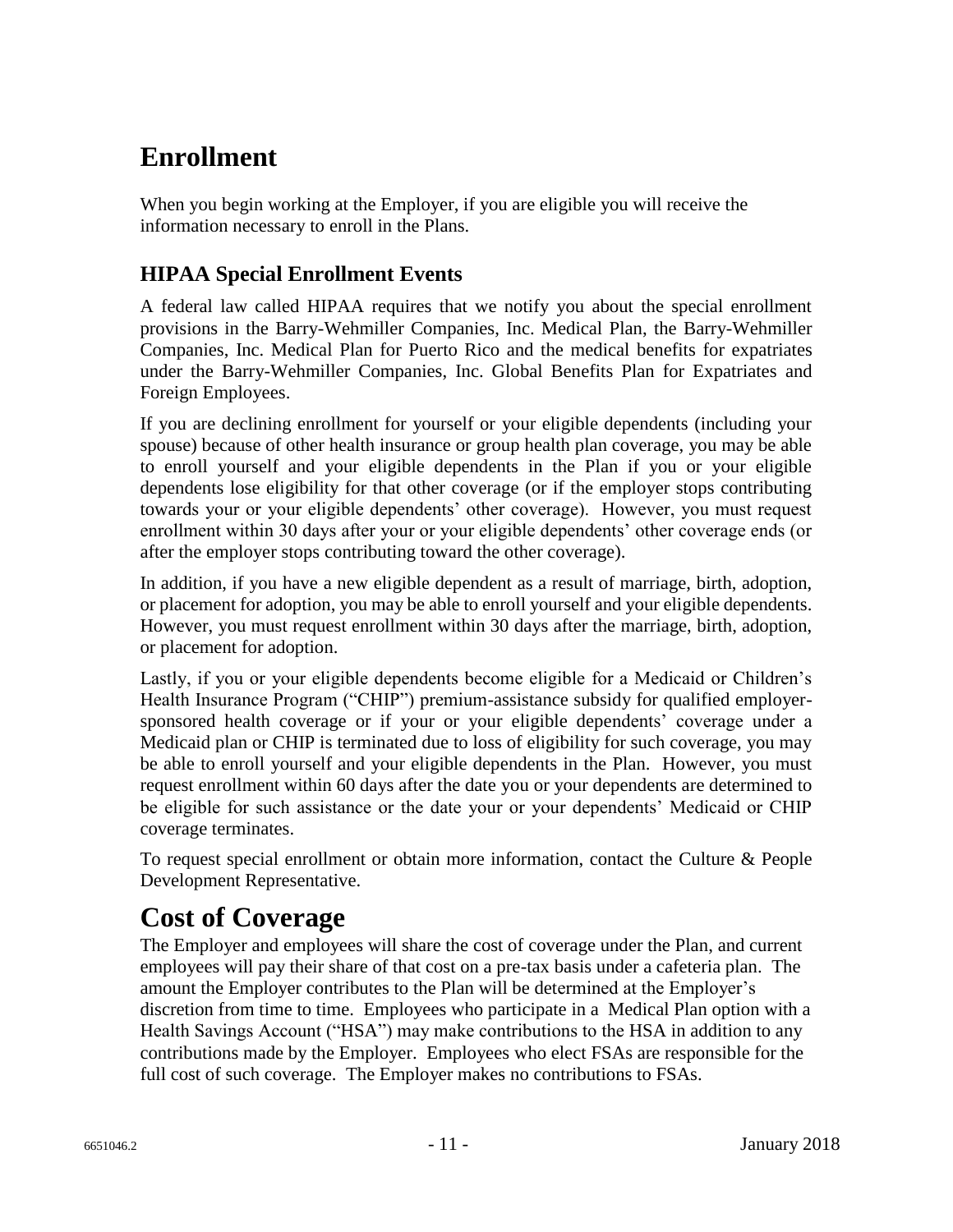# Enrollment

When you begin working at the Employer, if you are eligible you will receive the information necessary to enroll in the Plans.

## HIPAA Special Enrollment Events

A federal law called HIPAA requires that we notify you about the special enrollment provisions in the Barry-Wehmiller Companies, Inc. Medical Plan, the Barry-Wehmiller Companies, Inc. Medical Plan for Puerto Rico and the medical benefits for expatriates under the Barry-Wehmiller Companies, Inc. Global Benefits Plan for Expatriates and Foreign Employees.

If you are declining enrollment for yourself or your eligible dependents (including your spouse) because of other health insurance or group health plan coverage, you may be able to enroll yourself and your eligible dependents in the Plan if you or your eligible dependents lose eligibility for that other coverage (or if the employer stops contributing towards your or your eligible dependents' other coverage). However, you must request enrollment within 30 days after your or your eligible dependents' other coverage ends (or after the employer stops contributing toward the other coverage).

In addition, if you have a new eligible dependent as a result of marriage, birth, adoption, or placement for adoption, you may be able to enroll yourself and your eligible dependents. However, you must request enrollment within 30 days after the marriage, birth, adoption, or placement for adoption.

Lastly, if you or your eligible dependents become eligible for a Medicaid or Children's Health Insurance Program ("CHIP") premium-assistance subsidy for qualified employer-sponsored health coverage or if your or your eligible dependents' coverage under a Medicaid plan or CHIP is terminated due to loss of eligibility for such coverage, you may be able to enroll yourself and your eligible dependents in the Plan. However, you must request enrollment within 60 days after the date you or your dependents are determined to be eligible for such assistance or the date your or your dependents' Medicaid or CHIP coverage terminates.

To request special enrollment or obtain more information, contact the Culture & People Development Representative.

# Cost of Coverage

The Employer and employees will share the cost of coverage under the Plan, and current employees will pay their share of that cost on a pre-tax basis under a cafeteria plan. The amount the Employer contributes to the Plan will be determined at the Employer's discretion from time to time. Employees who participate in a Medical Plan option with a Health Savings Account ("HSA") may make contributions to the HSA in addition to any contributions made by the Employer. Employees who elect FSAs are responsible for the full cost of such coverage. The Employer makes no contributions to FSAs.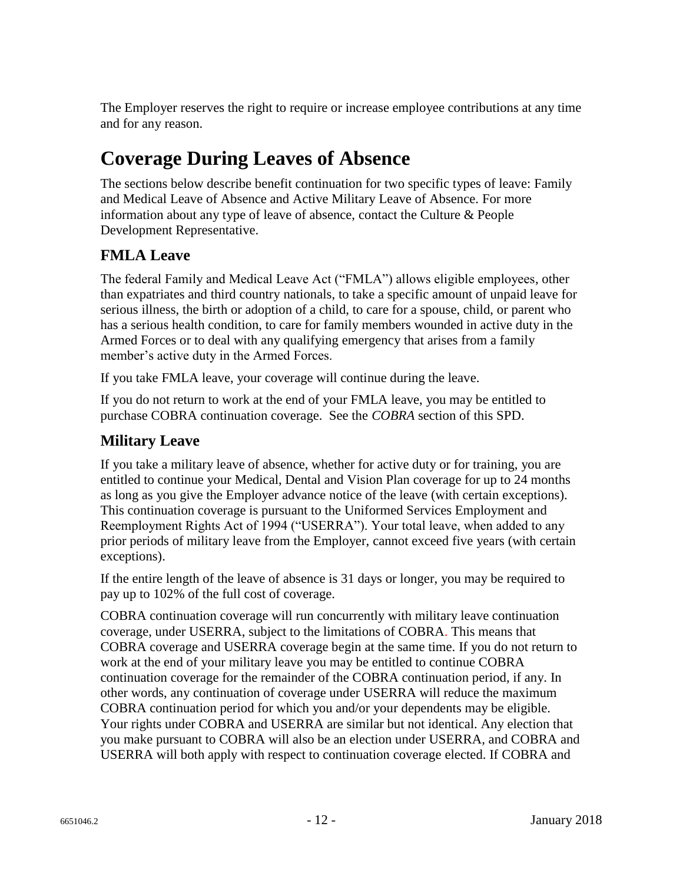The Employer reserves the right to require or increase employee contributions at any time and for any reason.

# Coverage During Leaves of Absence

The sections below describe benefit continuation for two specific types of leave: Family and Medical Leave of Absence and Active Military Leave of Absence. For more information about any type of leave of absence, contact the Culture & People Development Representative.

## FMLA Leave

The federal Family and Medical Leave Act ("FMLA") allows eligible employees, other than expatriates and third country nationals, to take a specific amount of unpaid leave for serious illness, the birth or adoption of a child, to care for a spouse, child, or parent who has a serious health condition, to care for family members wounded in active duty in the Armed Forces or to deal with any qualifying emergency that arises from a family member's active duty in the Armed Forces.

If you take FMLA leave, your coverage will continue during the leave.

If you do not return to work at the end of your FMLA leave, you may be entitled to purchase COBRA continuation coverage. See the *COBRA* section of this SPD.

## Military Leave

If you take a military leave of absence, whether for active duty or for training, you are entitled to continue your Medical, Dental and Vision Plan coverage for up to 24 months as long as you give the Employer advance notice of the leave (with certain exceptions). This continuation coverage is pursuant to the Uniformed Services Employment and Reemployment Rights Act of 1994 ("USERRA"). Your total leave, when added to any prior periods of military leave from the Employer, cannot exceed five years (with certain exceptions).

If the entire length of the leave of absence is 31 days or longer, you may be required to pay up to 102% of the full cost of coverage.

COBRA continuation coverage will run concurrently with military leave continuation coverage, under USERRA, subject to the limitations of COBRA. This means that COBRA coverage and USERRA coverage begin at the same time. If you do not return to work at the end of your military leave you may be entitled to continue COBRA continuation coverage for the remainder of the COBRA continuation period, if any. In other words, any continuation of coverage under USERRA will reduce the maximum COBRA continuation period for which you and/or your dependents may be eligible. Your rights under COBRA and USERRA are similar but not identical. Any election that you make pursuant to COBRA will also be an election under USERRA, and COBRA and USERRA will both apply with respect to continuation coverage elected. If COBRA and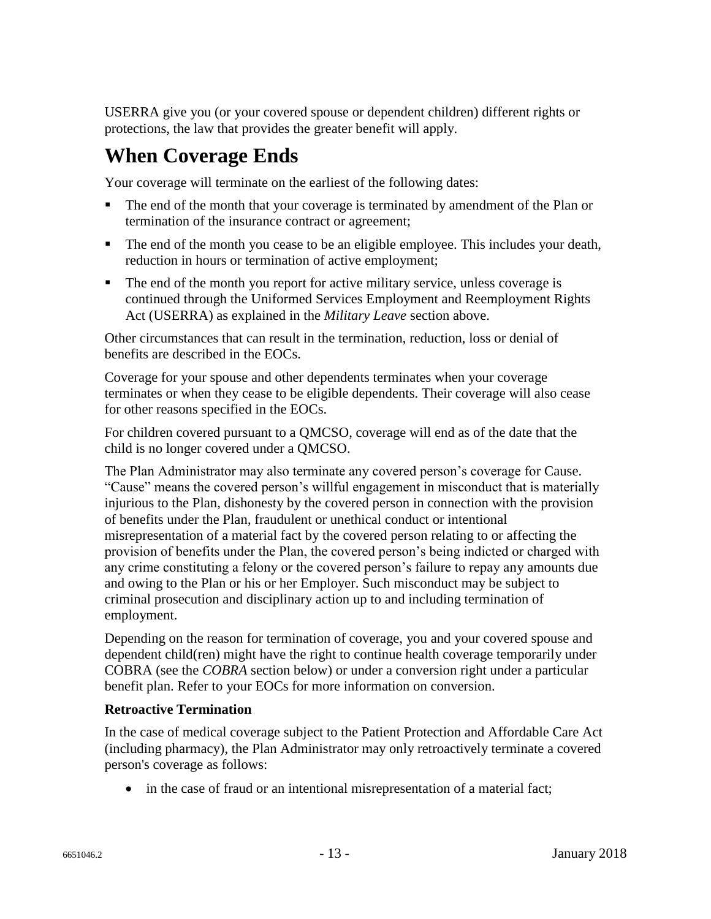USERRA give you (or your covered spouse or dependent children) different rights or protections, the law that provides the greater benefit will apply.

# When Coverage Ends

Your coverage will terminate on the earliest of the following dates:

- The end of the month that your coverage is terminated by amendment of the Plan or termination of the insurance contract or agreement;
- The end of the month you cease to be an eligible employee. This includes your death, reduction in hours or termination of active employment;
- The end of the month you report for active military service, unless coverage is continued through the Uniformed Services Employment and Reemployment Rights Act (USERRA) as explained in the *Military Leave* section above.

Other circumstances that can result in the termination, reduction, loss or denial of benefits are described in the EOCs.

Coverage for your spouse and other dependents terminates when your coverage terminates or when they cease to be eligible dependents. Their coverage will also cease for other reasons specified in the EOCs.

For children covered pursuant to a QMCSO, coverage will end as of the date that the child is no longer covered under a QMCSO.

The Plan Administrator may also terminate any covered person's coverage for Cause. "Cause" means the covered person's willful engagement in misconduct that is materially injurious to the Plan, dishonesty by the covered person in connection with the provision of benefits under the Plan, fraudulent or unethical conduct or intentional misrepresentation of a material fact by the covered person relating to or affecting the provision of benefits under the Plan, the covered person's being indicted or charged with any crime constituting a felony or the covered person's failure to repay any amounts due and owing to the Plan or his or her Employer. Such misconduct may be subject to criminal prosecution and disciplinary action up to and including termination of employment.

Depending on the reason for termination of coverage, you and your covered spouse and dependent child(ren) might have the right to continue health coverage temporarily under COBRA (see the *COBRA* section below) or under a conversion right under a particular benefit plan. Refer to your EOCs for more information on conversion.

**Retroactive Termination**

In the case of medical coverage subject to the Patient Protection and Affordable Care Act (including pharmacy), the Plan Administrator may only retroactively terminate a covered person's coverage as follows:

- in the case of fraud or an intentional misrepresentation of a material fact;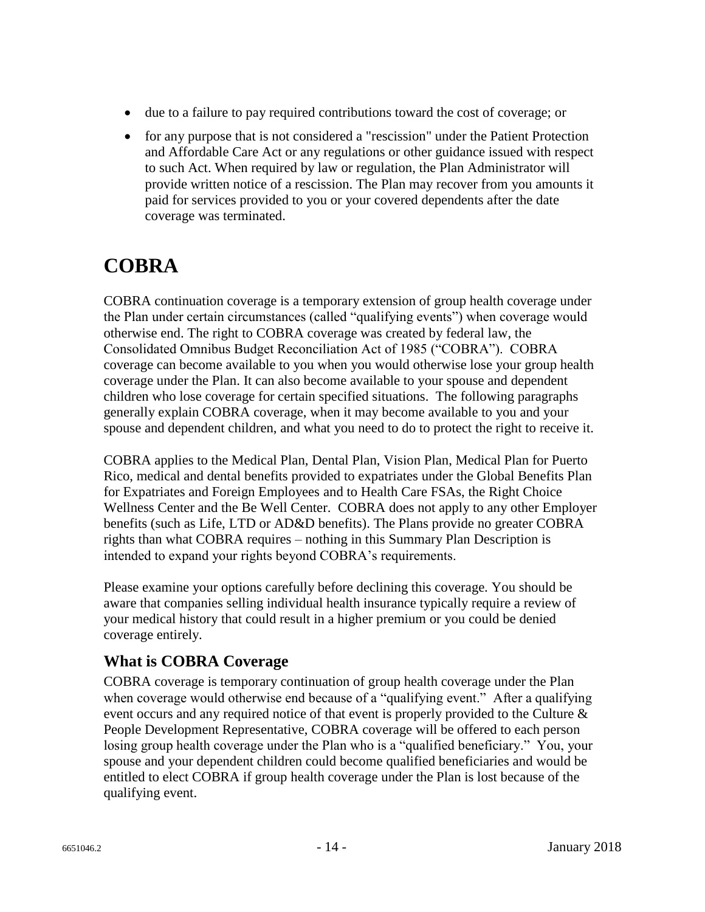- due to a failure to pay required contributions toward the cost of coverage; or
- for any purpose that is not considered a "rescission" under the Patient Protection and Affordable Care Act or any regulations or other guidance issued with respect to such Act. When required by law or regulation, the Plan Administrator will provide written notice of a rescission. The Plan may recover from you amounts it paid for services provided to you or your covered dependents after the date coverage was terminated.

# COBRA

COBRA continuation coverage is a temporary extension of group health coverage under the Plan under certain circumstances (called "qualifying events") when coverage would otherwise end. The right to COBRA coverage was created by federal law, the Consolidated Omnibus Budget Reconciliation Act of 1985 ("COBRA"). COBRA coverage can become available to you when you would otherwise lose your group health coverage under the Plan. It can also become available to your spouse and dependent children who lose coverage for certain specified situations. The following paragraphs generally explain COBRA coverage, when it may become available to you and your spouse and dependent children, and what you need to do to protect the right to receive it.

COBRA applies to the Medical Plan, Dental Plan, Vision Plan, Medical Plan for Puerto Rico, medical and dental benefits provided to expatriates under the Global Benefits Plan for Expatriates and Foreign Employees and to Health Care FSAs, the Right Choice Wellness Center and the Be Well Center. COBRA does not apply to any other Employer benefits (such as Life, LTD or AD&D benefits). The Plans provide no greater COBRA rights than what COBRA requires – nothing in this Summary Plan Description is intended to expand your rights beyond COBRA's requirements.

Please examine your options carefully before declining this coverage. You should be aware that companies selling individual health insurance typically require a review of your medical history that could result in a higher premium or you could be denied coverage entirely.

## What is COBRA Coverage

COBRA coverage is temporary continuation of group health coverage under the Plan when coverage would otherwise end because of a "qualifying event." After a qualifying event occurs and any required notice of that event is properly provided to the Culture & People Development Representative, COBRA coverage will be offered to each person losing group health coverage under the Plan who is a "qualified beneficiary." You, your spouse and your dependent children could become qualified beneficiaries and would be entitled to elect COBRA if group health coverage under the Plan is lost because of the qualifying event.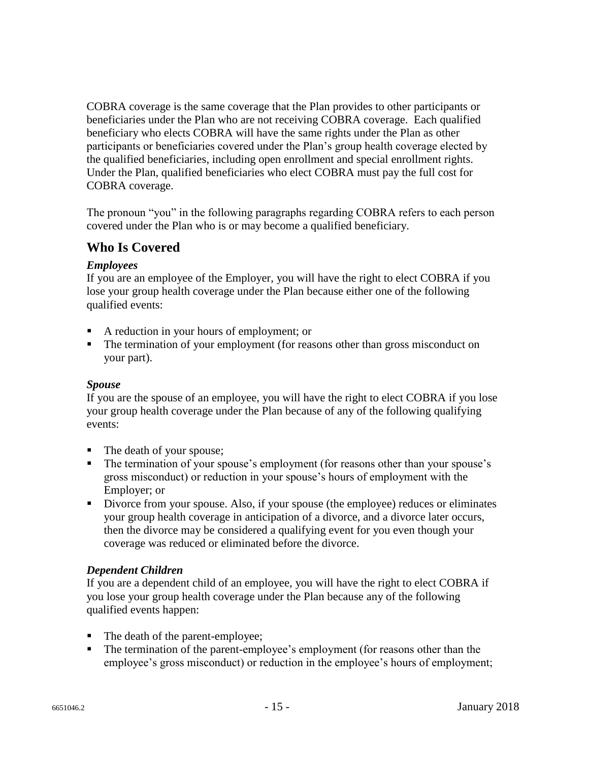COBRA coverage is the same coverage that the Plan provides to other participants or beneficiaries under the Plan who are not receiving COBRA coverage. Each qualified beneficiary who elects COBRA will have the same rights under the Plan as other participants or beneficiaries covered under the Plan's group health coverage elected by the qualified beneficiaries, including open enrollment and special enrollment rights. Under the Plan, qualified beneficiaries who elect COBRA must pay the full cost for COBRA coverage.

The pronoun "you" in the following paragraphs regarding COBRA refers to each person covered under the Plan who is or may become a qualified beneficiary.

## Who Is Covered

***Employees***

If you are an employee of the Employer, you will have the right to elect COBRA if you lose your group health coverage under the Plan because either one of the following qualified events:

- A reduction in your hours of employment; or
- The termination of your employment (for reasons other than gross misconduct on your part).

***Spouse***

If you are the spouse of an employee, you will have the right to elect COBRA if you lose your group health coverage under the Plan because of any of the following qualifying events:

- The death of your spouse;
- The termination of your spouse's employment (for reasons other than your spouse's gross misconduct) or reduction in your spouse's hours of employment with the Employer; or
- Divorce from your spouse. Also, if your spouse (the employee) reduces or eliminates your group health coverage in anticipation of a divorce, and a divorce later occurs, then the divorce may be considered a qualifying event for you even though your coverage was reduced or eliminated before the divorce.

***Dependent Children***

If you are a dependent child of an employee, you will have the right to elect COBRA if you lose your group health coverage under the Plan because any of the following qualified events happen:

- The death of the parent-employee;
- The termination of the parent-employee's employment (for reasons other than the employee's gross misconduct) or reduction in the employee's hours of employment;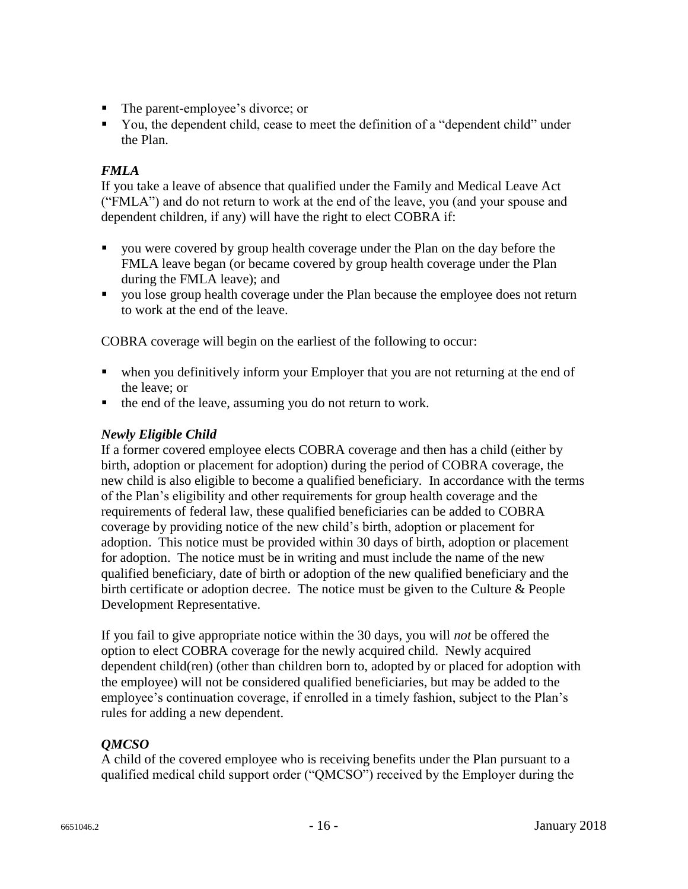- The parent-employee's divorce; or
- You, the dependent child, cease to meet the definition of a "dependent child" under the Plan.

### *FMLA*

If you take a leave of absence that qualified under the Family and Medical Leave Act ("FMLA") and do not return to work at the end of the leave, you (and your spouse and dependent children, if any) will have the right to elect COBRA if:

- you were covered by group health coverage under the Plan on the day before the FMLA leave began (or became covered by group health coverage under the Plan during the FMLA leave); and
- you lose group health coverage under the Plan because the employee does not return to work at the end of the leave.

COBRA coverage will begin on the earliest of the following to occur:

- when you definitively inform your Employer that you are not returning at the end of the leave; or
- the end of the leave, assuming you do not return to work.

### *Newly Eligible Child*

If a former covered employee elects COBRA coverage and then has a child (either by birth, adoption or placement for adoption) during the period of COBRA coverage, the new child is also eligible to become a qualified beneficiary. In accordance with the terms of the Plan's eligibility and other requirements for group health coverage and the requirements of federal law, these qualified beneficiaries can be added to COBRA coverage by providing notice of the new child's birth, adoption or placement for adoption. This notice must be provided within 30 days of birth, adoption or placement for adoption. The notice must be in writing and must include the name of the new qualified beneficiary, date of birth or adoption of the new qualified beneficiary and the birth certificate or adoption decree. The notice must be given to the Culture & People Development Representative.

If you fail to give appropriate notice within the 30 days, you will *not* be offered the option to elect COBRA coverage for the newly acquired child. Newly acquired dependent child(ren) (other than children born to, adopted by or placed for adoption with the employee) will not be considered qualified beneficiaries, but may be added to the employee's continuation coverage, if enrolled in a timely fashion, subject to the Plan's rules for adding a new dependent.

### *QMCSO*

A child of the covered employee who is receiving benefits under the Plan pursuant to a qualified medical child support order ("QMCSO") received by the Employer during the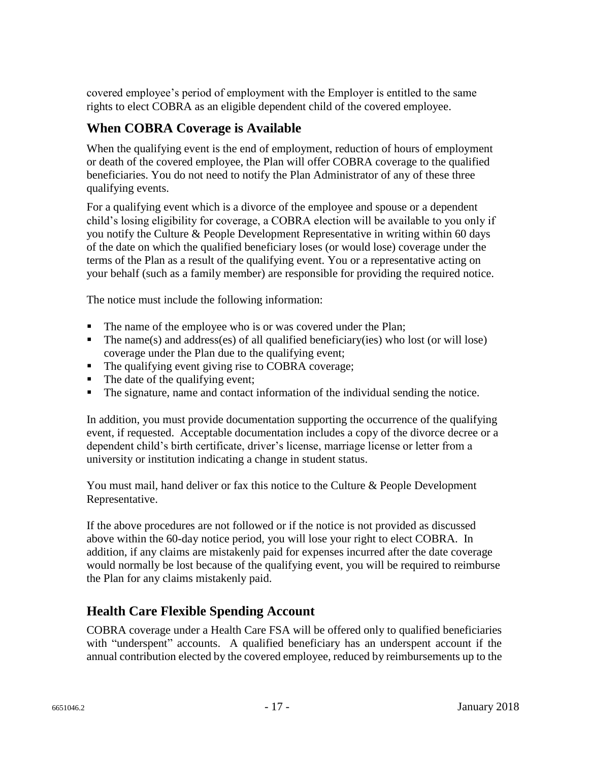covered employee's period of employment with the Employer is entitled to the same rights to elect COBRA as an eligible dependent child of the covered employee.

## When COBRA Coverage is Available

When the qualifying event is the end of employment, reduction of hours of employment or death of the covered employee, the Plan will offer COBRA coverage to the qualified beneficiaries. You do not need to notify the Plan Administrator of any of these three qualifying events.

For a qualifying event which is a divorce of the employee and spouse or a dependent child's losing eligibility for coverage, a COBRA election will be available to you only if you notify the Culture & People Development Representative in writing within 60 days of the date on which the qualified beneficiary loses (or would lose) coverage under the terms of the Plan as a result of the qualifying event. You or a representative acting on your behalf (such as a family member) are responsible for providing the required notice.

The notice must include the following information:

- The name of the employee who is or was covered under the Plan;
- The name(s) and address(es) of all qualified beneficiary(ies) who lost (or will lose) coverage under the Plan due to the qualifying event;
- The qualifying event giving rise to COBRA coverage;
- The date of the qualifying event;
- The signature, name and contact information of the individual sending the notice.

In addition, you must provide documentation supporting the occurrence of the qualifying event, if requested. Acceptable documentation includes a copy of the divorce decree or a dependent child's birth certificate, driver's license, marriage license or letter from a university or institution indicating a change in student status.

You must mail, hand deliver or fax this notice to the Culture & People Development Representative.

If the above procedures are not followed or if the notice is not provided as discussed above within the 60-day notice period, you will lose your right to elect COBRA. In addition, if any claims are mistakenly paid for expenses incurred after the date coverage would normally be lost because of the qualifying event, you will be required to reimburse the Plan for any claims mistakenly paid.

## Health Care Flexible Spending Account

COBRA coverage under a Health Care FSA will be offered only to qualified beneficiaries with "underspent" accounts. A qualified beneficiary has an underspent account if the annual contribution elected by the covered employee, reduced by reimbursements up to the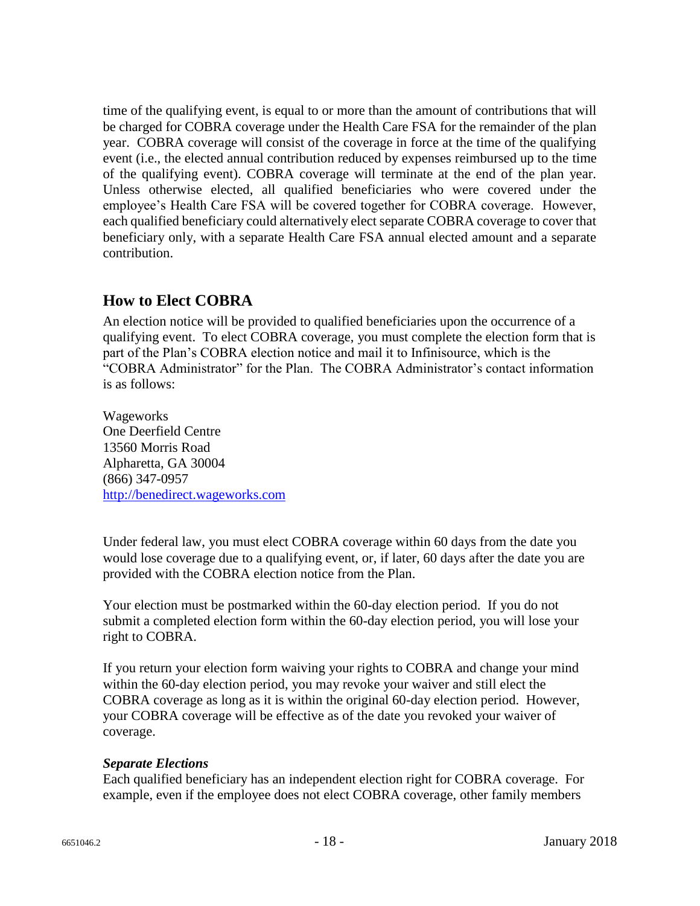time of the qualifying event, is equal to or more than the amount of contributions that will be charged for COBRA coverage under the Health Care FSA for the remainder of the plan year. COBRA coverage will consist of the coverage in force at the time of the qualifying event (i.e., the elected annual contribution reduced by expenses reimbursed up to the time of the qualifying event). COBRA coverage will terminate at the end of the plan year. Unless otherwise elected, all qualified beneficiaries who were covered under the employee's Health Care FSA will be covered together for COBRA coverage. However, each qualified beneficiary could alternatively elect separate COBRA coverage to cover that beneficiary only, with a separate Health Care FSA annual elected amount and a separate contribution.

## How to Elect COBRA

An election notice will be provided to qualified beneficiaries upon the occurrence of a qualifying event. To elect COBRA coverage, you must complete the election form that is part of the Plan's COBRA election notice and mail it to Infinisource, which is the "COBRA Administrator" for the Plan. The COBRA Administrator's contact information is as follows:

Wageworks
One Deerfield Centre
13560 Morris Road
Alpharetta, GA 30004
(866) 347-0957
http://benedirect.wageworks.com

Under federal law, you must elect COBRA coverage within 60 days from the date you would lose coverage due to a qualifying event, or, if later, 60 days after the date you are provided with the COBRA election notice from the Plan.

Your election must be postmarked within the 60-day election period. If you do not submit a completed election form within the 60-day election period, you will lose your right to COBRA.

If you return your election form waiving your rights to COBRA and change your mind within the 60-day election period, you may revoke your waiver and still elect the COBRA coverage as long as it is within the original 60-day election period. However, your COBRA coverage will be effective as of the date you revoked your waiver of coverage.

***Separate Elections***

Each qualified beneficiary has an independent election right for COBRA coverage. For example, even if the employee does not elect COBRA coverage, other family members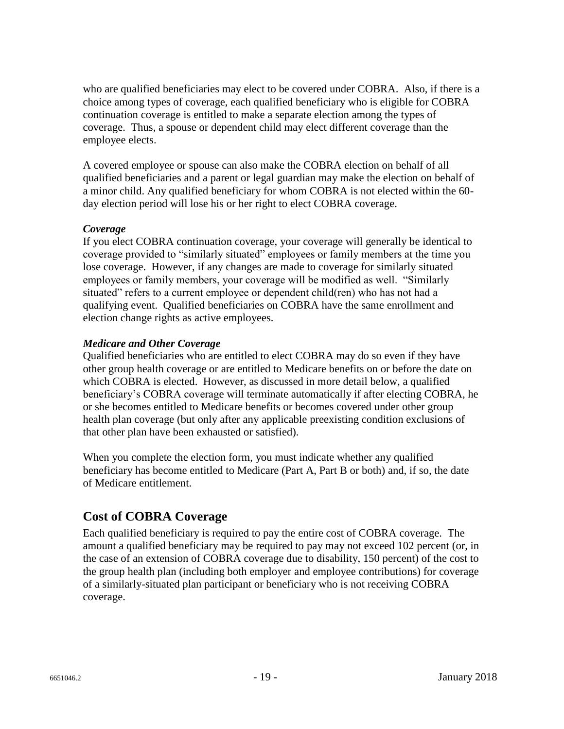who are qualified beneficiaries may elect to be covered under COBRA. Also, if there is a choice among types of coverage, each qualified beneficiary who is eligible for COBRA continuation coverage is entitled to make a separate election among the types of coverage. Thus, a spouse or dependent child may elect different coverage than the employee elects.

A covered employee or spouse can also make the COBRA election on behalf of all qualified beneficiaries and a parent or legal guardian may make the election on behalf of a minor child. Any qualified beneficiary for whom COBRA is not elected within the 60-day election period will lose his or her right to elect COBRA coverage.

***Coverage***

If you elect COBRA continuation coverage, your coverage will generally be identical to coverage provided to "similarly situated" employees or family members at the time you lose coverage. However, if any changes are made to coverage for similarly situated employees or family members, your coverage will be modified as well. "Similarly situated" refers to a current employee or dependent child(ren) who has not had a qualifying event. Qualified beneficiaries on COBRA have the same enrollment and election change rights as active employees.

***Medicare and Other Coverage***

Qualified beneficiaries who are entitled to elect COBRA may do so even if they have other group health coverage or are entitled to Medicare benefits on or before the date on which COBRA is elected. However, as discussed in more detail below, a qualified beneficiary's COBRA coverage will terminate automatically if after electing COBRA, he or she becomes entitled to Medicare benefits or becomes covered under other group health plan coverage (but only after any applicable preexisting condition exclusions of that other plan have been exhausted or satisfied).

When you complete the election form, you must indicate whether any qualified beneficiary has become entitled to Medicare (Part A, Part B or both) and, if so, the date of Medicare entitlement.

## Cost of COBRA Coverage

Each qualified beneficiary is required to pay the entire cost of COBRA coverage. The amount a qualified beneficiary may be required to pay may not exceed 102 percent (or, in the case of an extension of COBRA coverage due to disability, 150 percent) of the cost to the group health plan (including both employer and employee contributions) for coverage of a similarly-situated plan participant or beneficiary who is not receiving COBRA coverage.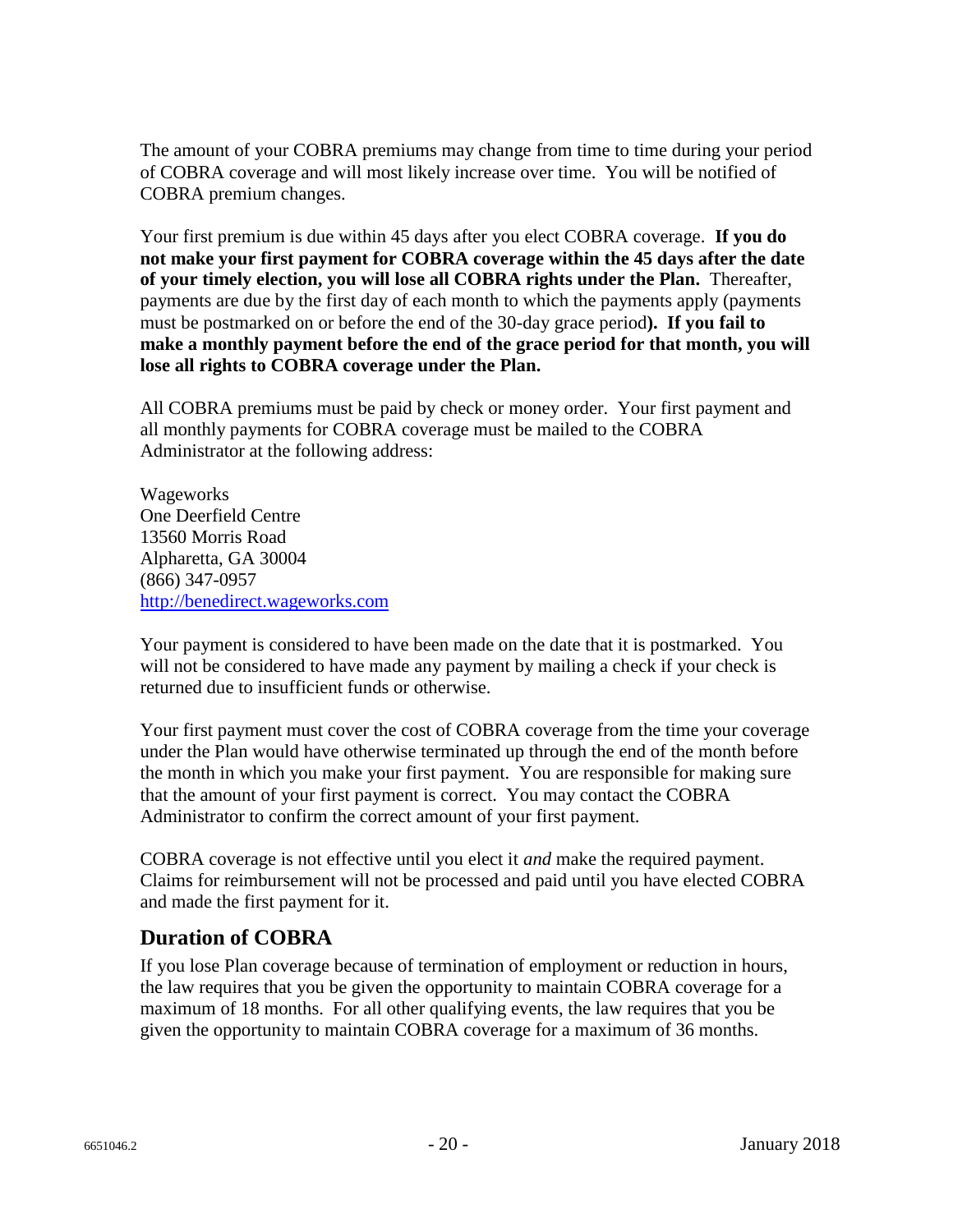The amount of your COBRA premiums may change from time to time during your period of COBRA coverage and will most likely increase over time. You will be notified of COBRA premium changes.

Your first premium is due within 45 days after you elect COBRA coverage. **If you do not make your first payment for COBRA coverage within the 45 days after the date of your timely election, you will lose all COBRA rights under the Plan.** Thereafter, payments are due by the first day of each month to which the payments apply (payments must be postmarked on or before the end of the 30-day grace period**). If you fail to make a monthly payment before the end of the grace period for that month, you will lose all rights to COBRA coverage under the Plan.**

All COBRA premiums must be paid by check or money order. Your first payment and all monthly payments for COBRA coverage must be mailed to the COBRA Administrator at the following address:

Wageworks
One Deerfield Centre
13560 Morris Road
Alpharetta, GA 30004
(866) 347-0957
[http://benedirect.wageworks.com](http://benedirect.wageworks.com)

Your payment is considered to have been made on the date that it is postmarked. You will not be considered to have made any payment by mailing a check if your check is returned due to insufficient funds or otherwise.

Your first payment must cover the cost of COBRA coverage from the time your coverage under the Plan would have otherwise terminated up through the end of the month before the month in which you make your first payment. You are responsible for making sure that the amount of your first payment is correct. You may contact the COBRA Administrator to confirm the correct amount of your first payment.

COBRA coverage is not effective until you elect it *and* make the required payment. Claims for reimbursement will not be processed and paid until you have elected COBRA and made the first payment for it.

## Duration of COBRA

If you lose Plan coverage because of termination of employment or reduction in hours, the law requires that you be given the opportunity to maintain COBRA coverage for a maximum of 18 months. For all other qualifying events, the law requires that you be given the opportunity to maintain COBRA coverage for a maximum of 36 months.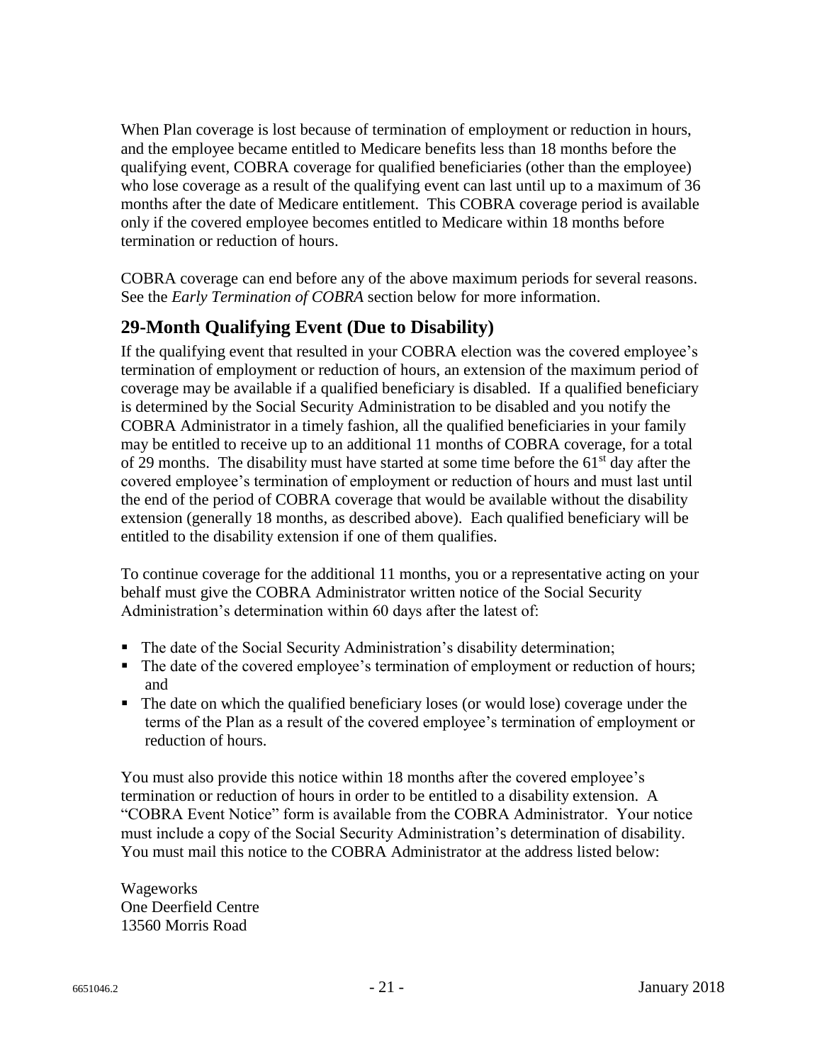When Plan coverage is lost because of termination of employment or reduction in hours, and the employee became entitled to Medicare benefits less than 18 months before the qualifying event, COBRA coverage for qualified beneficiaries (other than the employee) who lose coverage as a result of the qualifying event can last until up to a maximum of 36 months after the date of Medicare entitlement. This COBRA coverage period is available only if the covered employee becomes entitled to Medicare within 18 months before termination or reduction of hours.

COBRA coverage can end before any of the above maximum periods for several reasons. See the *Early Termination of COBRA* section below for more information.

## 29-Month Qualifying Event (Due to Disability)

If the qualifying event that resulted in your COBRA election was the covered employee's termination of employment or reduction of hours, an extension of the maximum period of coverage may be available if a qualified beneficiary is disabled. If a qualified beneficiary is determined by the Social Security Administration to be disabled and you notify the COBRA Administrator in a timely fashion, all the qualified beneficiaries in your family may be entitled to receive up to an additional 11 months of COBRA coverage, for a total of 29 months. The disability must have started at some time before the 61st day after the covered employee's termination of employment or reduction of hours and must last until the end of the period of COBRA coverage that would be available without the disability extension (generally 18 months, as described above). Each qualified beneficiary will be entitled to the disability extension if one of them qualifies.

To continue coverage for the additional 11 months, you or a representative acting on your behalf must give the COBRA Administrator written notice of the Social Security Administration's determination within 60 days after the latest of:

- The date of the Social Security Administration's disability determination;
- The date of the covered employee's termination of employment or reduction of hours; and
- The date on which the qualified beneficiary loses (or would lose) coverage under the terms of the Plan as a result of the covered employee's termination of employment or reduction of hours.

You must also provide this notice within 18 months after the covered employee's termination or reduction of hours in order to be entitled to a disability extension. A "COBRA Event Notice" form is available from the COBRA Administrator. Your notice must include a copy of the Social Security Administration's determination of disability. You must mail this notice to the COBRA Administrator at the address listed below:

Wageworks
One Deerfield Centre
13560 Morris Road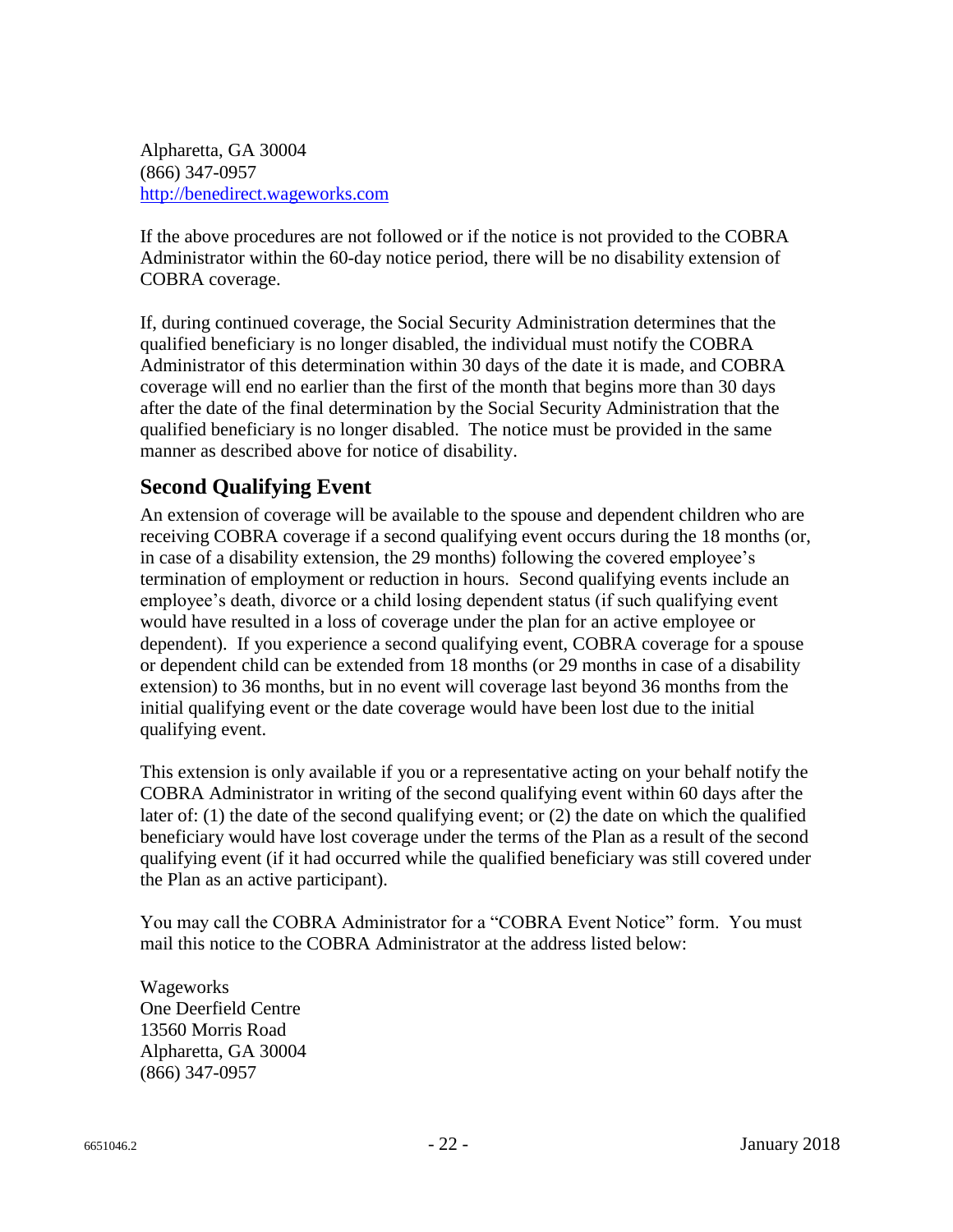Alpharetta, GA 30004
(866) 347-0957
http://benedirect.wageworks.com

If the above procedures are not followed or if the notice is not provided to the COBRA Administrator within the 60-day notice period, there will be no disability extension of COBRA coverage.

If, during continued coverage, the Social Security Administration determines that the qualified beneficiary is no longer disabled, the individual must notify the COBRA Administrator of this determination within 30 days of the date it is made, and COBRA coverage will end no earlier than the first of the month that begins more than 30 days after the date of the final determination by the Social Security Administration that the qualified beneficiary is no longer disabled. The notice must be provided in the same manner as described above for notice of disability.

## Second Qualifying Event

An extension of coverage will be available to the spouse and dependent children who are receiving COBRA coverage if a second qualifying event occurs during the 18 months (or, in case of a disability extension, the 29 months) following the covered employee's termination of employment or reduction in hours. Second qualifying events include an employee's death, divorce or a child losing dependent status (if such qualifying event would have resulted in a loss of coverage under the plan for an active employee or dependent). If you experience a second qualifying event, COBRA coverage for a spouse or dependent child can be extended from 18 months (or 29 months in case of a disability extension) to 36 months, but in no event will coverage last beyond 36 months from the initial qualifying event or the date coverage would have been lost due to the initial qualifying event.

This extension is only available if you or a representative acting on your behalf notify the COBRA Administrator in writing of the second qualifying event within 60 days after the later of: (1) the date of the second qualifying event; or (2) the date on which the qualified beneficiary would have lost coverage under the terms of the Plan as a result of the second qualifying event (if it had occurred while the qualified beneficiary was still covered under the Plan as an active participant).

You may call the COBRA Administrator for a "COBRA Event Notice" form. You must mail this notice to the COBRA Administrator at the address listed below:

Wageworks
One Deerfield Centre
13560 Morris Road
Alpharetta, GA 30004
(866) 347-0957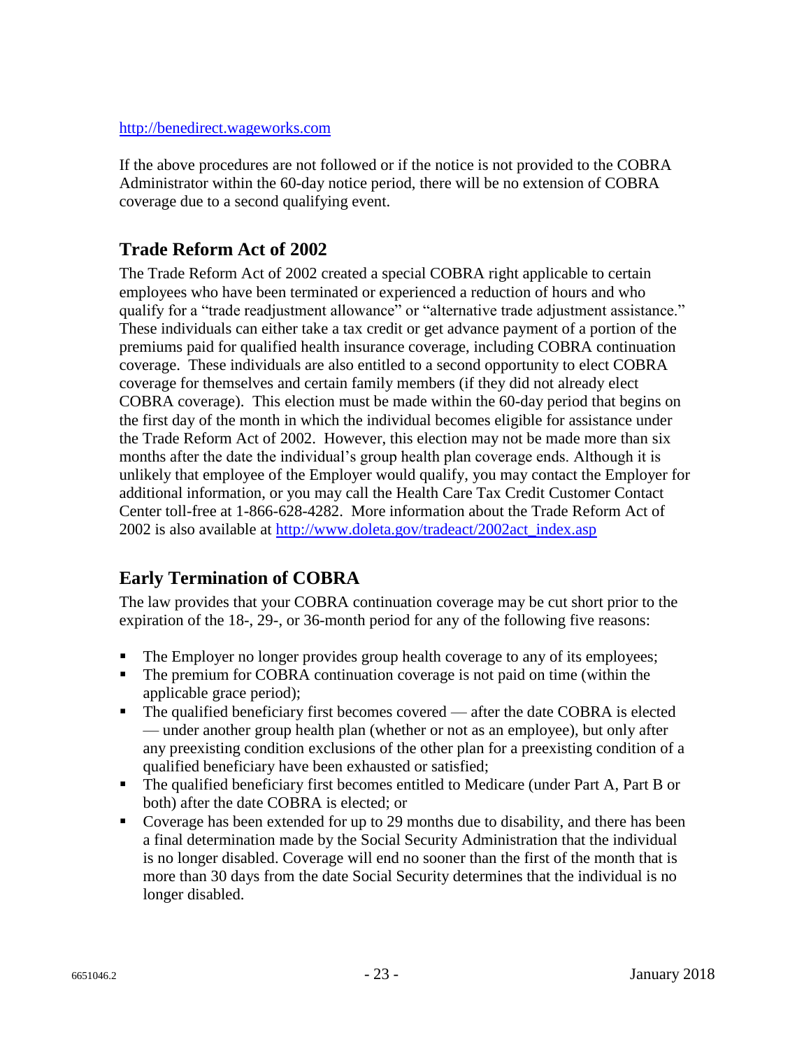http://benedirect.wageworks.com

If the above procedures are not followed or if the notice is not provided to the COBRA Administrator within the 60-day notice period, there will be no extension of COBRA coverage due to a second qualifying event.

## Trade Reform Act of 2002

The Trade Reform Act of 2002 created a special COBRA right applicable to certain employees who have been terminated or experienced a reduction of hours and who qualify for a "trade readjustment allowance" or "alternative trade adjustment assistance." These individuals can either take a tax credit or get advance payment of a portion of the premiums paid for qualified health insurance coverage, including COBRA continuation coverage. These individuals are also entitled to a second opportunity to elect COBRA coverage for themselves and certain family members (if they did not already elect COBRA coverage). This election must be made within the 60-day period that begins on the first day of the month in which the individual becomes eligible for assistance under the Trade Reform Act of 2002. However, this election may not be made more than six months after the date the individual's group health plan coverage ends. Although it is unlikely that employee of the Employer would qualify, you may contact the Employer for additional information, or you may call the Health Care Tax Credit Customer Contact Center toll-free at 1-866-628-4282. More information about the Trade Reform Act of 2002 is also available at http://www.doleta.gov/tradeact/2002act_index.asp

## Early Termination of COBRA

The law provides that your COBRA continuation coverage may be cut short prior to the expiration of the 18-, 29-, or 36-month period for any of the following five reasons:

- The Employer no longer provides group health coverage to any of its employees;
- The premium for COBRA continuation coverage is not paid on time (within the applicable grace period);
- The qualified beneficiary first becomes covered — after the date COBRA is elected — under another group health plan (whether or not as an employee), but only after any preexisting condition exclusions of the other plan for a preexisting condition of a qualified beneficiary have been exhausted or satisfied;
- The qualified beneficiary first becomes entitled to Medicare (under Part A, Part B or both) after the date COBRA is elected; or
- Coverage has been extended for up to 29 months due to disability, and there has been a final determination made by the Social Security Administration that the individual is no longer disabled. Coverage will end no sooner than the first of the month that is more than 30 days from the date Social Security determines that the individual is no longer disabled.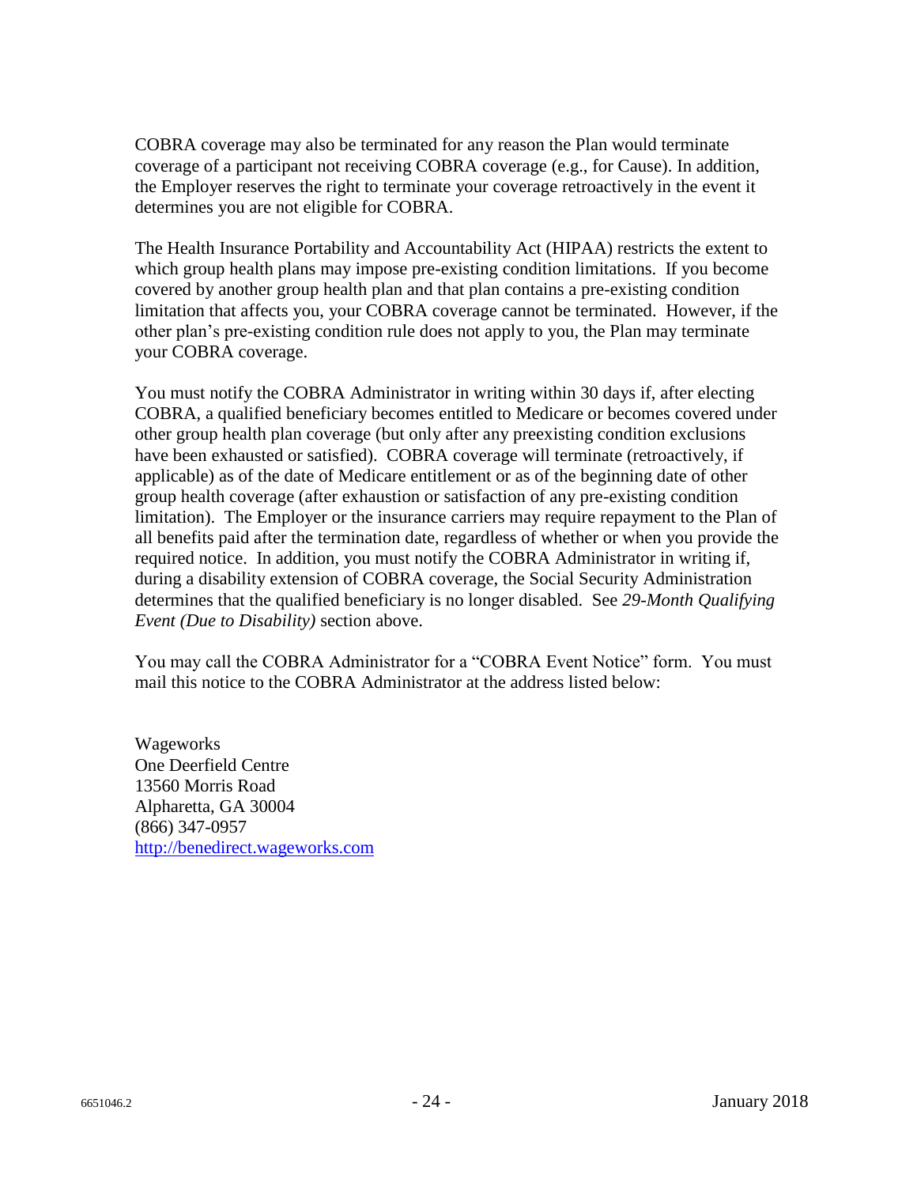COBRA coverage may also be terminated for any reason the Plan would terminate coverage of a participant not receiving COBRA coverage (e.g., for Cause). In addition, the Employer reserves the right to terminate your coverage retroactively in the event it determines you are not eligible for COBRA.

The Health Insurance Portability and Accountability Act (HIPAA) restricts the extent to which group health plans may impose pre-existing condition limitations. If you become covered by another group health plan and that plan contains a pre-existing condition limitation that affects you, your COBRA coverage cannot be terminated. However, if the other plan's pre-existing condition rule does not apply to you, the Plan may terminate your COBRA coverage.

You must notify the COBRA Administrator in writing within 30 days if, after electing COBRA, a qualified beneficiary becomes entitled to Medicare or becomes covered under other group health plan coverage (but only after any preexisting condition exclusions have been exhausted or satisfied). COBRA coverage will terminate (retroactively, if applicable) as of the date of Medicare entitlement or as of the beginning date of other group health coverage (after exhaustion or satisfaction of any pre-existing condition limitation). The Employer or the insurance carriers may require repayment to the Plan of all benefits paid after the termination date, regardless of whether or when you provide the required notice. In addition, you must notify the COBRA Administrator in writing if, during a disability extension of COBRA coverage, the Social Security Administration determines that the qualified beneficiary is no longer disabled. See *29-Month Qualifying Event (Due to Disability)* section above.

You may call the COBRA Administrator for a "COBRA Event Notice" form. You must mail this notice to the COBRA Administrator at the address listed below:

Wageworks
One Deerfield Centre
13560 Morris Road
Alpharetta, GA 30004
(866) 347-0957
http://benedirect.wageworks.com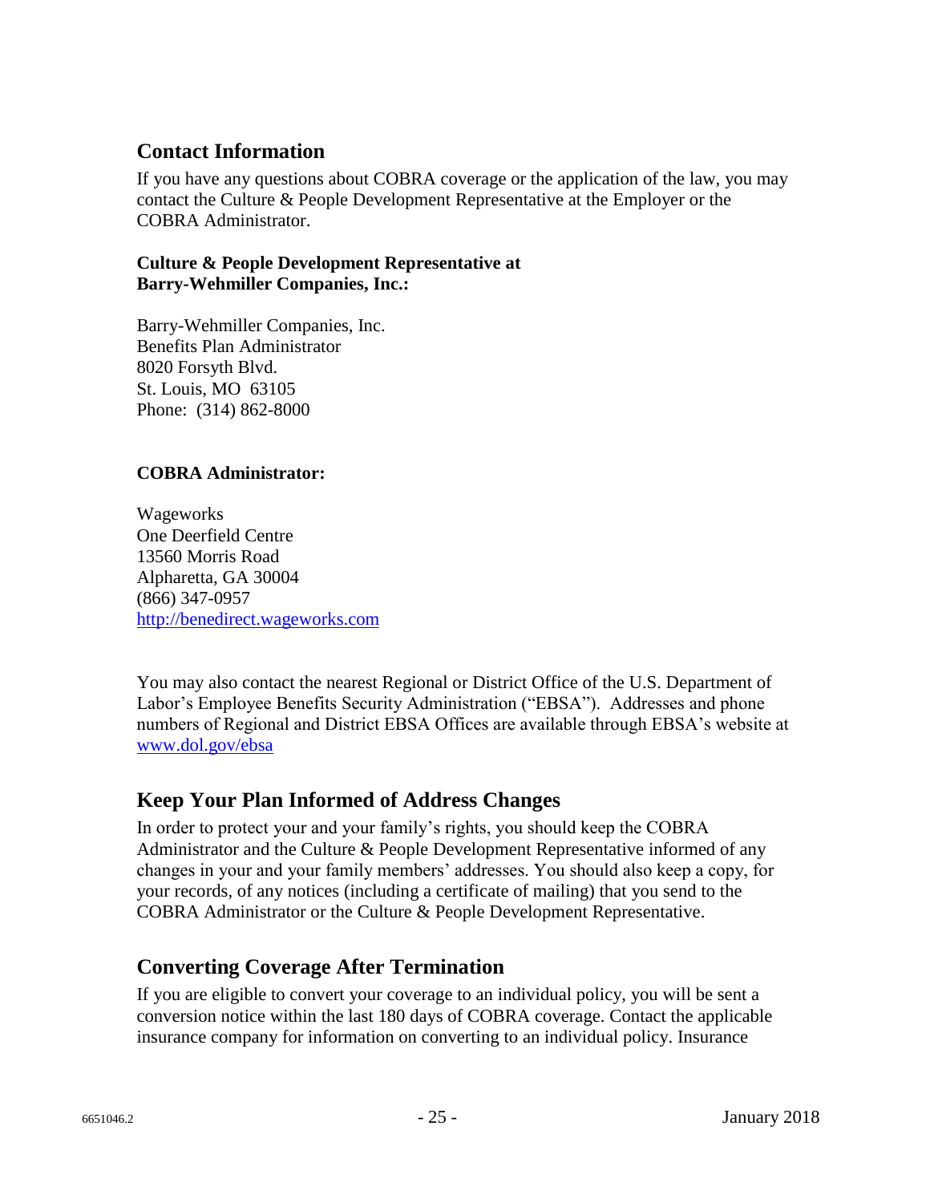## Contact Information

If you have any questions about COBRA coverage or the application of the law, you may contact the Culture & People Development Representative at the Employer or the COBRA Administrator.

**Culture & People Development Representative at Barry-Wehmiller Companies, Inc.:**

Barry-Wehmiller Companies, Inc.
Benefits Plan Administrator
8020 Forsyth Blvd.
St. Louis, MO 63105
Phone: (314) 862-8000

**COBRA Administrator:**

Wageworks
One Deerfield Centre
13560 Morris Road
Alpharetta, GA 30004
(866) 347-0957
http://benedirect.wageworks.com

You may also contact the nearest Regional or District Office of the U.S. Department of Labor's Employee Benefits Security Administration ("EBSA"). Addresses and phone numbers of Regional and District EBSA Offices are available through EBSA's website at www.dol.gov/ebsa

## Keep Your Plan Informed of Address Changes

In order to protect your and your family's rights, you should keep the COBRA Administrator and the Culture & People Development Representative informed of any changes in your and your family members' addresses. You should also keep a copy, for your records, of any notices (including a certificate of mailing) that you send to the COBRA Administrator or the Culture & People Development Representative.

## Converting Coverage After Termination

If you are eligible to convert your coverage to an individual policy, you will be sent a conversion notice within the last 180 days of COBRA coverage. Contact the applicable insurance company for information on converting to an individual policy. Insurance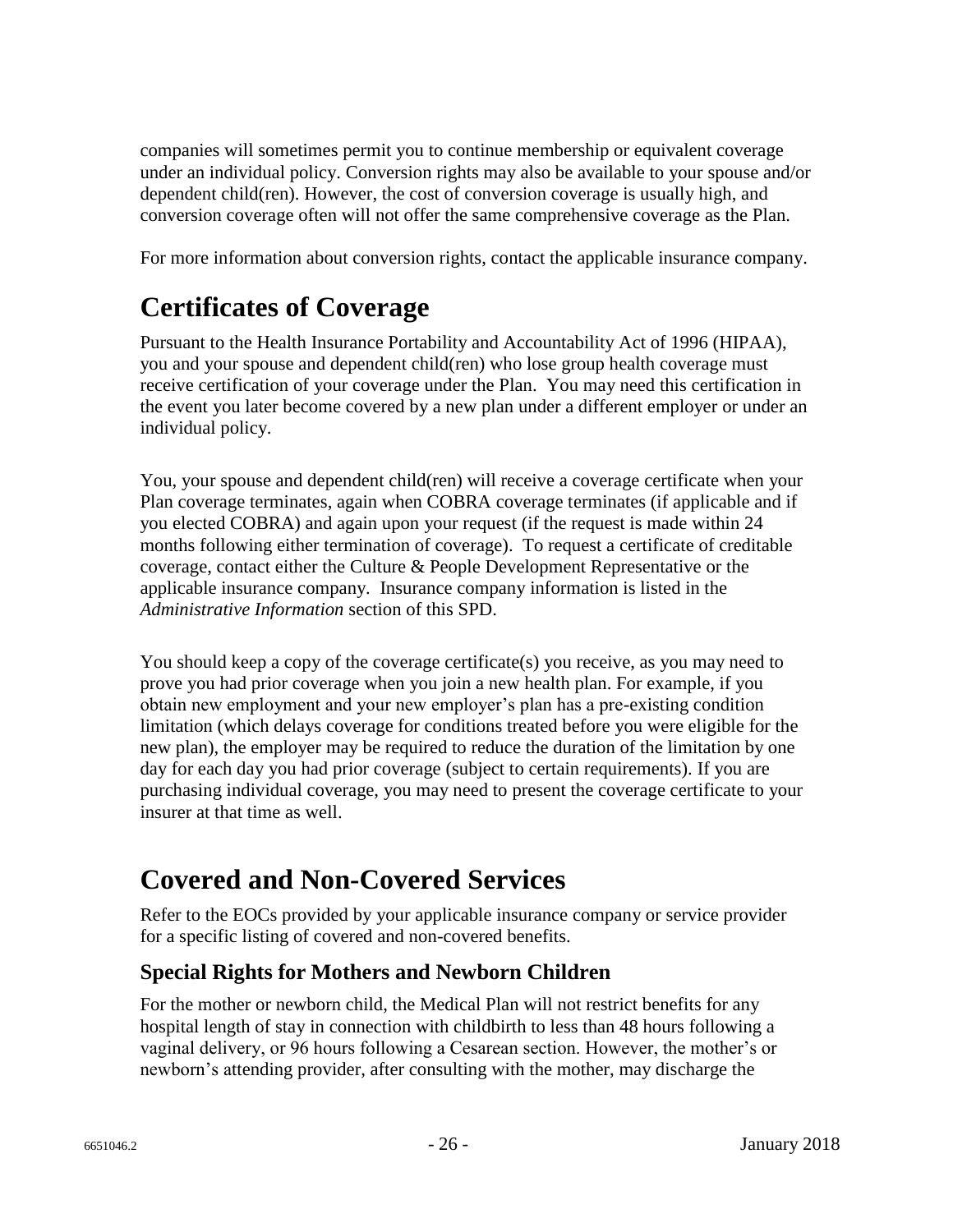companies will sometimes permit you to continue membership or equivalent coverage under an individual policy. Conversion rights may also be available to your spouse and/or dependent child(ren). However, the cost of conversion coverage is usually high, and conversion coverage often will not offer the same comprehensive coverage as the Plan.

For more information about conversion rights, contact the applicable insurance company.

# Certificates of Coverage

Pursuant to the Health Insurance Portability and Accountability Act of 1996 (HIPAA), you and your spouse and dependent child(ren) who lose group health coverage must receive certification of your coverage under the Plan. You may need this certification in the event you later become covered by a new plan under a different employer or under an individual policy.

You, your spouse and dependent child(ren) will receive a coverage certificate when your Plan coverage terminates, again when COBRA coverage terminates (if applicable and if you elected COBRA) and again upon your request (if the request is made within 24 months following either termination of coverage). To request a certificate of creditable coverage, contact either the Culture & People Development Representative or the applicable insurance company. Insurance company information is listed in the *Administrative Information* section of this SPD.

You should keep a copy of the coverage certificate(s) you receive, as you may need to prove you had prior coverage when you join a new health plan. For example, if you obtain new employment and your new employer's plan has a pre-existing condition limitation (which delays coverage for conditions treated before you were eligible for the new plan), the employer may be required to reduce the duration of the limitation by one day for each day you had prior coverage (subject to certain requirements). If you are purchasing individual coverage, you may need to present the coverage certificate to your insurer at that time as well.

# Covered and Non-Covered Services

Refer to the EOCs provided by your applicable insurance company or service provider for a specific listing of covered and non-covered benefits.

## Special Rights for Mothers and Newborn Children

For the mother or newborn child, the Medical Plan will not restrict benefits for any hospital length of stay in connection with childbirth to less than 48 hours following a vaginal delivery, or 96 hours following a Cesarean section. However, the mother's or newborn's attending provider, after consulting with the mother, may discharge the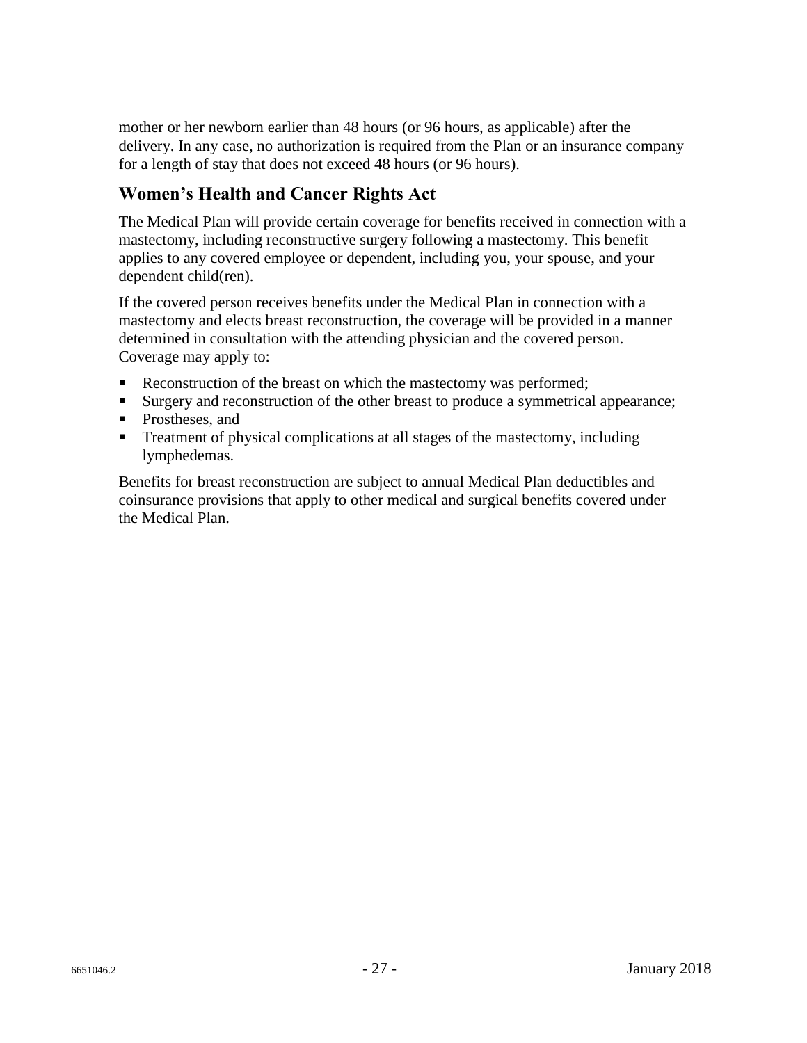mother or her newborn earlier than 48 hours (or 96 hours, as applicable) after the delivery. In any case, no authorization is required from the Plan or an insurance company for a length of stay that does not exceed 48 hours (or 96 hours).

## Women's Health and Cancer Rights Act

The Medical Plan will provide certain coverage for benefits received in connection with a mastectomy, including reconstructive surgery following a mastectomy. This benefit applies to any covered employee or dependent, including you, your spouse, and your dependent child(ren).

If the covered person receives benefits under the Medical Plan in connection with a mastectomy and elects breast reconstruction, the coverage will be provided in a manner determined in consultation with the attending physician and the covered person. Coverage may apply to:

- Reconstruction of the breast on which the mastectomy was performed;
- Surgery and reconstruction of the other breast to produce a symmetrical appearance;
- Prostheses, and
- Treatment of physical complications at all stages of the mastectomy, including lymphedemas.

Benefits for breast reconstruction are subject to annual Medical Plan deductibles and coinsurance provisions that apply to other medical and surgical benefits covered under the Medical Plan.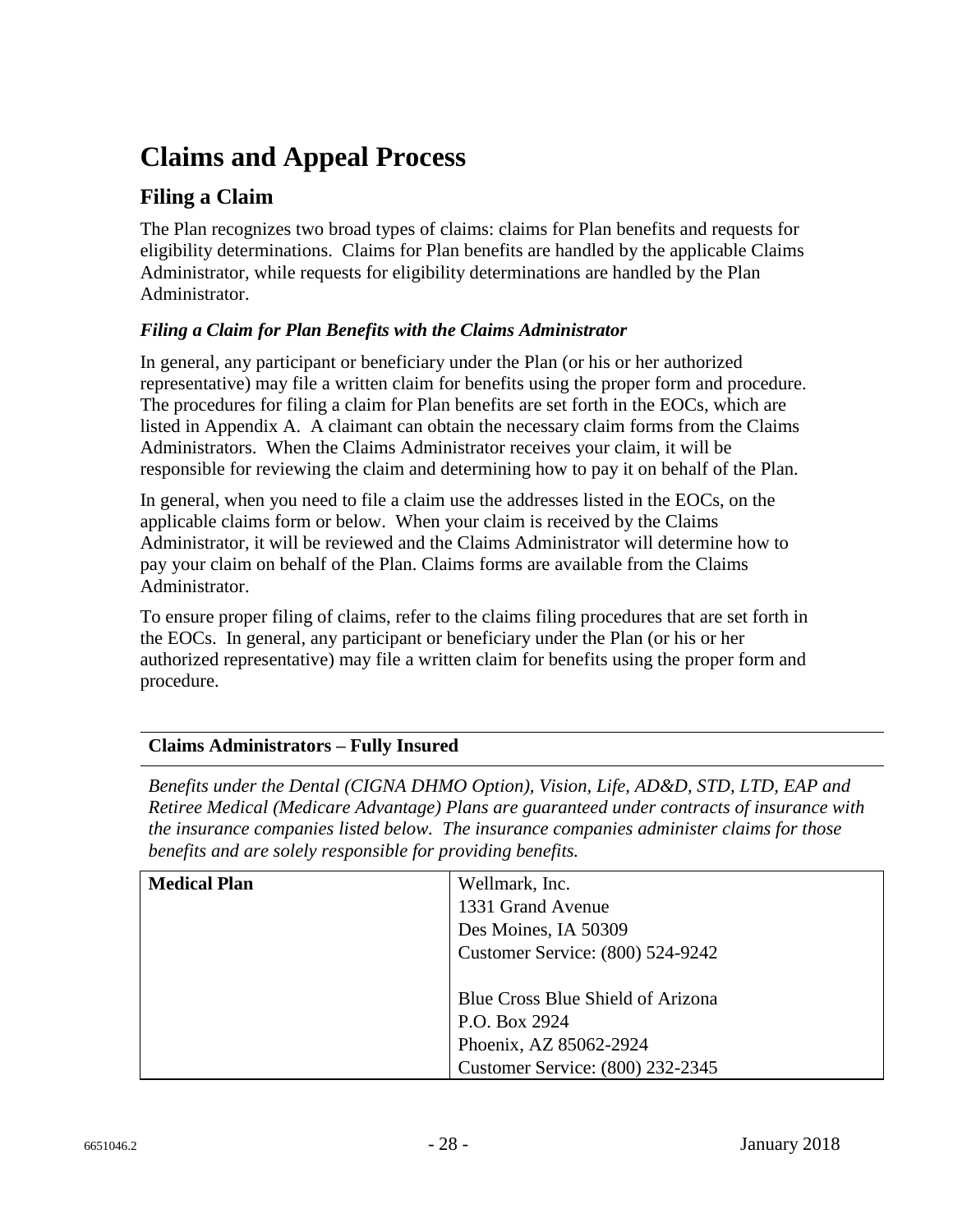# Claims and Appeal Process

## Filing a Claim

The Plan recognizes two broad types of claims: claims for Plan benefits and requests for eligibility determinations. Claims for Plan benefits are handled by the applicable Claims Administrator, while requests for eligibility determinations are handled by the Plan Administrator.

### *Filing a Claim for Plan Benefits with the Claims Administrator*

In general, any participant or beneficiary under the Plan (or his or her authorized representative) may file a written claim for benefits using the proper form and procedure. The procedures for filing a claim for Plan benefits are set forth in the EOCs, which are listed in Appendix A. A claimant can obtain the necessary claim forms from the Claims Administrators. When the Claims Administrator receives your claim, it will be responsible for reviewing the claim and determining how to pay it on behalf of the Plan.

In general, when you need to file a claim use the addresses listed in the EOCs, on the applicable claims form or below. When your claim is received by the Claims Administrator, it will be reviewed and the Claims Administrator will determine how to pay your claim on behalf of the Plan. Claims forms are available from the Claims Administrator.

To ensure proper filing of claims, refer to the claims filing procedures that are set forth in the EOCs. In general, any participant or beneficiary under the Plan (or his or her authorized representative) may file a written claim for benefits using the proper form and procedure.

**Claims Administrators – Fully Insured**

*Benefits under the Dental (CIGNA DHMO Option), Vision, Life, AD&D, STD, LTD, EAP and Retiree Medical (Medicare Advantage) Plans are guaranteed under contracts of insurance with the insurance companies listed below. The insurance companies administer claims for those benefits and are solely responsible for providing benefits.*

| **Medical Plan** | Wellmark, Inc.<br>1331 Grand Avenue<br>Des Moines, IA 50309<br>Customer Service: (800) 524-9242<br><br>Blue Cross Blue Shield of Arizona<br>P.O. Box 2924<br>Phoenix, AZ 85062-2924<br>Customer Service: (800) 232-2345 |
|---|---|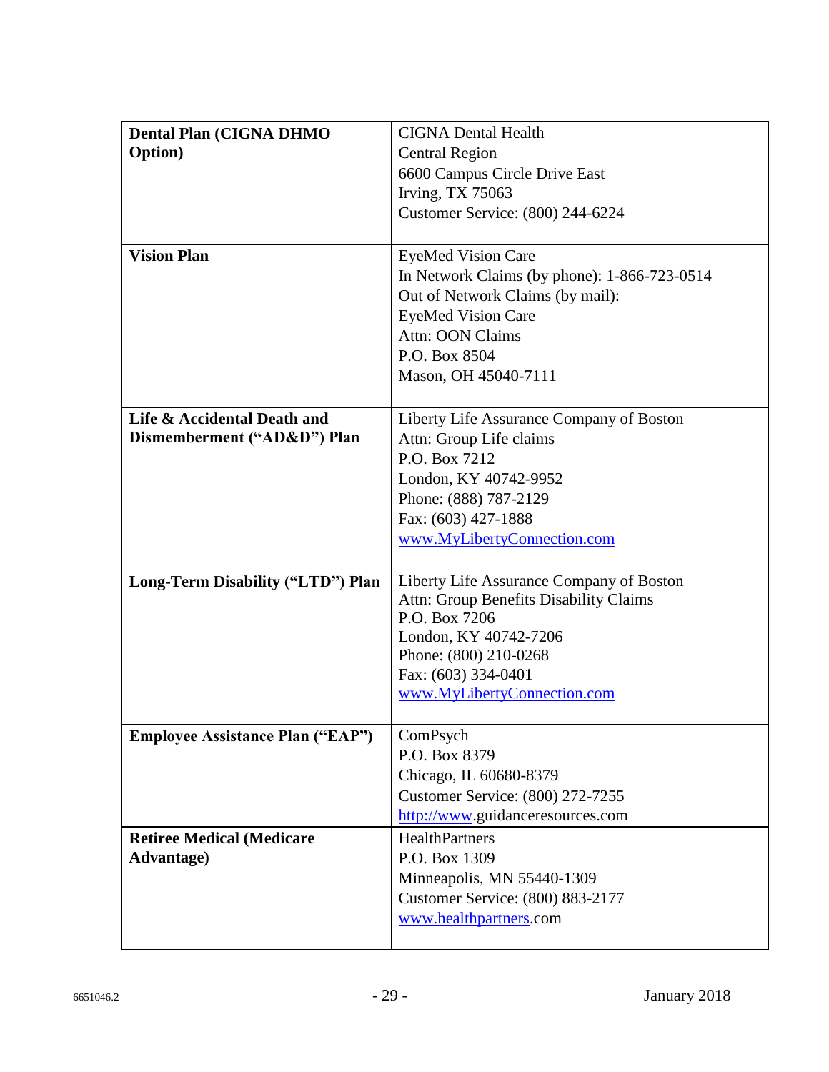| | |
|---|---|
| **Dental Plan (CIGNA DHMO Option)** | CIGNA Dental Health<br>Central Region<br>6600 Campus Circle Drive East<br>Irving, TX 75063<br>Customer Service: (800) 244-6224 |
| **Vision Plan** | EyeMed Vision Care<br>In Network Claims (by phone): 1-866-723-0514<br>Out of Network Claims (by mail):<br>EyeMed Vision Care<br>Attn: OON Claims<br>P.O. Box 8504<br>Mason, OH 45040-7111 |
| **Life & Accidental Death and Dismemberment ("AD&D") Plan** | Liberty Life Assurance Company of Boston<br>Attn: Group Life claims<br>P.O. Box 7212<br>London, KY 40742-9952<br>Phone: (888) 787-2129<br>Fax: (603) 427-1888<br>www.MyLibertyConnection.com |
| **Long-Term Disability ("LTD") Plan** | Liberty Life Assurance Company of Boston<br>Attn: Group Benefits Disability Claims<br>P.O. Box 7206<br>London, KY 40742-7206<br>Phone: (800) 210-0268<br>Fax: (603) 334-0401<br>www.MyLibertyConnection.com |
| **Employee Assistance Plan ("EAP")** | ComPsych<br>P.O. Box 8379<br>Chicago, IL 60680-8379<br>Customer Service: (800) 272-7255<br>http://www.guidanceresources.com |
| **Retiree Medical (Medicare Advantage)** | HealthPartners<br>P.O. Box 1309<br>Minneapolis, MN 55440-1309<br>Customer Service: (800) 883-2177<br>www.healthpartners.com |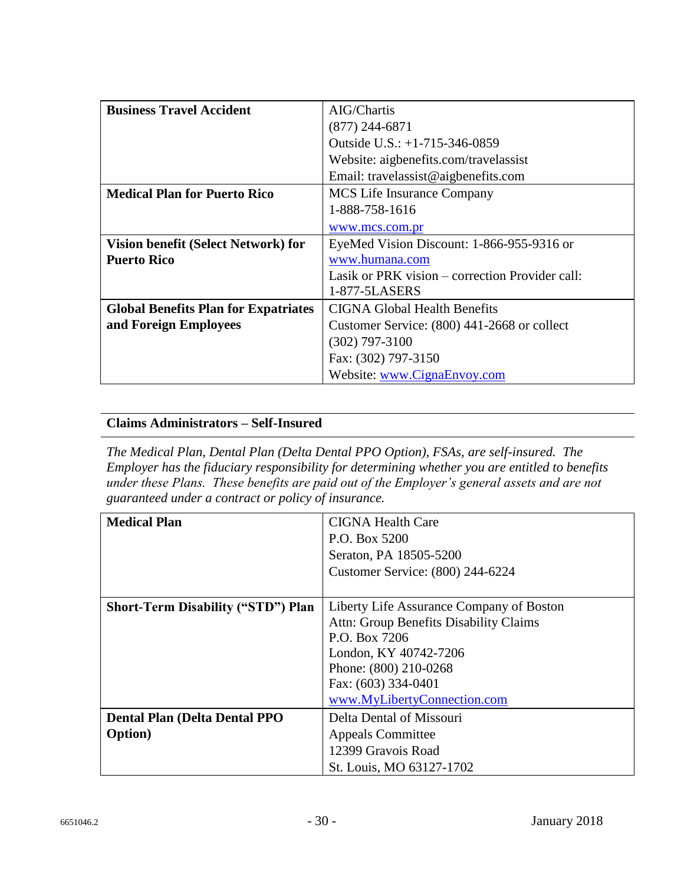| Business Travel Accident | AIG/Chartis<br>(877) 244-6871<br>Outside U.S.: +1-715-346-0859<br>Website: aigbenefits.com/travelassist<br>Email: travelassist@aigbenefits.com |
|---|---|
| **Medical Plan for Puerto Rico** | MCS Life Insurance Company<br>1-888-758-1616<br>www.mcs.com.pr |
| **Vision benefit (Select Network) for Puerto Rico** | EyeMed Vision Discount: 1-866-955-9316 or www.humana.com<br>Lasik or PRK vision – correction Provider call: 1-877-5LASERS |
| **Global Benefits Plan for Expatriates and Foreign Employees** | CIGNA Global Health Benefits<br>Customer Service: (800) 441-2668 or collect (302) 797-3100<br>Fax: (302) 797-3150<br>Website: www.CignaEnvoy.com |

## Claims Administrators – Self-Insured

*The Medical Plan, Dental Plan (Delta Dental PPO Option), FSAs, are self-insured. The Employer has the fiduciary responsibility for determining whether you are entitled to benefits under these Plans. These benefits are paid out of the Employer's general assets and are not guaranteed under a contract or policy of insurance.*

| Medical Plan | CIGNA Health Care<br>P.O. Box 5200<br>Seraton, PA 18505-5200<br>Customer Service: (800) 244-6224 |
|---|---|
| **Short-Term Disability ("STD") Plan** | Liberty Life Assurance Company of Boston<br>Attn: Group Benefits Disability Claims<br>P.O. Box 7206<br>London, KY 40742-7206<br>Phone: (800) 210-0268<br>Fax: (603) 334-0401<br>www.MyLibertyConnection.com |
| **Dental Plan (Delta Dental PPO Option)** | Delta Dental of Missouri<br>Appeals Committee<br>12399 Gravois Road<br>St. Louis, MO 63127-1702 |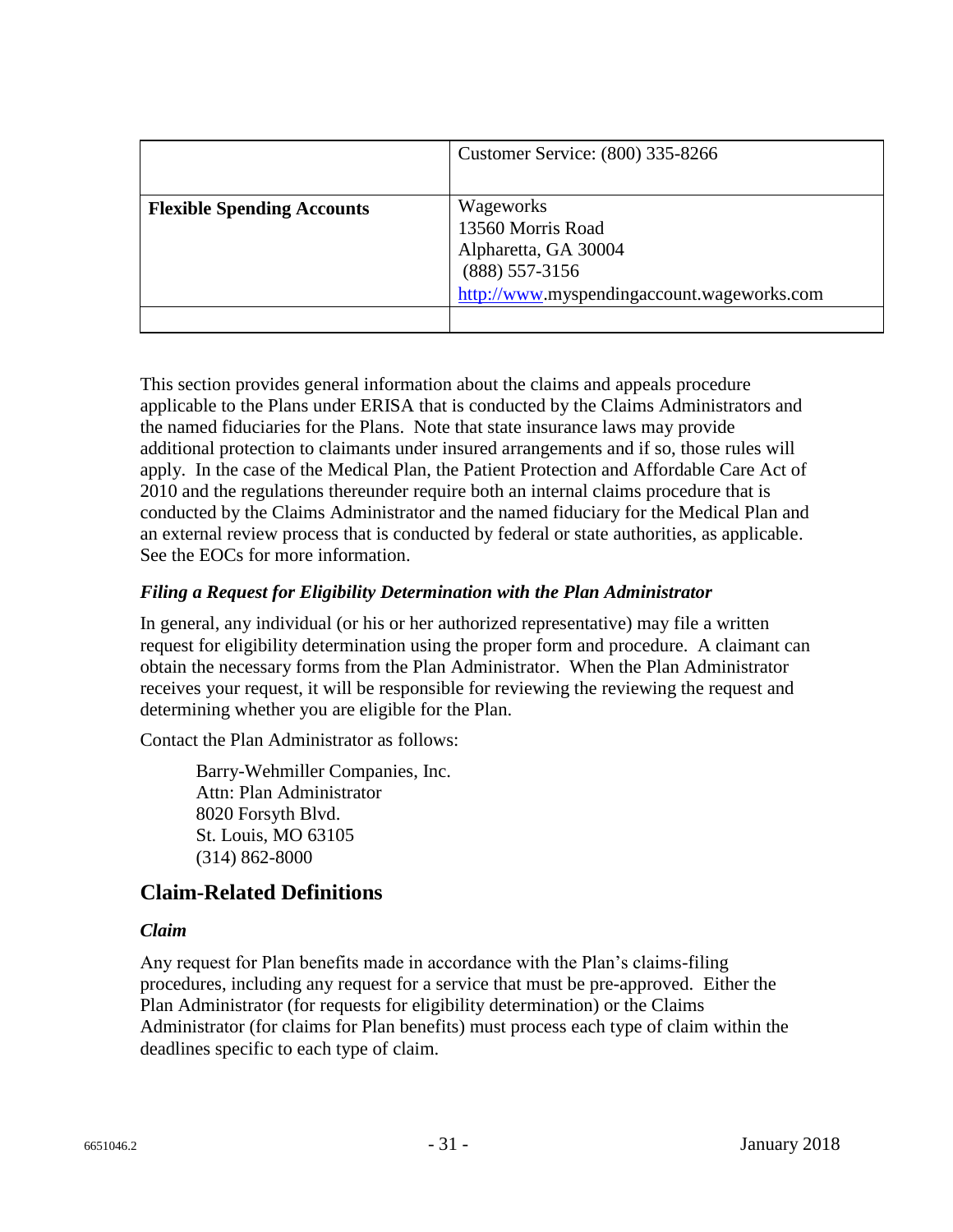| | |
|---|---|
| | Customer Service: (800) 335-8266 |
| **Flexible Spending Accounts** | Wageworks<br>13560 Morris Road<br>Alpharetta, GA 30004<br>(888) 557-3156<br>http://www.myspendingaccount.wageworks.com |
| | |

This section provides general information about the claims and appeals procedure applicable to the Plans under ERISA that is conducted by the Claims Administrators and the named fiduciaries for the Plans. Note that state insurance laws may provide additional protection to claimants under insured arrangements and if so, those rules will apply. In the case of the Medical Plan, the Patient Protection and Affordable Care Act of 2010 and the regulations thereunder require both an internal claims procedure that is conducted by the Claims Administrator and the named fiduciary for the Medical Plan and an external review process that is conducted by federal or state authorities, as applicable. See the EOCs for more information.

### *Filing a Request for Eligibility Determination with the Plan Administrator*

In general, any individual (or his or her authorized representative) may file a written request for eligibility determination using the proper form and procedure. A claimant can obtain the necessary forms from the Plan Administrator. When the Plan Administrator receives your request, it will be responsible for reviewing the reviewing the request and determining whether you are eligible for the Plan.

Contact the Plan Administrator as follows:

> Barry-Wehmiller Companies, Inc.
> Attn: Plan Administrator
> 8020 Forsyth Blvd.
> St. Louis, MO 63105
> (314) 862-8000

## Claim-Related Definitions

### *Claim*

Any request for Plan benefits made in accordance with the Plan's claims-filing procedures, including any request for a service that must be pre-approved. Either the Plan Administrator (for requests for eligibility determination) or the Claims Administrator (for claims for Plan benefits) must process each type of claim within the deadlines specific to each type of claim.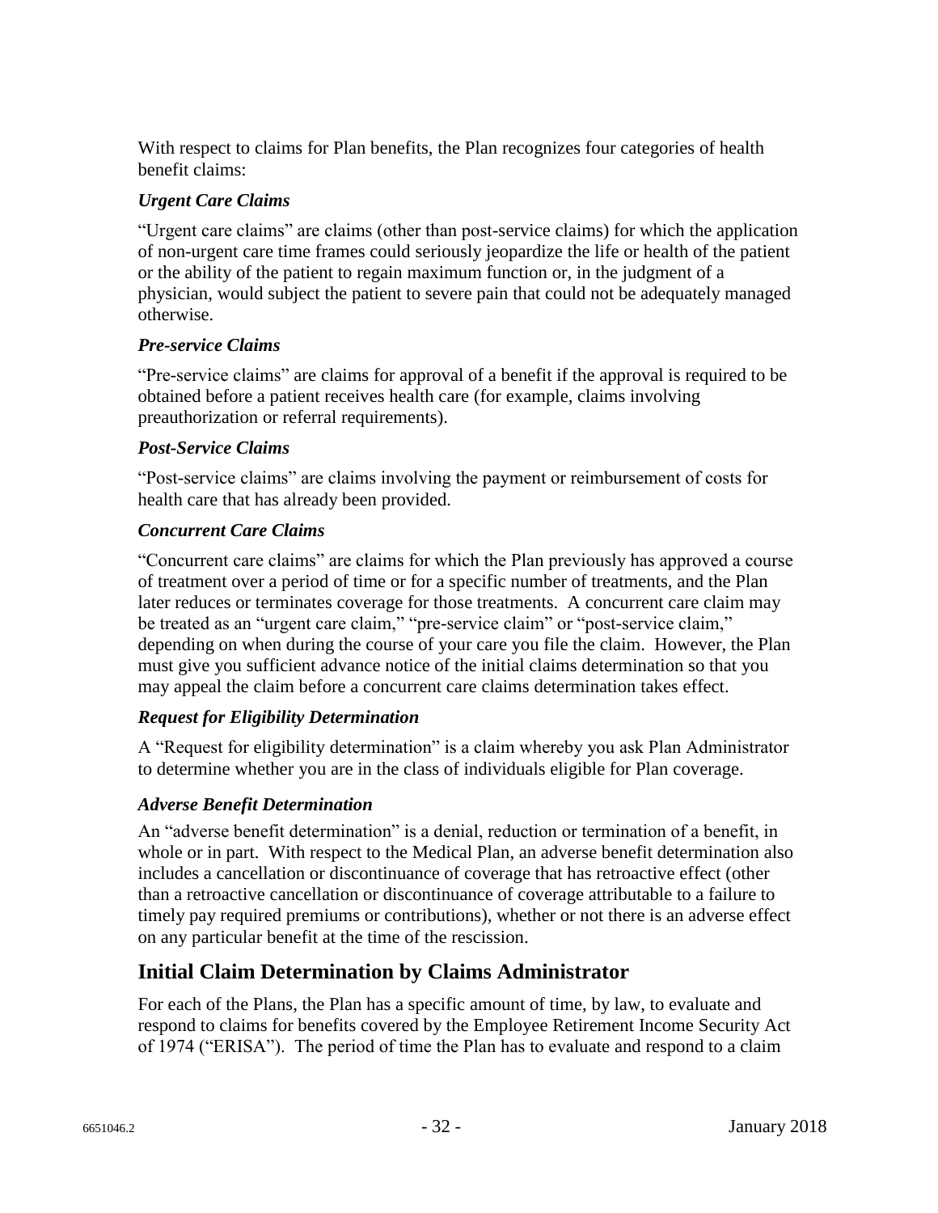With respect to claims for Plan benefits, the Plan recognizes four categories of health benefit claims:

### *Urgent Care Claims*

"Urgent care claims" are claims (other than post-service claims) for which the application of non-urgent care time frames could seriously jeopardize the life or health of the patient or the ability of the patient to regain maximum function or, in the judgment of a physician, would subject the patient to severe pain that could not be adequately managed otherwise.

### *Pre-service Claims*

"Pre-service claims" are claims for approval of a benefit if the approval is required to be obtained before a patient receives health care (for example, claims involving preauthorization or referral requirements).

### *Post-Service Claims*

"Post-service claims" are claims involving the payment or reimbursement of costs for health care that has already been provided.

### *Concurrent Care Claims*

"Concurrent care claims" are claims for which the Plan previously has approved a course of treatment over a period of time or for a specific number of treatments, and the Plan later reduces or terminates coverage for those treatments. A concurrent care claim may be treated as an "urgent care claim," "pre-service claim" or "post-service claim," depending on when during the course of your care you file the claim. However, the Plan must give you sufficient advance notice of the initial claims determination so that you may appeal the claim before a concurrent care claims determination takes effect.

### *Request for Eligibility Determination*

A "Request for eligibility determination" is a claim whereby you ask Plan Administrator to determine whether you are in the class of individuals eligible for Plan coverage.

### *Adverse Benefit Determination*

An "adverse benefit determination" is a denial, reduction or termination of a benefit, in whole or in part. With respect to the Medical Plan, an adverse benefit determination also includes a cancellation or discontinuance of coverage that has retroactive effect (other than a retroactive cancellation or discontinuance of coverage attributable to a failure to timely pay required premiums or contributions), whether or not there is an adverse effect on any particular benefit at the time of the rescission.

## Initial Claim Determination by Claims Administrator

For each of the Plans, the Plan has a specific amount of time, by law, to evaluate and respond to claims for benefits covered by the Employee Retirement Income Security Act of 1974 ("ERISA"). The period of time the Plan has to evaluate and respond to a claim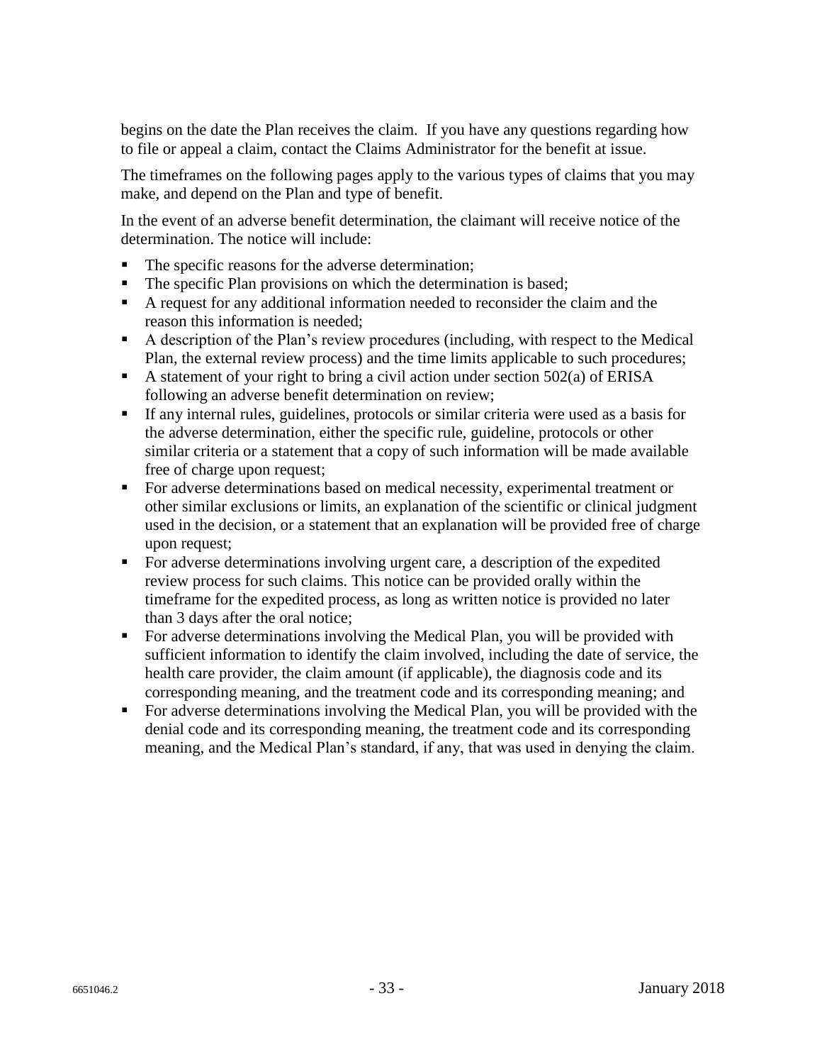begins on the date the Plan receives the claim. If you have any questions regarding how to file or appeal a claim, contact the Claims Administrator for the benefit at issue.

The timeframes on the following pages apply to the various types of claims that you may make, and depend on the Plan and type of benefit.

In the event of an adverse benefit determination, the claimant will receive notice of the determination. The notice will include:

- The specific reasons for the adverse determination;
- The specific Plan provisions on which the determination is based;
- A request for any additional information needed to reconsider the claim and the reason this information is needed;
- A description of the Plan's review procedures (including, with respect to the Medical Plan, the external review process) and the time limits applicable to such procedures;
- A statement of your right to bring a civil action under section 502(a) of ERISA following an adverse benefit determination on review;
- If any internal rules, guidelines, protocols or similar criteria were used as a basis for the adverse determination, either the specific rule, guideline, protocols or other similar criteria or a statement that a copy of such information will be made available free of charge upon request;
- For adverse determinations based on medical necessity, experimental treatment or other similar exclusions or limits, an explanation of the scientific or clinical judgment used in the decision, or a statement that an explanation will be provided free of charge upon request;
- For adverse determinations involving urgent care, a description of the expedited review process for such claims. This notice can be provided orally within the timeframe for the expedited process, as long as written notice is provided no later than 3 days after the oral notice;
- For adverse determinations involving the Medical Plan, you will be provided with sufficient information to identify the claim involved, including the date of service, the health care provider, the claim amount (if applicable), the diagnosis code and its corresponding meaning, and the treatment code and its corresponding meaning; and
- For adverse determinations involving the Medical Plan, you will be provided with the denial code and its corresponding meaning, the treatment code and its corresponding meaning, and the Medical Plan's standard, if any, that was used in denying the claim.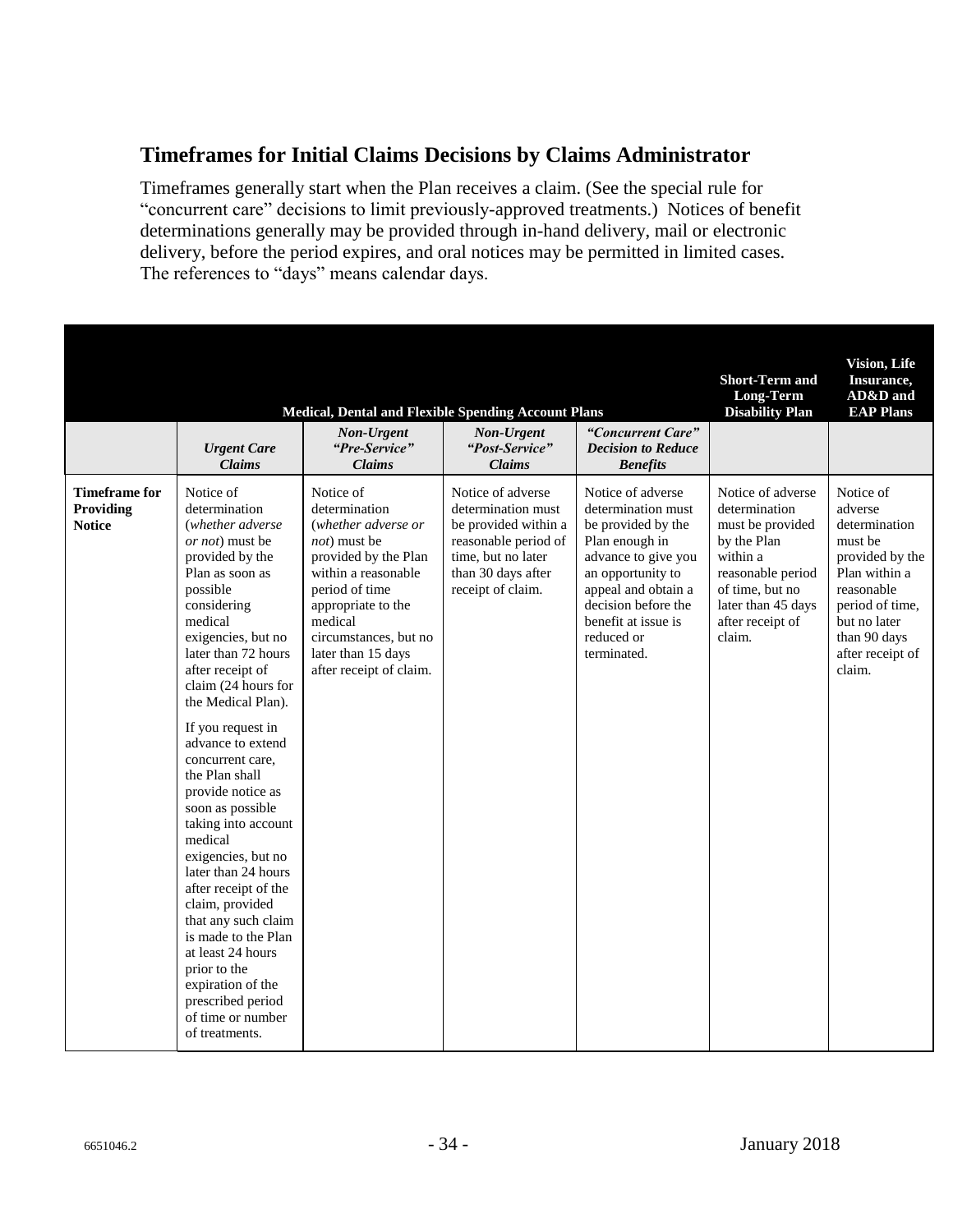## Timeframes for Initial Claims Decisions by Claims Administrator

Timeframes generally start when the Plan receives a claim. (See the special rule for "concurrent care" decisions to limit previously-approved treatments.) Notices of benefit determinations generally may be provided through in-hand delivery, mail or electronic delivery, before the period expires, and oral notices may be permitted in limited cases. The references to "days" means calendar days.

| | Medical, Dental and Flexible Spending Account Plans | | | | Short-Term and Long-Term Disability Plan | Vision, Life Insurance, AD&D and EAP Plans |
|---|---|---|---|---|---|---|
| | ***Urgent Care Claims*** | ***Non-Urgent "Pre-Service" Claims*** | ***Non-Urgent "Post-Service" Claims*** | ***"Concurrent Care" Decision to Reduce Benefits*** | | |
| **Timeframe for Providing Notice** | Notice of determination (*whether adverse or not*) must be provided by the Plan as soon as possible considering medical exigencies, but no later than 72 hours after receipt of claim (24 hours for the Medical Plan).<br><br>If you request in advance to extend concurrent care, the Plan shall provide notice as soon as possible taking into account medical exigencies, but no later than 24 hours after receipt of the claim, provided that any such claim is made to the Plan at least 24 hours prior to the expiration of the prescribed period of time or number of treatments. | Notice of determination (*whether adverse or not*) must be provided by the Plan within a reasonable period of time appropriate to the medical circumstances, but no later than 15 days after receipt of claim. | Notice of adverse determination must be provided within a reasonable period of time, but no later than 30 days after receipt of claim. | Notice of adverse determination must be provided by the Plan enough in advance to give you an opportunity to appeal and obtain a decision before the benefit at issue is reduced or terminated. | Notice of adverse determination must be provided by the Plan within a reasonable period of time, but no later than 45 days after receipt of claim. | Notice of adverse determination must be provided by the Plan within a reasonable period of time, but no later than 90 days after receipt of claim. |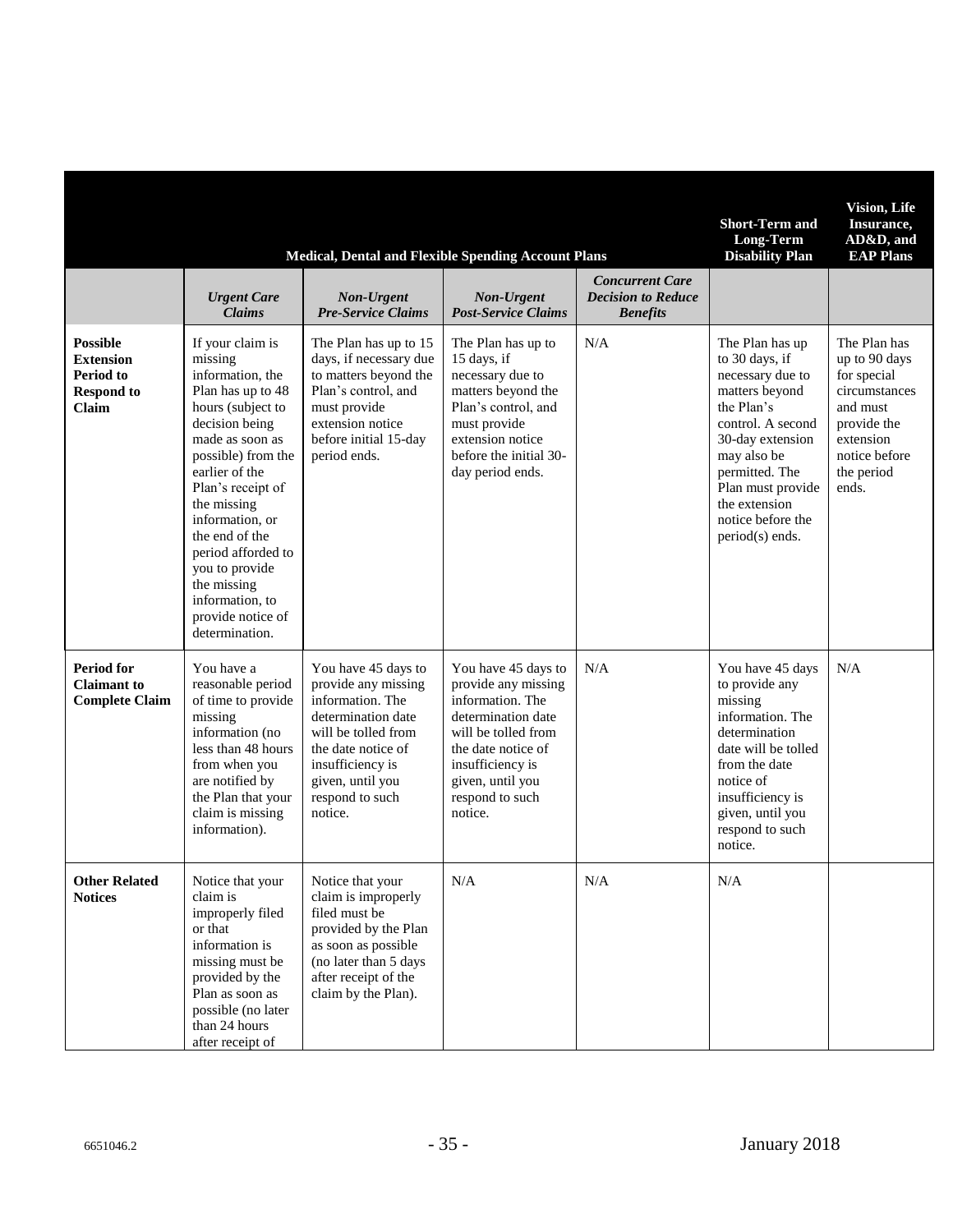| | Medical, Dental and Flexible Spending Account Plans | | | | Short-Term and Long-Term Disability Plan | Vision, Life Insurance, AD&D, and EAP Plans |
|---|---|---|---|---|---|---|
| | *Urgent Care Claims* | *Non-Urgent Pre-Service Claims* | *Non-Urgent Post-Service Claims* | *Concurrent Care Decision to Reduce Benefits* | | |
| **Possible Extension Period to Respond to Claim** | If your claim is missing information, the Plan has up to 48 hours (subject to decision being made as soon as possible) from the earlier of the Plan's receipt of the missing information, or the end of the period afforded to you to provide the missing information, to provide notice of determination. | The Plan has up to 15 days, if necessary due to matters beyond the Plan's control, and must provide extension notice before initial 15-day period ends. | The Plan has up to 15 days, if necessary due to matters beyond the Plan's control, and must provide extension notice before the initial 30-day period ends. | N/A | The Plan has up to 30 days, if necessary due to matters beyond the Plan's control. A second 30-day extension may also be permitted. The Plan must provide the extension notice before the period(s) ends. | The Plan has up to 90 days for special circumstances and must provide the extension notice before the period ends. |
| **Period for Claimant to Complete Claim** | You have a reasonable period of time to provide missing information (no less than 48 hours from when you are notified by the Plan that your claim is missing information). | You have 45 days to provide any missing information. The determination date will be tolled from the date notice of insufficiency is given, until you respond to such notice. | You have 45 days to provide any missing information. The determination date will be tolled from the date notice of insufficiency is given, until you respond to such notice. | N/A | You have 45 days to provide any missing information. The determination date will be tolled from the date notice of insufficiency is given, until you respond to such notice. | N/A |
| **Other Related Notices** | Notice that your claim is improperly filed or that information is missing must be provided by the Plan as soon as possible (no later than 24 hours after receipt of | Notice that your claim is improperly filed must be provided by the Plan as soon as possible (no later than 5 days after receipt of the claim by the Plan). | N/A | N/A | N/A | |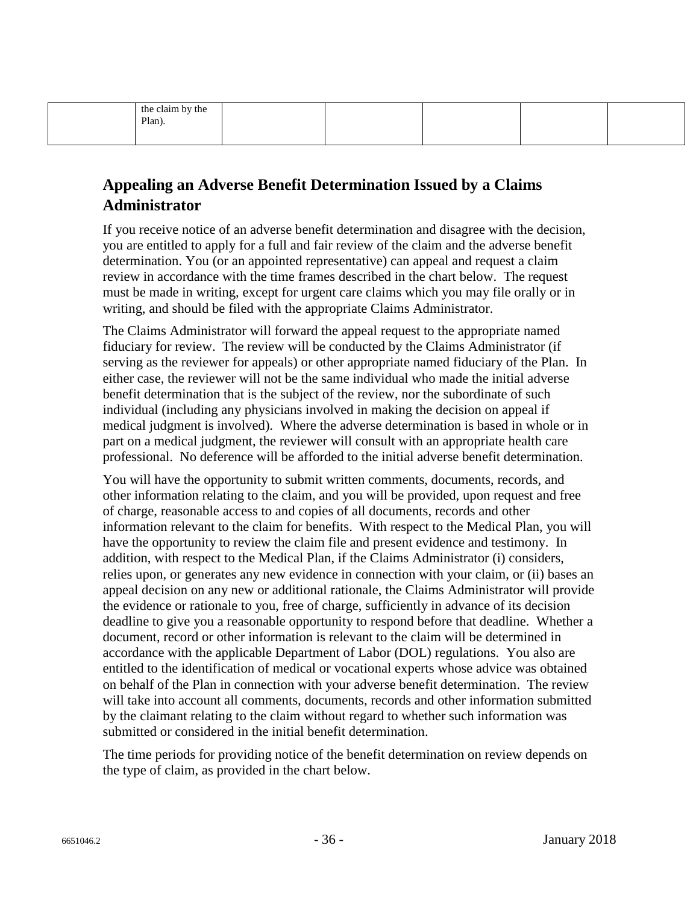| | the claim by the Plan). | | | | | |
|---|---|---|---|---|---|---|

## Appealing an Adverse Benefit Determination Issued by a Claims Administrator

If you receive notice of an adverse benefit determination and disagree with the decision, you are entitled to apply for a full and fair review of the claim and the adverse benefit determination. You (or an appointed representative) can appeal and request a claim review in accordance with the time frames described in the chart below. The request must be made in writing, except for urgent care claims which you may file orally or in writing, and should be filed with the appropriate Claims Administrator.

The Claims Administrator will forward the appeal request to the appropriate named fiduciary for review. The review will be conducted by the Claims Administrator (if serving as the reviewer for appeals) or other appropriate named fiduciary of the Plan. In either case, the reviewer will not be the same individual who made the initial adverse benefit determination that is the subject of the review, nor the subordinate of such individual (including any physicians involved in making the decision on appeal if medical judgment is involved). Where the adverse determination is based in whole or in part on a medical judgment, the reviewer will consult with an appropriate health care professional. No deference will be afforded to the initial adverse benefit determination.

You will have the opportunity to submit written comments, documents, records, and other information relating to the claim, and you will be provided, upon request and free of charge, reasonable access to and copies of all documents, records and other information relevant to the claim for benefits. With respect to the Medical Plan, you will have the opportunity to review the claim file and present evidence and testimony. In addition, with respect to the Medical Plan, if the Claims Administrator (i) considers, relies upon, or generates any new evidence in connection with your claim, or (ii) bases an appeal decision on any new or additional rationale, the Claims Administrator will provide the evidence or rationale to you, free of charge, sufficiently in advance of its decision deadline to give you a reasonable opportunity to respond before that deadline. Whether a document, record or other information is relevant to the claim will be determined in accordance with the applicable Department of Labor (DOL) regulations. You also are entitled to the identification of medical or vocational experts whose advice was obtained on behalf of the Plan in connection with your adverse benefit determination. The review will take into account all comments, documents, records and other information submitted by the claimant relating to the claim without regard to whether such information was submitted or considered in the initial benefit determination.

The time periods for providing notice of the benefit determination on review depends on the type of claim, as provided in the chart below.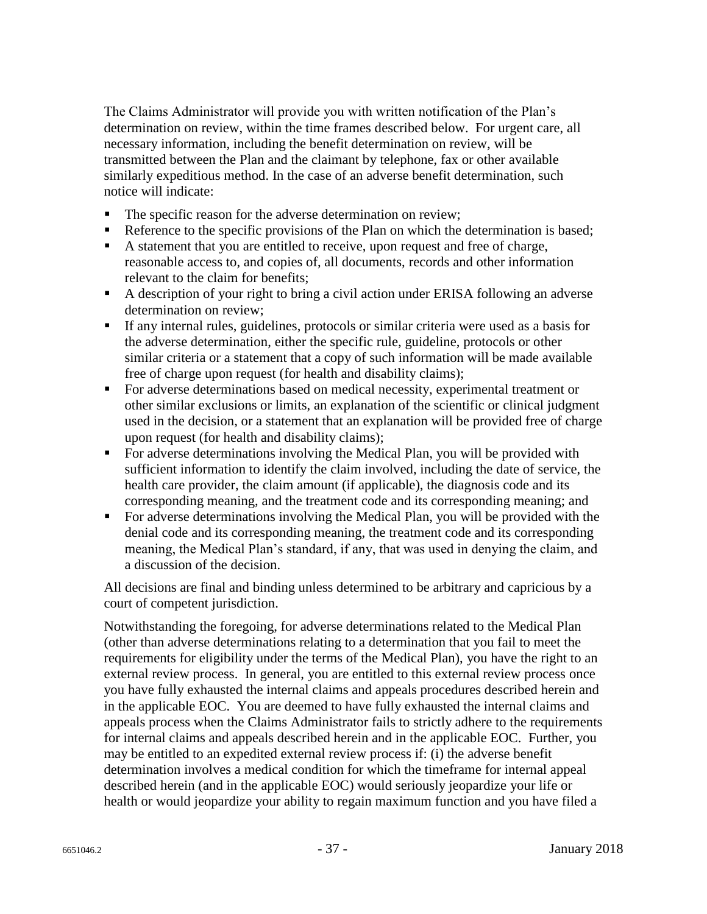The Claims Administrator will provide you with written notification of the Plan's determination on review, within the time frames described below. For urgent care, all necessary information, including the benefit determination on review, will be transmitted between the Plan and the claimant by telephone, fax or other available similarly expeditious method. In the case of an adverse benefit determination, such notice will indicate:

- The specific reason for the adverse determination on review;
- Reference to the specific provisions of the Plan on which the determination is based;
- A statement that you are entitled to receive, upon request and free of charge, reasonable access to, and copies of, all documents, records and other information relevant to the claim for benefits;
- A description of your right to bring a civil action under ERISA following an adverse determination on review;
- If any internal rules, guidelines, protocols or similar criteria were used as a basis for the adverse determination, either the specific rule, guideline, protocols or other similar criteria or a statement that a copy of such information will be made available free of charge upon request (for health and disability claims);
- For adverse determinations based on medical necessity, experimental treatment or other similar exclusions or limits, an explanation of the scientific or clinical judgment used in the decision, or a statement that an explanation will be provided free of charge upon request (for health and disability claims);
- For adverse determinations involving the Medical Plan, you will be provided with sufficient information to identify the claim involved, including the date of service, the health care provider, the claim amount (if applicable), the diagnosis code and its corresponding meaning, and the treatment code and its corresponding meaning; and
- For adverse determinations involving the Medical Plan, you will be provided with the denial code and its corresponding meaning, the treatment code and its corresponding meaning, the Medical Plan's standard, if any, that was used in denying the claim, and a discussion of the decision.

All decisions are final and binding unless determined to be arbitrary and capricious by a court of competent jurisdiction.

Notwithstanding the foregoing, for adverse determinations related to the Medical Plan (other than adverse determinations relating to a determination that you fail to meet the requirements for eligibility under the terms of the Medical Plan), you have the right to an external review process. In general, you are entitled to this external review process once you have fully exhausted the internal claims and appeals procedures described herein and in the applicable EOC. You are deemed to have fully exhausted the internal claims and appeals process when the Claims Administrator fails to strictly adhere to the requirements for internal claims and appeals described herein and in the applicable EOC. Further, you may be entitled to an expedited external review process if: (i) the adverse benefit determination involves a medical condition for which the timeframe for internal appeal described herein (and in the applicable EOC) would seriously jeopardize your life or health or would jeopardize your ability to regain maximum function and you have filed a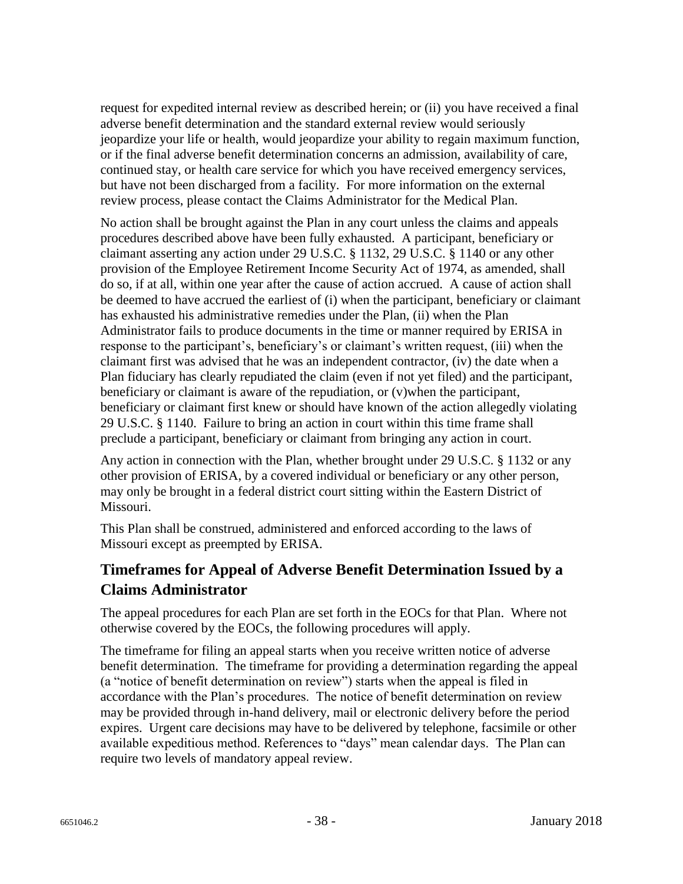request for expedited internal review as described herein; or (ii) you have received a final adverse benefit determination and the standard external review would seriously jeopardize your life or health, would jeopardize your ability to regain maximum function, or if the final adverse benefit determination concerns an admission, availability of care, continued stay, or health care service for which you have received emergency services, but have not been discharged from a facility. For more information on the external review process, please contact the Claims Administrator for the Medical Plan.

No action shall be brought against the Plan in any court unless the claims and appeals procedures described above have been fully exhausted. A participant, beneficiary or claimant asserting any action under 29 U.S.C. § 1132, 29 U.S.C. § 1140 or any other provision of the Employee Retirement Income Security Act of 1974, as amended, shall do so, if at all, within one year after the cause of action accrued. A cause of action shall be deemed to have accrued the earliest of (i) when the participant, beneficiary or claimant has exhausted his administrative remedies under the Plan, (ii) when the Plan Administrator fails to produce documents in the time or manner required by ERISA in response to the participant's, beneficiary's or claimant's written request, (iii) when the claimant first was advised that he was an independent contractor, (iv) the date when a Plan fiduciary has clearly repudiated the claim (even if not yet filed) and the participant, beneficiary or claimant is aware of the repudiation, or (v)when the participant, beneficiary or claimant first knew or should have known of the action allegedly violating 29 U.S.C. § 1140. Failure to bring an action in court within this time frame shall preclude a participant, beneficiary or claimant from bringing any action in court.

Any action in connection with the Plan, whether brought under 29 U.S.C. § 1132 or any other provision of ERISA, by a covered individual or beneficiary or any other person, may only be brought in a federal district court sitting within the Eastern District of Missouri.

This Plan shall be construed, administered and enforced according to the laws of Missouri except as preempted by ERISA.

## Timeframes for Appeal of Adverse Benefit Determination Issued by a Claims Administrator

The appeal procedures for each Plan are set forth in the EOCs for that Plan. Where not otherwise covered by the EOCs, the following procedures will apply.

The timeframe for filing an appeal starts when you receive written notice of adverse benefit determination. The timeframe for providing a determination regarding the appeal (a "notice of benefit determination on review") starts when the appeal is filed in accordance with the Plan's procedures. The notice of benefit determination on review may be provided through in-hand delivery, mail or electronic delivery before the period expires. Urgent care decisions may have to be delivered by telephone, facsimile or other available expeditious method. References to "days" mean calendar days. The Plan can require two levels of mandatory appeal review.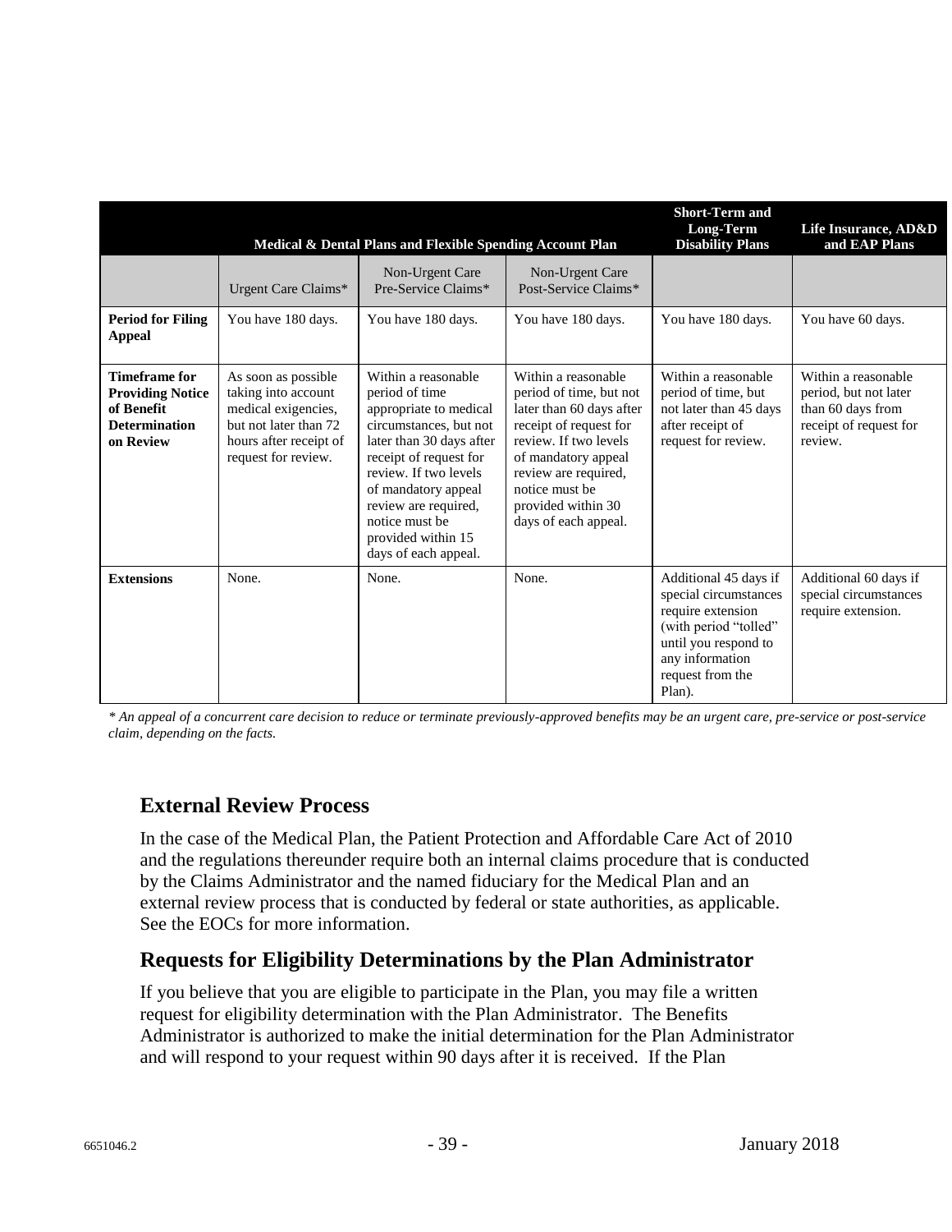| | Medical & Dental Plans and Flexible Spending Account Plan | | | Short-Term and Long-Term Disability Plans | Life Insurance, AD&D and EAP Plans |
|---|---|---|---|---|---|
| | Urgent Care Claims* | Non-Urgent Care Pre-Service Claims* | Non-Urgent Care Post-Service Claims* | | |
| **Period for Filing Appeal** | You have 180 days. | You have 180 days. | You have 180 days. | You have 180 days. | You have 60 days. |
| **Timeframe for Providing Notice of Benefit Determination on Review** | As soon as possible taking into account medical exigencies, but not later than 72 hours after receipt of request for review. | Within a reasonable period of time appropriate to medical circumstances, but not later than 30 days after receipt of request for review. If two levels of mandatory appeal review are required, notice must be provided within 15 days of each appeal. | Within a reasonable period of time, but not later than 60 days after receipt of request for review. If two levels of mandatory appeal review are required, notice must be provided within 30 days of each appeal. | Within a reasonable period of time, but not later than 45 days after receipt of request for review. | Within a reasonable period, but not later than 60 days from receipt of request for review. |
| **Extensions** | None. | None. | None. | Additional 45 days if special circumstances require extension (with period "tolled" until you respond to any information request from the Plan). | Additional 60 days if special circumstances require extension. |

*\* An appeal of a concurrent care decision to reduce or terminate previously-approved benefits may be an urgent care, pre-service or post-service claim, depending on the facts.*

## External Review Process

In the case of the Medical Plan, the Patient Protection and Affordable Care Act of 2010 and the regulations thereunder require both an internal claims procedure that is conducted by the Claims Administrator and the named fiduciary for the Medical Plan and an external review process that is conducted by federal or state authorities, as applicable. See the EOCs for more information.

## Requests for Eligibility Determinations by the Plan Administrator

If you believe that you are eligible to participate in the Plan, you may file a written request for eligibility determination with the Plan Administrator. The Benefits Administrator is authorized to make the initial determination for the Plan Administrator and will respond to your request within 90 days after it is received. If the Plan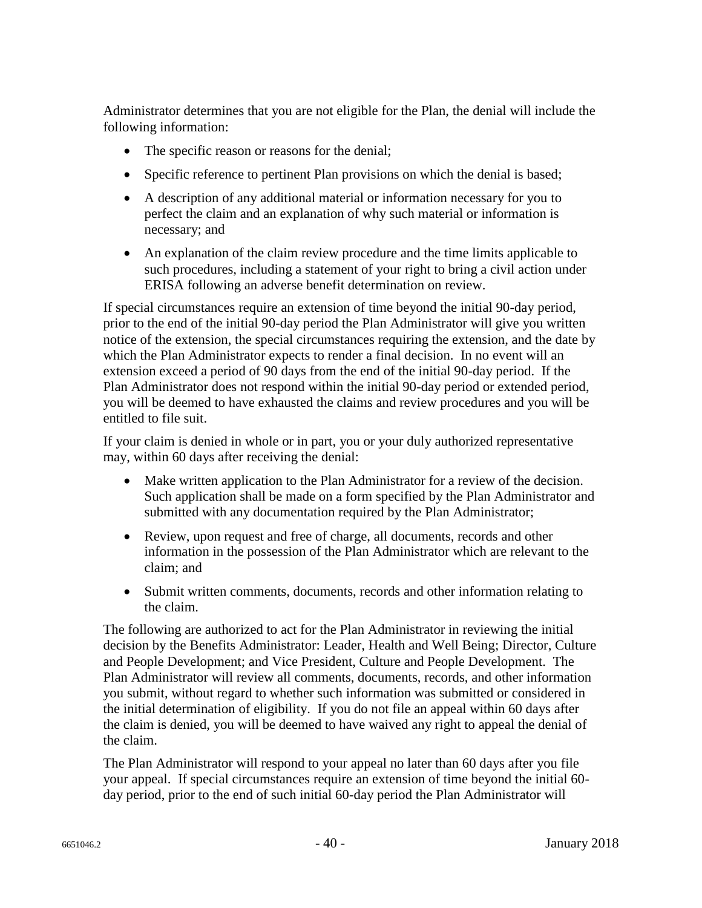Administrator determines that you are not eligible for the Plan, the denial will include the following information:

- The specific reason or reasons for the denial;
- Specific reference to pertinent Plan provisions on which the denial is based;
- A description of any additional material or information necessary for you to perfect the claim and an explanation of why such material or information is necessary; and
- An explanation of the claim review procedure and the time limits applicable to such procedures, including a statement of your right to bring a civil action under ERISA following an adverse benefit determination on review.

If special circumstances require an extension of time beyond the initial 90-day period, prior to the end of the initial 90-day period the Plan Administrator will give you written notice of the extension, the special circumstances requiring the extension, and the date by which the Plan Administrator expects to render a final decision. In no event will an extension exceed a period of 90 days from the end of the initial 90-day period. If the Plan Administrator does not respond within the initial 90-day period or extended period, you will be deemed to have exhausted the claims and review procedures and you will be entitled to file suit.

If your claim is denied in whole or in part, you or your duly authorized representative may, within 60 days after receiving the denial:

- Make written application to the Plan Administrator for a review of the decision. Such application shall be made on a form specified by the Plan Administrator and submitted with any documentation required by the Plan Administrator;
- Review, upon request and free of charge, all documents, records and other information in the possession of the Plan Administrator which are relevant to the claim; and
- Submit written comments, documents, records and other information relating to the claim.

The following are authorized to act for the Plan Administrator in reviewing the initial decision by the Benefits Administrator: Leader, Health and Well Being; Director, Culture and People Development; and Vice President, Culture and People Development. The Plan Administrator will review all comments, documents, records, and other information you submit, without regard to whether such information was submitted or considered in the initial determination of eligibility. If you do not file an appeal within 60 days after the claim is denied, you will be deemed to have waived any right to appeal the denial of the claim.

The Plan Administrator will respond to your appeal no later than 60 days after you file your appeal. If special circumstances require an extension of time beyond the initial 60-day period, prior to the end of such initial 60-day period the Plan Administrator will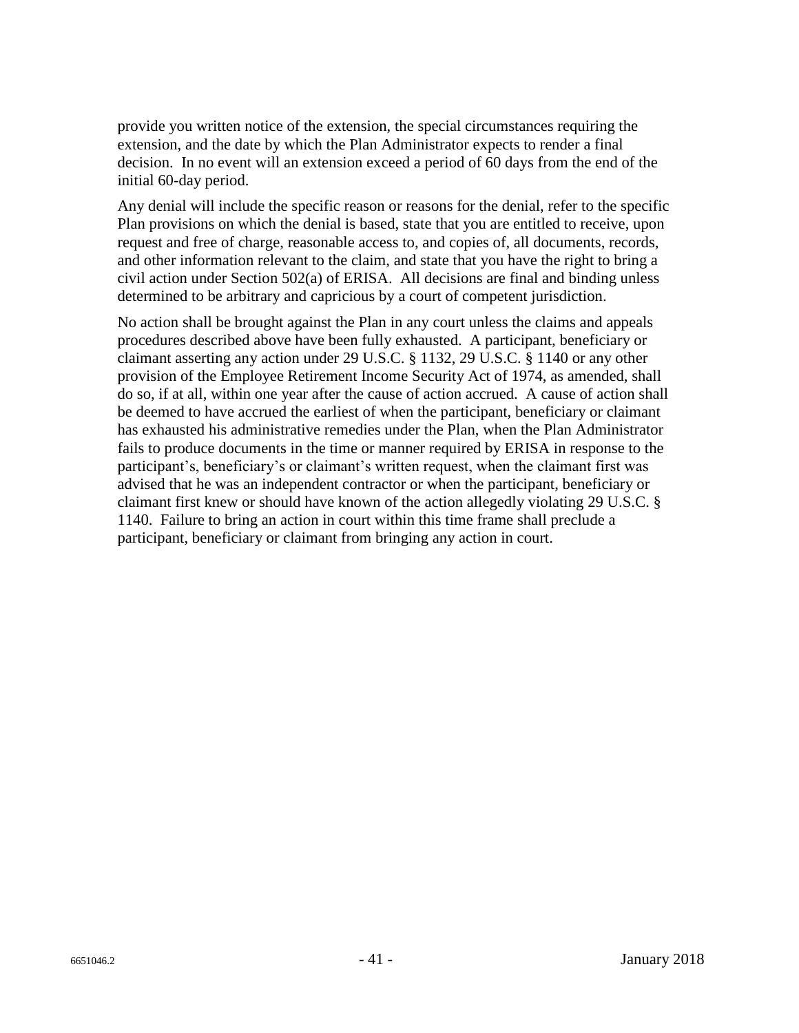provide you written notice of the extension, the special circumstances requiring the extension, and the date by which the Plan Administrator expects to render a final decision. In no event will an extension exceed a period of 60 days from the end of the initial 60-day period.

Any denial will include the specific reason or reasons for the denial, refer to the specific Plan provisions on which the denial is based, state that you are entitled to receive, upon request and free of charge, reasonable access to, and copies of, all documents, records, and other information relevant to the claim, and state that you have the right to bring a civil action under Section 502(a) of ERISA. All decisions are final and binding unless determined to be arbitrary and capricious by a court of competent jurisdiction.

No action shall be brought against the Plan in any court unless the claims and appeals procedures described above have been fully exhausted. A participant, beneficiary or claimant asserting any action under 29 U.S.C. § 1132, 29 U.S.C. § 1140 or any other provision of the Employee Retirement Income Security Act of 1974, as amended, shall do so, if at all, within one year after the cause of action accrued. A cause of action shall be deemed to have accrued the earliest of when the participant, beneficiary or claimant has exhausted his administrative remedies under the Plan, when the Plan Administrator fails to produce documents in the time or manner required by ERISA in response to the participant's, beneficiary's or claimant's written request, when the claimant first was advised that he was an independent contractor or when the participant, beneficiary or claimant first knew or should have known of the action allegedly violating 29 U.S.C. § 1140. Failure to bring an action in court within this time frame shall preclude a participant, beneficiary or claimant from bringing any action in court.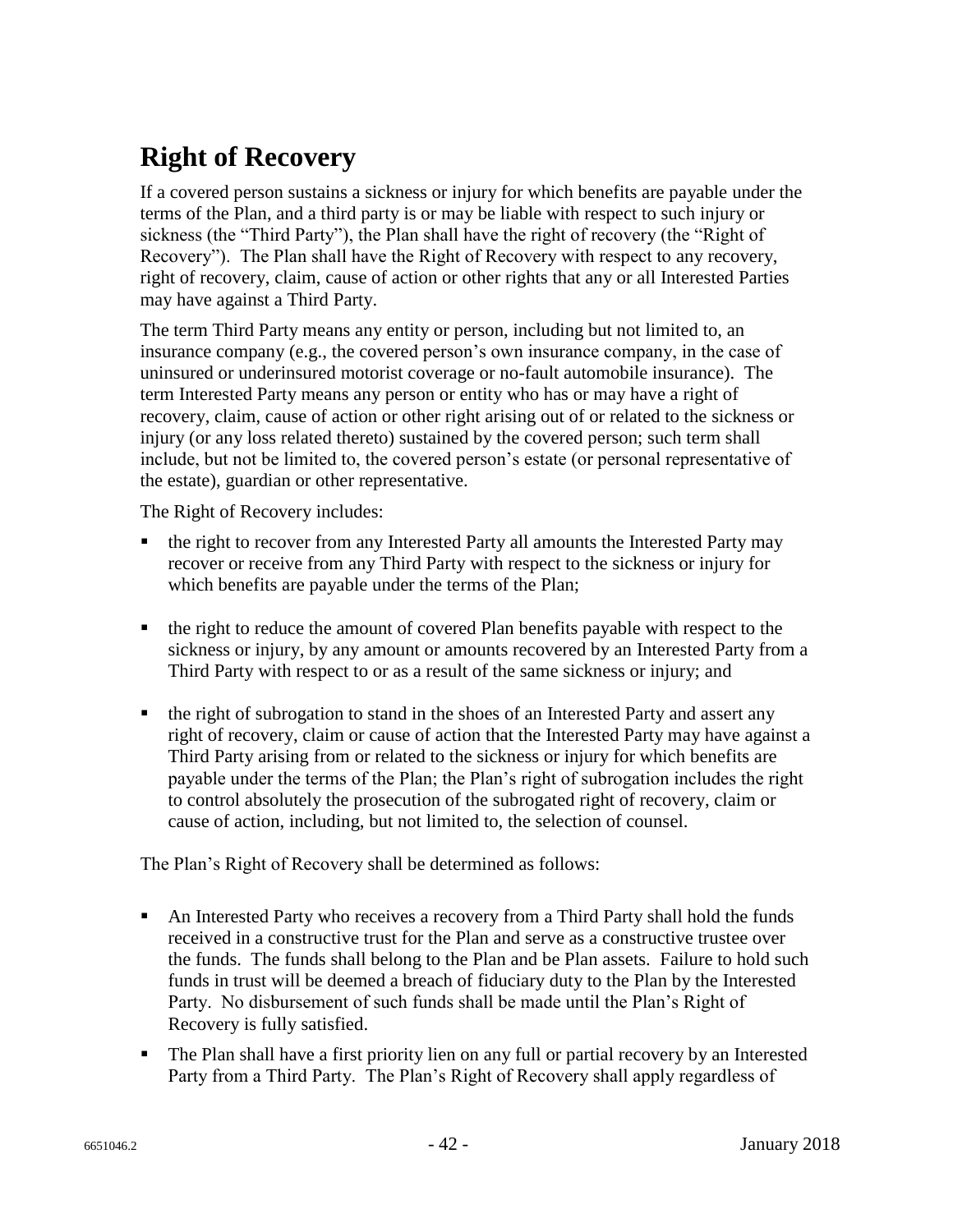## Right of Recovery

If a covered person sustains a sickness or injury for which benefits are payable under the terms of the Plan, and a third party is or may be liable with respect to such injury or sickness (the "Third Party"), the Plan shall have the right of recovery (the "Right of Recovery"). The Plan shall have the Right of Recovery with respect to any recovery, right of recovery, claim, cause of action or other rights that any or all Interested Parties may have against a Third Party.

The term Third Party means any entity or person, including but not limited to, an insurance company (e.g., the covered person's own insurance company, in the case of uninsured or underinsured motorist coverage or no-fault automobile insurance). The term Interested Party means any person or entity who has or may have a right of recovery, claim, cause of action or other right arising out of or related to the sickness or injury (or any loss related thereto) sustained by the covered person; such term shall include, but not be limited to, the covered person's estate (or personal representative of the estate), guardian or other representative.

The Right of Recovery includes:

- the right to recover from any Interested Party all amounts the Interested Party may recover or receive from any Third Party with respect to the sickness or injury for which benefits are payable under the terms of the Plan;
- the right to reduce the amount of covered Plan benefits payable with respect to the sickness or injury, by any amount or amounts recovered by an Interested Party from a Third Party with respect to or as a result of the same sickness or injury; and
- the right of subrogation to stand in the shoes of an Interested Party and assert any right of recovery, claim or cause of action that the Interested Party may have against a Third Party arising from or related to the sickness or injury for which benefits are payable under the terms of the Plan; the Plan's right of subrogation includes the right to control absolutely the prosecution of the subrogated right of recovery, claim or cause of action, including, but not limited to, the selection of counsel.

The Plan's Right of Recovery shall be determined as follows:

- An Interested Party who receives a recovery from a Third Party shall hold the funds received in a constructive trust for the Plan and serve as a constructive trustee over the funds. The funds shall belong to the Plan and be Plan assets. Failure to hold such funds in trust will be deemed a breach of fiduciary duty to the Plan by the Interested Party. No disbursement of such funds shall be made until the Plan's Right of Recovery is fully satisfied.
- The Plan shall have a first priority lien on any full or partial recovery by an Interested Party from a Third Party. The Plan's Right of Recovery shall apply regardless of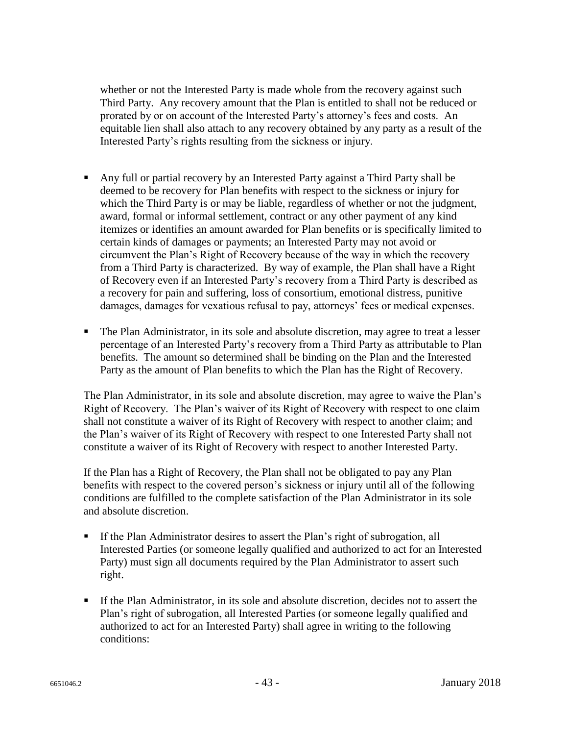whether or not the Interested Party is made whole from the recovery against such Third Party. Any recovery amount that the Plan is entitled to shall not be reduced or prorated by or on account of the Interested Party's attorney's fees and costs. An equitable lien shall also attach to any recovery obtained by any party as a result of the Interested Party's rights resulting from the sickness or injury.

- Any full or partial recovery by an Interested Party against a Third Party shall be deemed to be recovery for Plan benefits with respect to the sickness or injury for which the Third Party is or may be liable, regardless of whether or not the judgment, award, formal or informal settlement, contract or any other payment of any kind itemizes or identifies an amount awarded for Plan benefits or is specifically limited to certain kinds of damages or payments; an Interested Party may not avoid or circumvent the Plan's Right of Recovery because of the way in which the recovery from a Third Party is characterized. By way of example, the Plan shall have a Right of Recovery even if an Interested Party's recovery from a Third Party is described as a recovery for pain and suffering, loss of consortium, emotional distress, punitive damages, damages for vexatious refusal to pay, attorneys' fees or medical expenses.

- The Plan Administrator, in its sole and absolute discretion, may agree to treat a lesser percentage of an Interested Party's recovery from a Third Party as attributable to Plan benefits. The amount so determined shall be binding on the Plan and the Interested Party as the amount of Plan benefits to which the Plan has the Right of Recovery.

The Plan Administrator, in its sole and absolute discretion, may agree to waive the Plan's Right of Recovery. The Plan's waiver of its Right of Recovery with respect to one claim shall not constitute a waiver of its Right of Recovery with respect to another claim; and the Plan's waiver of its Right of Recovery with respect to one Interested Party shall not constitute a waiver of its Right of Recovery with respect to another Interested Party.

If the Plan has a Right of Recovery, the Plan shall not be obligated to pay any Plan benefits with respect to the covered person's sickness or injury until all of the following conditions are fulfilled to the complete satisfaction of the Plan Administrator in its sole and absolute discretion.

- If the Plan Administrator desires to assert the Plan's right of subrogation, all Interested Parties (or someone legally qualified and authorized to act for an Interested Party) must sign all documents required by the Plan Administrator to assert such right.

- If the Plan Administrator, in its sole and absolute discretion, decides not to assert the Plan's right of subrogation, all Interested Parties (or someone legally qualified and authorized to act for an Interested Party) shall agree in writing to the following conditions: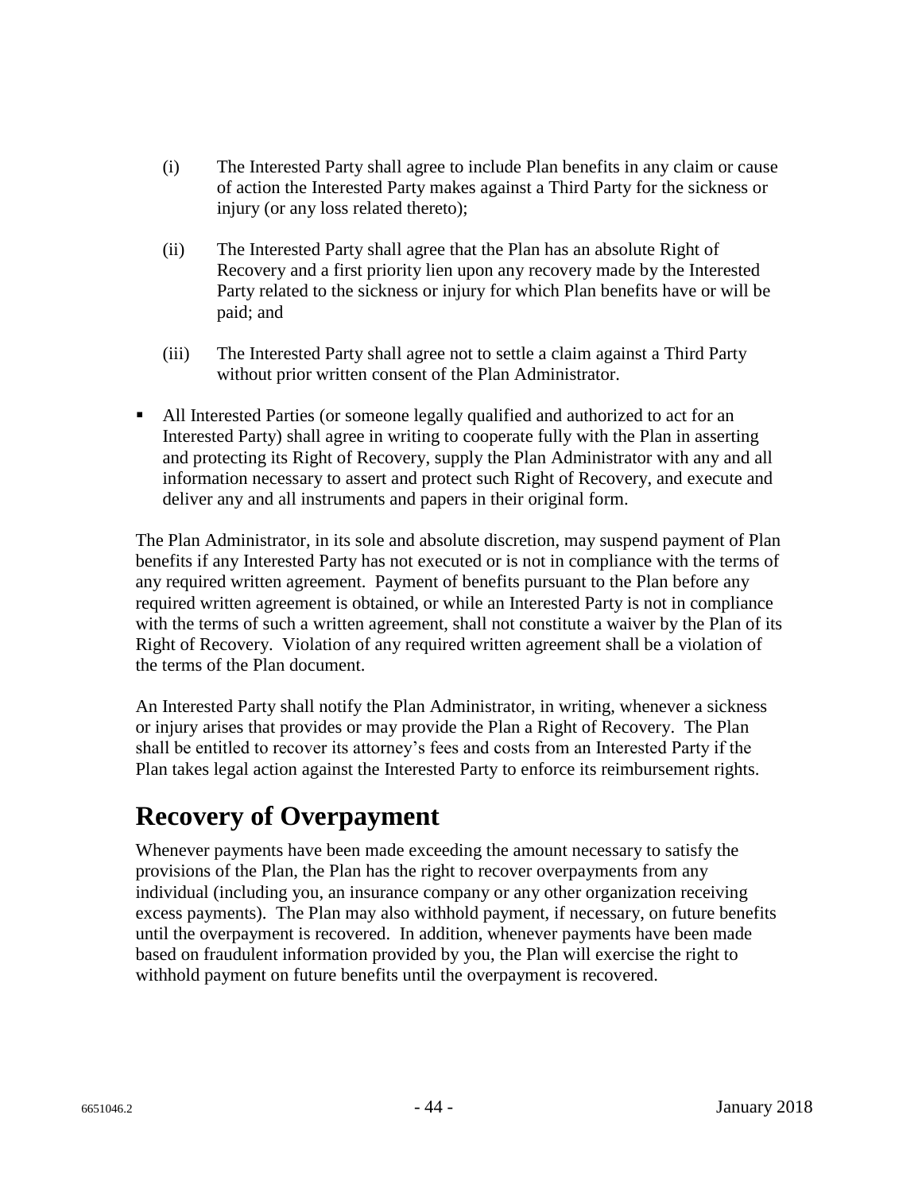(i) The Interested Party shall agree to include Plan benefits in any claim or cause of action the Interested Party makes against a Third Party for the sickness or injury (or any loss related thereto);

(ii) The Interested Party shall agree that the Plan has an absolute Right of Recovery and a first priority lien upon any recovery made by the Interested Party related to the sickness or injury for which Plan benefits have or will be paid; and

(iii) The Interested Party shall agree not to settle a claim against a Third Party without prior written consent of the Plan Administrator.

- All Interested Parties (or someone legally qualified and authorized to act for an Interested Party) shall agree in writing to cooperate fully with the Plan in asserting and protecting its Right of Recovery, supply the Plan Administrator with any and all information necessary to assert and protect such Right of Recovery, and execute and deliver any and all instruments and papers in their original form.

The Plan Administrator, in its sole and absolute discretion, may suspend payment of Plan benefits if any Interested Party has not executed or is not in compliance with the terms of any required written agreement. Payment of benefits pursuant to the Plan before any required written agreement is obtained, or while an Interested Party is not in compliance with the terms of such a written agreement, shall not constitute a waiver by the Plan of its Right of Recovery. Violation of any required written agreement shall be a violation of the terms of the Plan document.

An Interested Party shall notify the Plan Administrator, in writing, whenever a sickness or injury arises that provides or may provide the Plan a Right of Recovery. The Plan shall be entitled to recover its attorney's fees and costs from an Interested Party if the Plan takes legal action against the Interested Party to enforce its reimbursement rights.

## Recovery of Overpayment

Whenever payments have been made exceeding the amount necessary to satisfy the provisions of the Plan, the Plan has the right to recover overpayments from any individual (including you, an insurance company or any other organization receiving excess payments). The Plan may also withhold payment, if necessary, on future benefits until the overpayment is recovered. In addition, whenever payments have been made based on fraudulent information provided by you, the Plan will exercise the right to withhold payment on future benefits until the overpayment is recovered.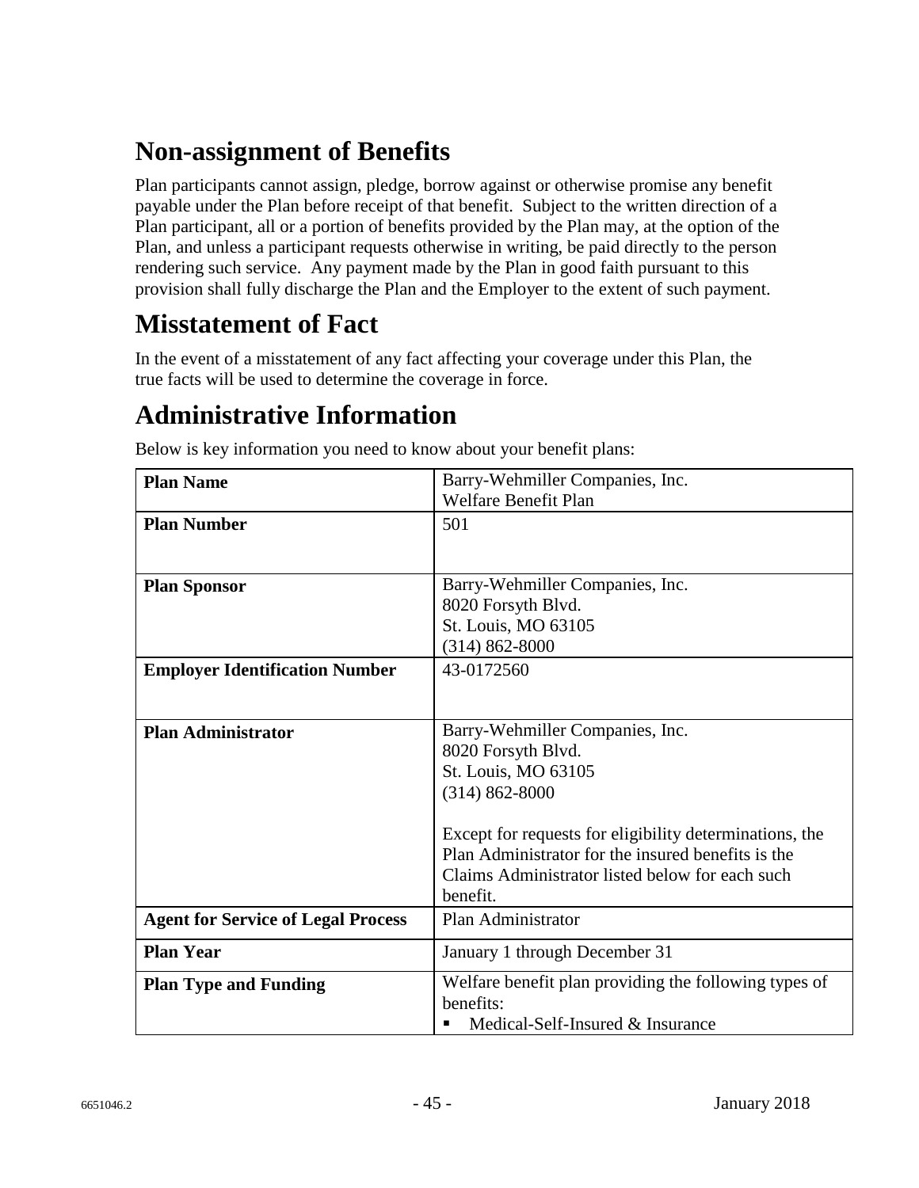## Non-assignment of Benefits

Plan participants cannot assign, pledge, borrow against or otherwise promise any benefit payable under the Plan before receipt of that benefit. Subject to the written direction of a Plan participant, all or a portion of benefits provided by the Plan may, at the option of the Plan, and unless a participant requests otherwise in writing, be paid directly to the person rendering such service. Any payment made by the Plan in good faith pursuant to this provision shall fully discharge the Plan and the Employer to the extent of such payment.

## Misstatement of Fact

In the event of a misstatement of any fact affecting your coverage under this Plan, the true facts will be used to determine the coverage in force.

## Administrative Information

Below is key information you need to know about your benefit plans:

| | |
|---|---|
| **Plan Name** | Barry-Wehmiller Companies, Inc.<br>Welfare Benefit Plan |
| **Plan Number** | 501 |
| **Plan Sponsor** | Barry-Wehmiller Companies, Inc.<br>8020 Forsyth Blvd.<br>St. Louis, MO 63105<br>(314) 862-8000 |
| **Employer Identification Number** | 43-0172560 |
| **Plan Administrator** | Barry-Wehmiller Companies, Inc.<br>8020 Forsyth Blvd.<br>St. Louis, MO 63105<br>(314) 862-8000<br><br>Except for requests for eligibility determinations, the Plan Administrator for the insured benefits is the Claims Administrator listed below for each such benefit. |
| **Agent for Service of Legal Process** | Plan Administrator |
| **Plan Year** | January 1 through December 31 |
| **Plan Type and Funding** | Welfare benefit plan providing the following types of benefits:<br>▪ Medical-Self-Insured & Insurance |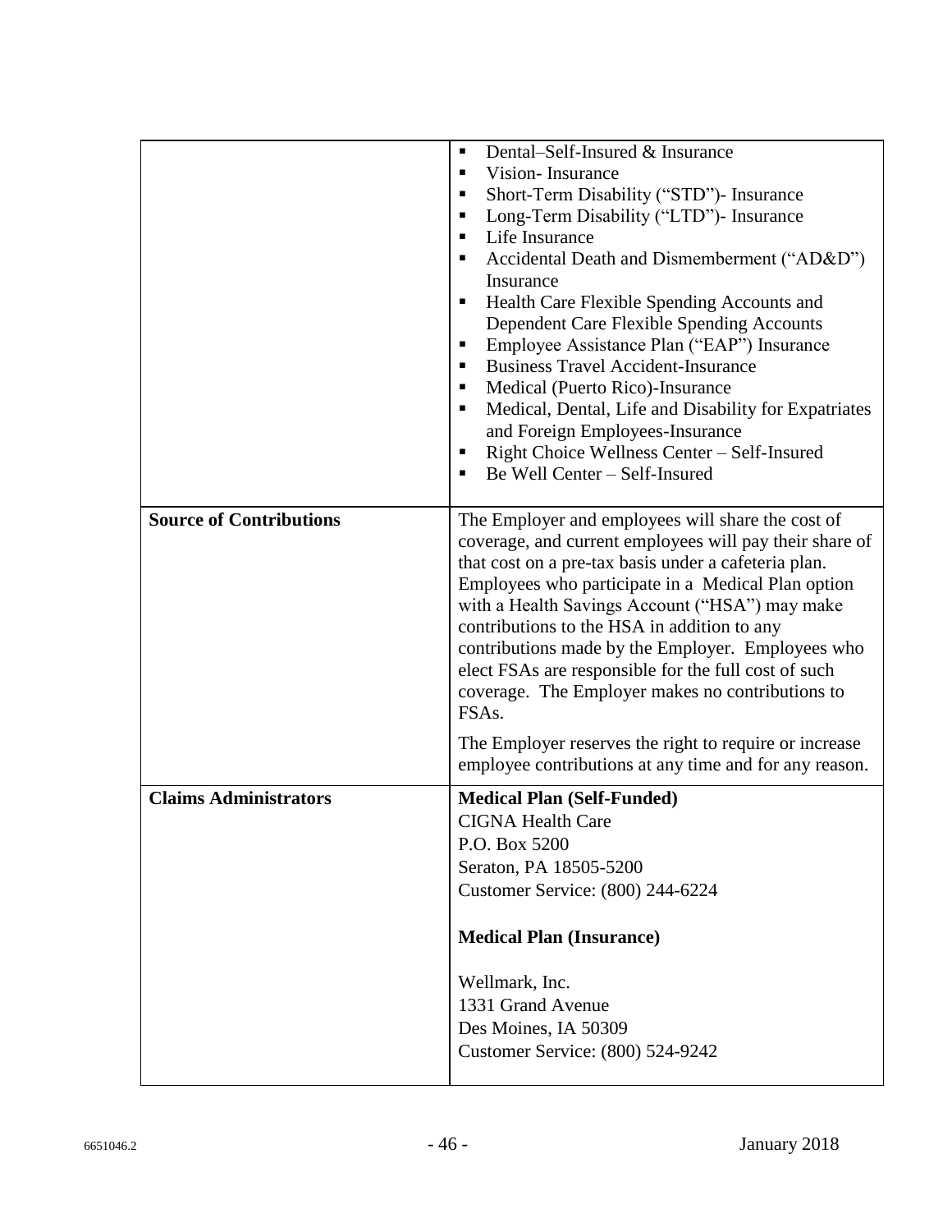| | |
|---|---|
| | ▪ Dental–Self-Insured & Insurance<br>▪ Vision- Insurance<br>▪ Short-Term Disability ("STD")- Insurance<br>▪ Long-Term Disability ("LTD")- Insurance<br>▪ Life Insurance<br>▪ Accidental Death and Dismemberment ("AD&D") Insurance<br>▪ Health Care Flexible Spending Accounts and Dependent Care Flexible Spending Accounts<br>▪ Employee Assistance Plan ("EAP") Insurance<br>▪ Business Travel Accident-Insurance<br>▪ Medical (Puerto Rico)-Insurance<br>▪ Medical, Dental, Life and Disability for Expatriates and Foreign Employees-Insurance<br>▪ Right Choice Wellness Center – Self-Insured<br>▪ Be Well Center – Self-Insured |
| **Source of Contributions** | The Employer and employees will share the cost of coverage, and current employees will pay their share of that cost on a pre-tax basis under a cafeteria plan. Employees who participate in a Medical Plan option with a Health Savings Account ("HSA") may make contributions to the HSA in addition to any contributions made by the Employer. Employees who elect FSAs are responsible for the full cost of such coverage. The Employer makes no contributions to FSAs.<br><br>The Employer reserves the right to require or increase employee contributions at any time and for any reason. |
| **Claims Administrators** | **Medical Plan (Self-Funded)**<br>CIGNA Health Care<br>P.O. Box 5200<br>Seraton, PA 18505-5200<br>Customer Service: (800) 244-6224<br><br>**Medical Plan (Insurance)**<br><br>Wellmark, Inc.<br>1331 Grand Avenue<br>Des Moines, IA 50309<br>Customer Service: (800) 524-9242 |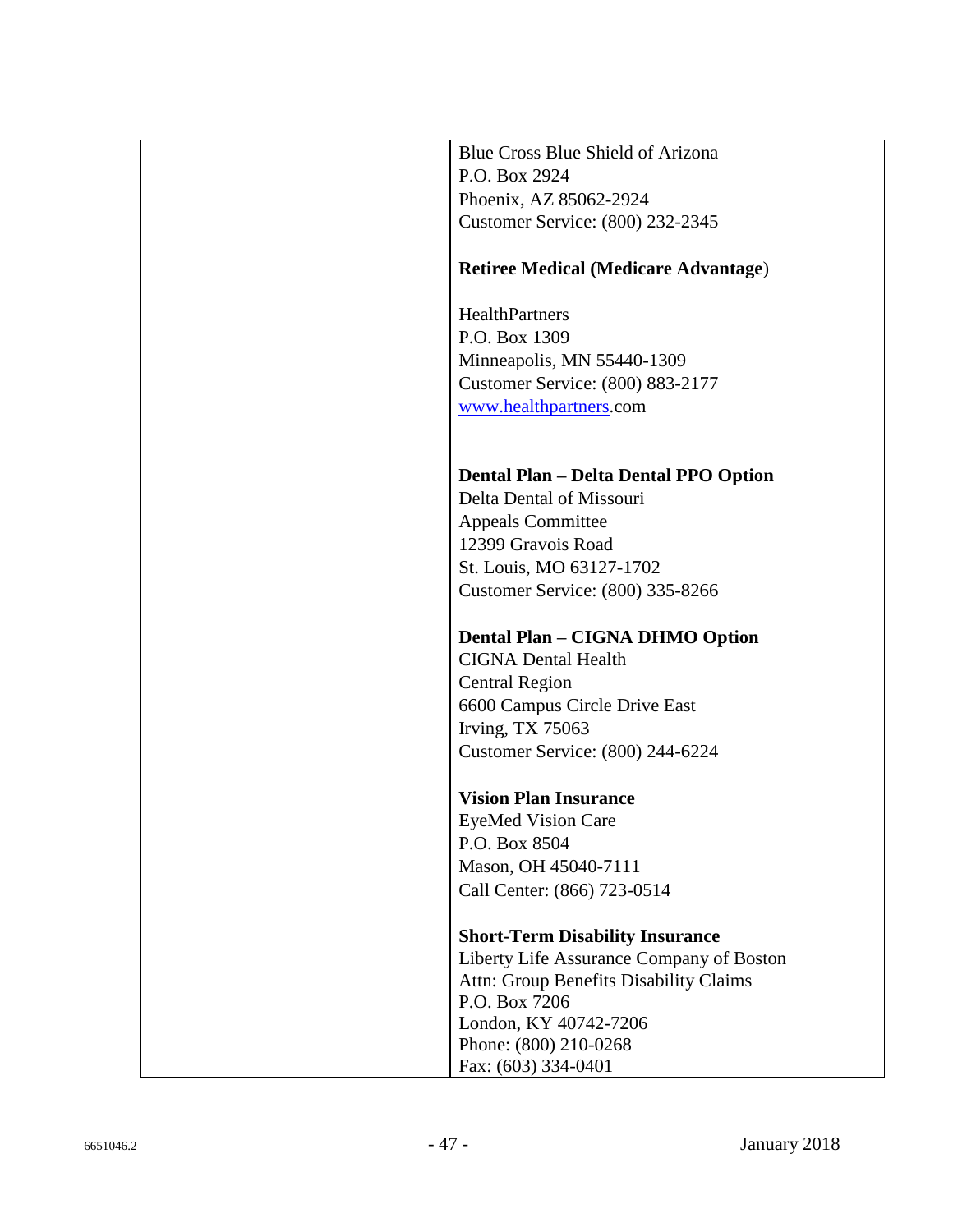| | |
|---|---|
| | Blue Cross Blue Shield of Arizona<br>P.O. Box 2924<br>Phoenix, AZ 85062-2924<br>Customer Service: (800) 232-2345<br><br>**Retiree Medical (Medicare Advantage**)<br><br>HealthPartners<br>P.O. Box 1309<br>Minneapolis, MN 55440-1309<br>Customer Service: (800) 883-2177<br>www.healthpartners.com<br><br>**Dental Plan – Delta Dental PPO Option**<br>Delta Dental of Missouri<br>Appeals Committee<br>12399 Gravois Road<br>St. Louis, MO 63127-1702<br>Customer Service: (800) 335-8266<br><br>**Dental Plan – CIGNA DHMO Option**<br>CIGNA Dental Health<br>Central Region<br>6600 Campus Circle Drive East<br>Irving, TX 75063<br>Customer Service: (800) 244-6224<br><br>**Vision Plan Insurance**<br>EyeMed Vision Care<br>P.O. Box 8504<br>Mason, OH 45040-7111<br>Call Center: (866) 723-0514<br><br>**Short-Term Disability Insurance**<br>Liberty Life Assurance Company of Boston<br>Attn: Group Benefits Disability Claims<br>P.O. Box 7206<br>London, KY 40742-7206<br>Phone: (800) 210-0268<br>Fax: (603) 334-0401 |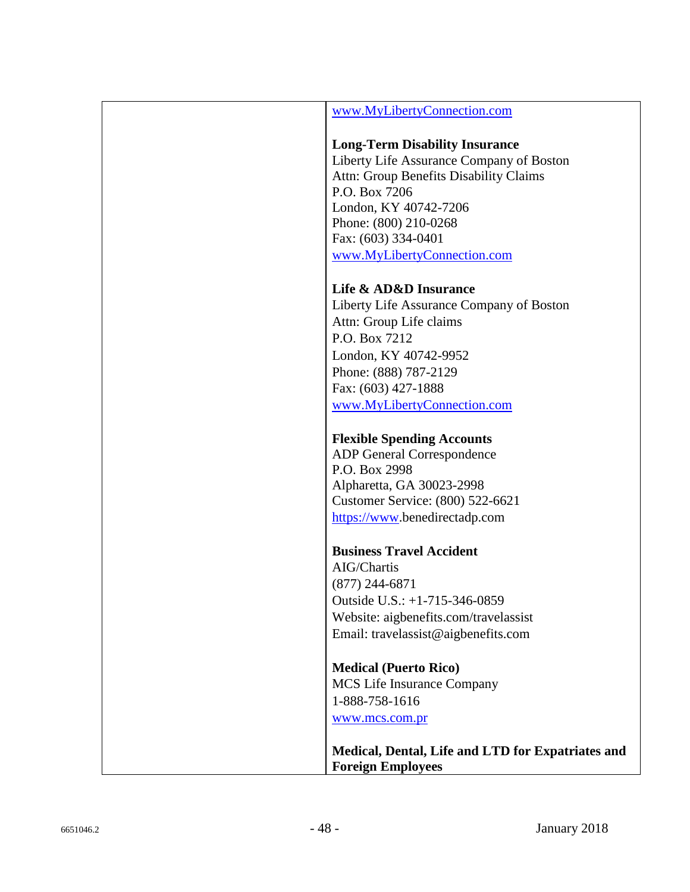| | www.MyLibertyConnection.com<br><br>**Long-Term Disability Insurance**<br>Liberty Life Assurance Company of Boston<br>Attn: Group Benefits Disability Claims<br>P.O. Box 7206<br>London, KY 40742-7206<br>Phone: (800) 210-0268<br>Fax: (603) 334-0401<br>www.MyLibertyConnection.com<br><br>**Life & AD&D Insurance**<br>Liberty Life Assurance Company of Boston<br>Attn: Group Life claims<br>P.O. Box 7212<br>London, KY 40742-9952<br>Phone: (888) 787-2129<br>Fax: (603) 427-1888<br>www.MyLibertyConnection.com<br><br>**Flexible Spending Accounts**<br>ADP General Correspondence<br>P.O. Box 2998<br>Alpharetta, GA 30023-2998<br>Customer Service: (800) 522-6621<br>https://www.benedirectadp.com<br><br>**Business Travel Accident**<br>AIG/Chartis<br>(877) 244-6871<br>Outside U.S.: +1-715-346-0859<br>Website: aigbenefits.com/travelassist<br>Email: travelassist@aigbenefits.com<br><br>**Medical (Puerto Rico)**<br>MCS Life Insurance Company<br>1-888-758-1616<br>www.mcs.com.pr<br><br>**Medical, Dental, Life and LTD for Expatriates and Foreign Employees** |
|---|---|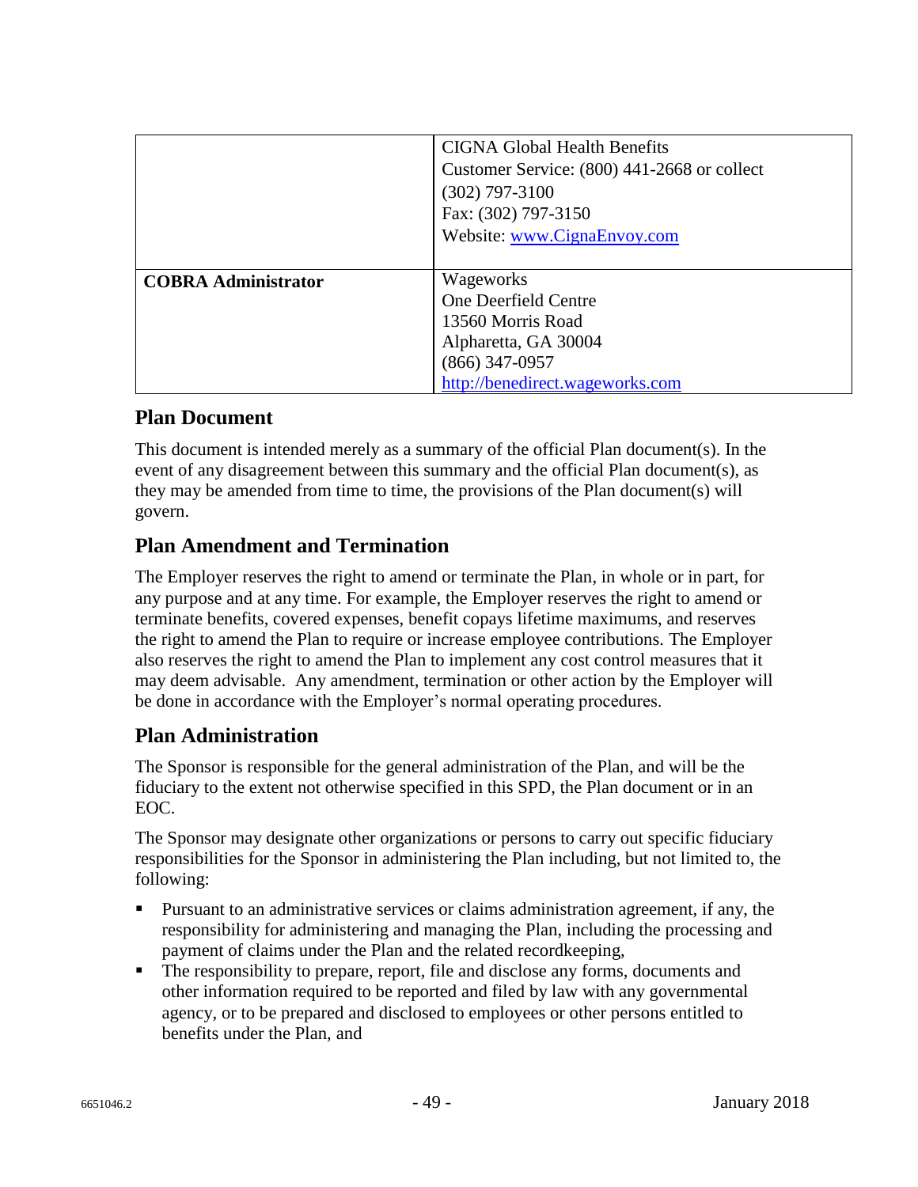|  |  |
| --- | --- |
|  | CIGNA Global Health Benefits<br>Customer Service: (800) 441-2668 or collect (302) 797-3100<br>Fax: (302) 797-3150<br>Website: [www.CignaEnvoy.com](http://www.CignaEnvoy.com) |
| **COBRA Administrator** | Wageworks<br>One Deerfield Centre<br>13560 Morris Road<br>Alpharetta, GA 30004<br>(866) 347-0957<br>[http://benedirect.wageworks.com](http://benedirect.wageworks.com) |

## Plan Document

This document is intended merely as a summary of the official Plan document(s). In the event of any disagreement between this summary and the official Plan document(s), as they may be amended from time to time, the provisions of the Plan document(s) will govern.

## Plan Amendment and Termination

The Employer reserves the right to amend or terminate the Plan, in whole or in part, for any purpose and at any time. For example, the Employer reserves the right to amend or terminate benefits, covered expenses, benefit copays lifetime maximums, and reserves the right to amend the Plan to require or increase employee contributions. The Employer also reserves the right to amend the Plan to implement any cost control measures that it may deem advisable. Any amendment, termination or other action by the Employer will be done in accordance with the Employer's normal operating procedures.

## Plan Administration

The Sponsor is responsible for the general administration of the Plan, and will be the fiduciary to the extent not otherwise specified in this SPD, the Plan document or in an EOC.

The Sponsor may designate other organizations or persons to carry out specific fiduciary responsibilities for the Sponsor in administering the Plan including, but not limited to, the following:

- Pursuant to an administrative services or claims administration agreement, if any, the responsibility for administering and managing the Plan, including the processing and payment of claims under the Plan and the related recordkeeping,
- The responsibility to prepare, report, file and disclose any forms, documents and other information required to be reported and filed by law with any governmental agency, or to be prepared and disclosed to employees or other persons entitled to benefits under the Plan, and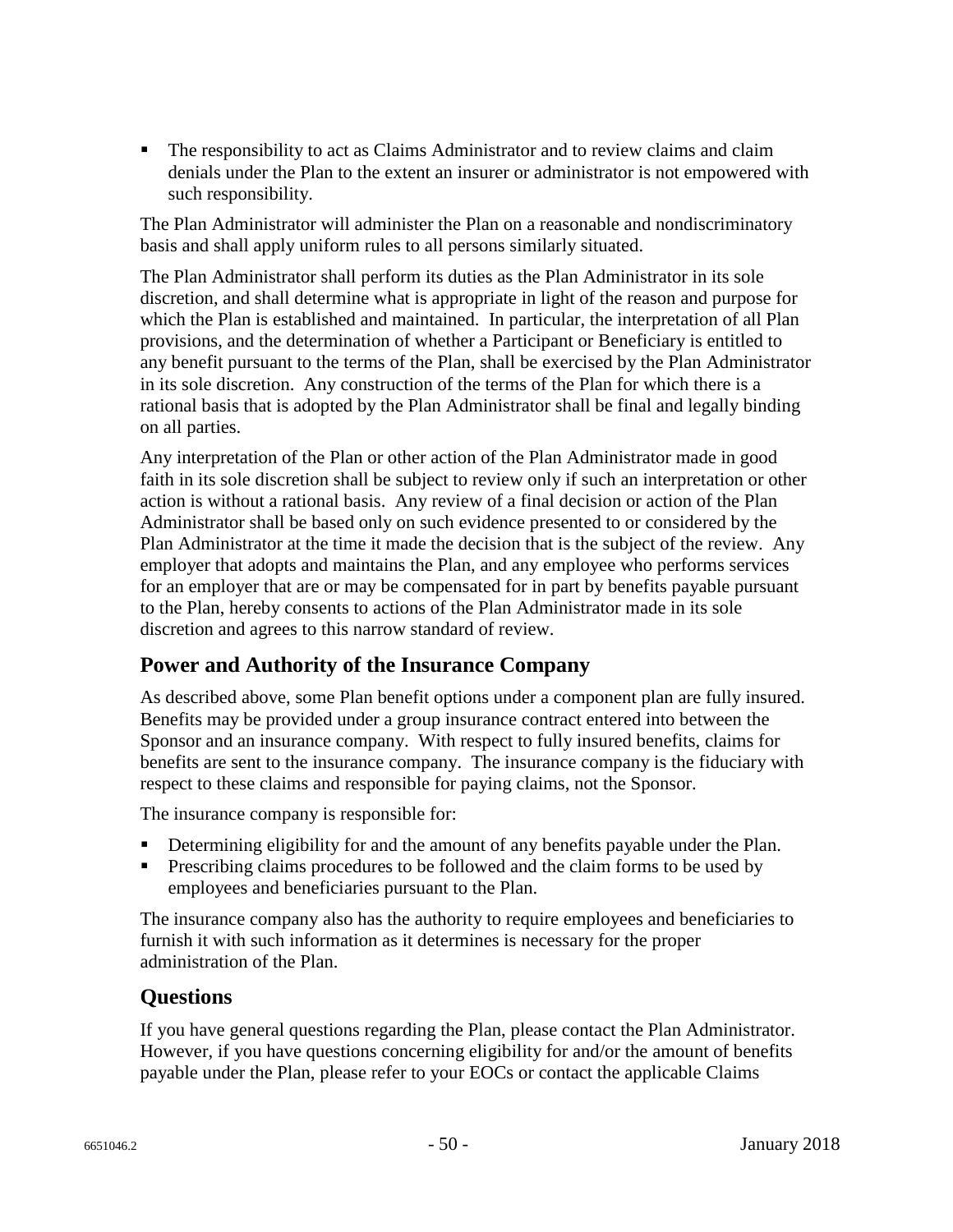- The responsibility to act as Claims Administrator and to review claims and claim denials under the Plan to the extent an insurer or administrator is not empowered with such responsibility.

The Plan Administrator will administer the Plan on a reasonable and nondiscriminatory basis and shall apply uniform rules to all persons similarly situated.

The Plan Administrator shall perform its duties as the Plan Administrator in its sole discretion, and shall determine what is appropriate in light of the reason and purpose for which the Plan is established and maintained. In particular, the interpretation of all Plan provisions, and the determination of whether a Participant or Beneficiary is entitled to any benefit pursuant to the terms of the Plan, shall be exercised by the Plan Administrator in its sole discretion. Any construction of the terms of the Plan for which there is a rational basis that is adopted by the Plan Administrator shall be final and legally binding on all parties.

Any interpretation of the Plan or other action of the Plan Administrator made in good faith in its sole discretion shall be subject to review only if such an interpretation or other action is without a rational basis. Any review of a final decision or action of the Plan Administrator shall be based only on such evidence presented to or considered by the Plan Administrator at the time it made the decision that is the subject of the review. Any employer that adopts and maintains the Plan, and any employee who performs services for an employer that are or may be compensated for in part by benefits payable pursuant to the Plan, hereby consents to actions of the Plan Administrator made in its sole discretion and agrees to this narrow standard of review.

## Power and Authority of the Insurance Company

As described above, some Plan benefit options under a component plan are fully insured. Benefits may be provided under a group insurance contract entered into between the Sponsor and an insurance company. With respect to fully insured benefits, claims for benefits are sent to the insurance company. The insurance company is the fiduciary with respect to these claims and responsible for paying claims, not the Sponsor.

The insurance company is responsible for:

- Determining eligibility for and the amount of any benefits payable under the Plan.
- Prescribing claims procedures to be followed and the claim forms to be used by employees and beneficiaries pursuant to the Plan.

The insurance company also has the authority to require employees and beneficiaries to furnish it with such information as it determines is necessary for the proper administration of the Plan.

## Questions

If you have general questions regarding the Plan, please contact the Plan Administrator. However, if you have questions concerning eligibility for and/or the amount of benefits payable under the Plan, please refer to your EOCs or contact the applicable Claims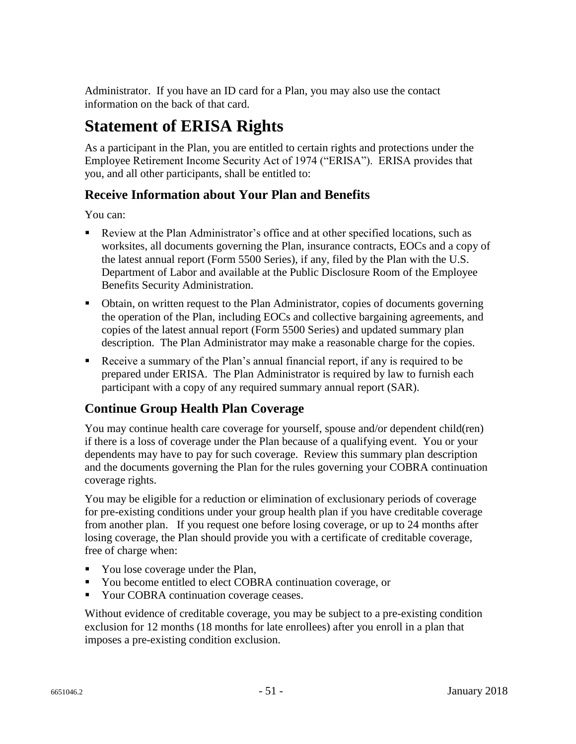Administrator. If you have an ID card for a Plan, you may also use the contact information on the back of that card.

# Statement of ERISA Rights

As a participant in the Plan, you are entitled to certain rights and protections under the Employee Retirement Income Security Act of 1974 ("ERISA"). ERISA provides that you, and all other participants, shall be entitled to:

## Receive Information about Your Plan and Benefits

You can:

- Review at the Plan Administrator's office and at other specified locations, such as worksites, all documents governing the Plan, insurance contracts, EOCs and a copy of the latest annual report (Form 5500 Series), if any, filed by the Plan with the U.S. Department of Labor and available at the Public Disclosure Room of the Employee Benefits Security Administration.
- Obtain, on written request to the Plan Administrator, copies of documents governing the operation of the Plan, including EOCs and collective bargaining agreements, and copies of the latest annual report (Form 5500 Series) and updated summary plan description. The Plan Administrator may make a reasonable charge for the copies.
- Receive a summary of the Plan's annual financial report, if any is required to be prepared under ERISA. The Plan Administrator is required by law to furnish each participant with a copy of any required summary annual report (SAR).

## Continue Group Health Plan Coverage

You may continue health care coverage for yourself, spouse and/or dependent child(ren) if there is a loss of coverage under the Plan because of a qualifying event. You or your dependents may have to pay for such coverage. Review this summary plan description and the documents governing the Plan for the rules governing your COBRA continuation coverage rights.

You may be eligible for a reduction or elimination of exclusionary periods of coverage for pre-existing conditions under your group health plan if you have creditable coverage from another plan. If you request one before losing coverage, or up to 24 months after losing coverage, the Plan should provide you with a certificate of creditable coverage, free of charge when:

- You lose coverage under the Plan,
- You become entitled to elect COBRA continuation coverage, or
- Your COBRA continuation coverage ceases.

Without evidence of creditable coverage, you may be subject to a pre-existing condition exclusion for 12 months (18 months for late enrollees) after you enroll in a plan that imposes a pre-existing condition exclusion.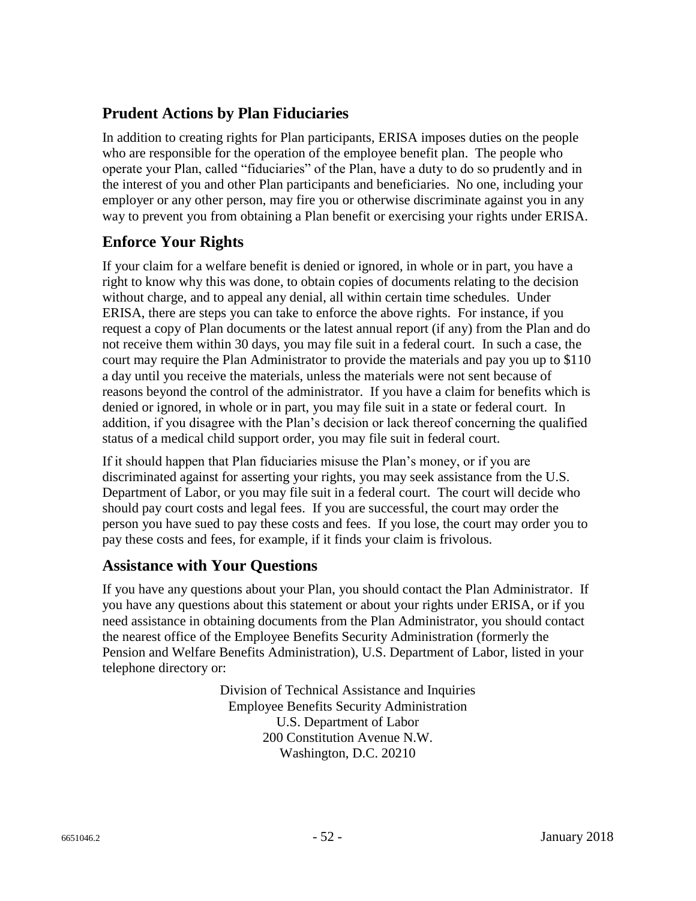## Prudent Actions by Plan Fiduciaries

In addition to creating rights for Plan participants, ERISA imposes duties on the people who are responsible for the operation of the employee benefit plan. The people who operate your Plan, called "fiduciaries" of the Plan, have a duty to do so prudently and in the interest of you and other Plan participants and beneficiaries. No one, including your employer or any other person, may fire you or otherwise discriminate against you in any way to prevent you from obtaining a Plan benefit or exercising your rights under ERISA.

## Enforce Your Rights

If your claim for a welfare benefit is denied or ignored, in whole or in part, you have a right to know why this was done, to obtain copies of documents relating to the decision without charge, and to appeal any denial, all within certain time schedules. Under ERISA, there are steps you can take to enforce the above rights. For instance, if you request a copy of Plan documents or the latest annual report (if any) from the Plan and do not receive them within 30 days, you may file suit in a federal court. In such a case, the court may require the Plan Administrator to provide the materials and pay you up to $110 a day until you receive the materials, unless the materials were not sent because of reasons beyond the control of the administrator. If you have a claim for benefits which is denied or ignored, in whole or in part, you may file suit in a state or federal court. In addition, if you disagree with the Plan's decision or lack thereof concerning the qualified status of a medical child support order, you may file suit in federal court.

If it should happen that Plan fiduciaries misuse the Plan's money, or if you are discriminated against for asserting your rights, you may seek assistance from the U.S. Department of Labor, or you may file suit in a federal court. The court will decide who should pay court costs and legal fees. If you are successful, the court may order the person you have sued to pay these costs and fees. If you lose, the court may order you to pay these costs and fees, for example, if it finds your claim is frivolous.

## Assistance with Your Questions

If you have any questions about your Plan, you should contact the Plan Administrator. If you have any questions about this statement or about your rights under ERISA, or if you need assistance in obtaining documents from the Plan Administrator, you should contact the nearest office of the Employee Benefits Security Administration (formerly the Pension and Welfare Benefits Administration), U.S. Department of Labor, listed in your telephone directory or:

Division of Technical Assistance and Inquiries
Employee Benefits Security Administration
U.S. Department of Labor
200 Constitution Avenue N.W.
Washington, D.C. 20210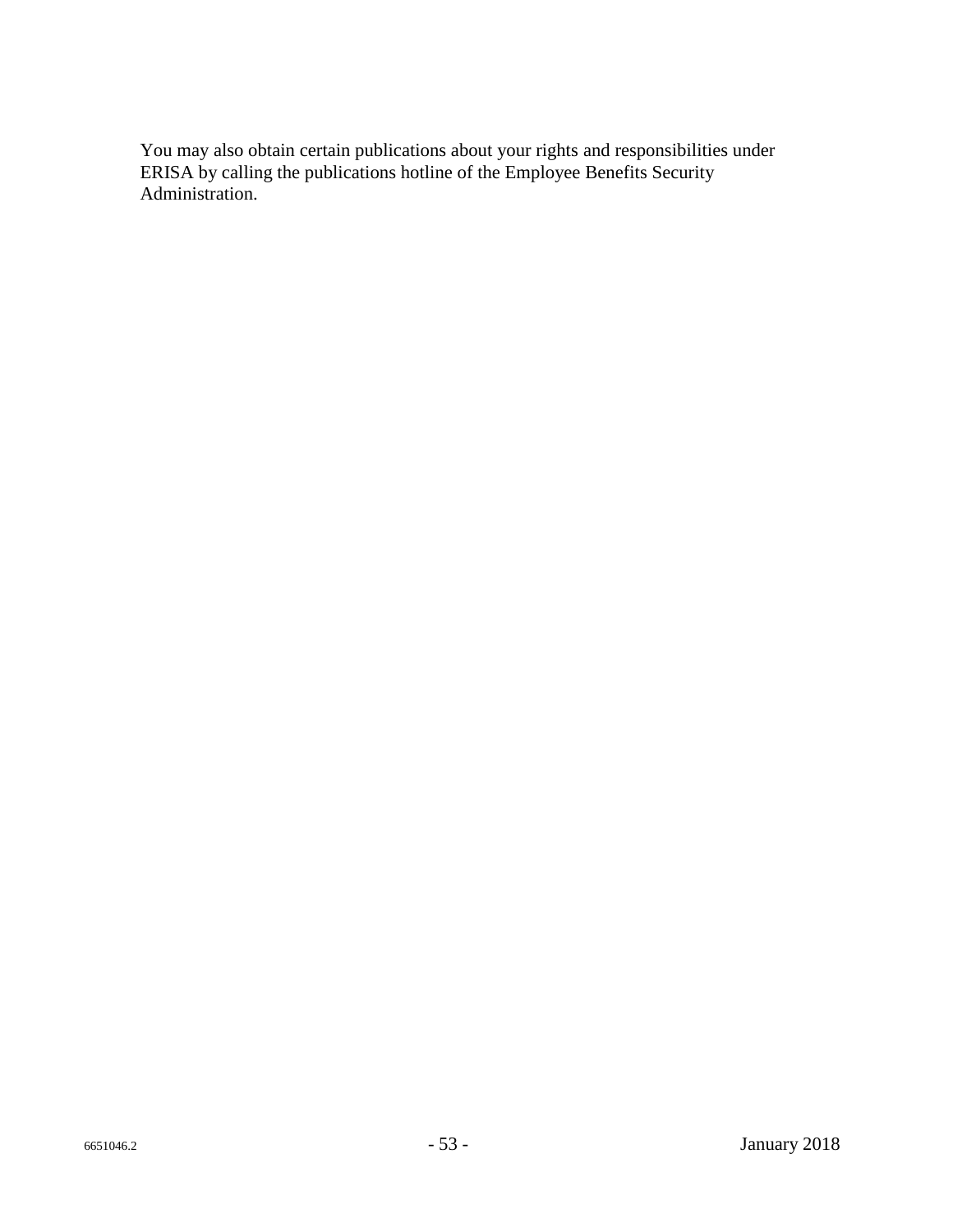You may also obtain certain publications about your rights and responsibilities under ERISA by calling the publications hotline of the Employee Benefits Security Administration.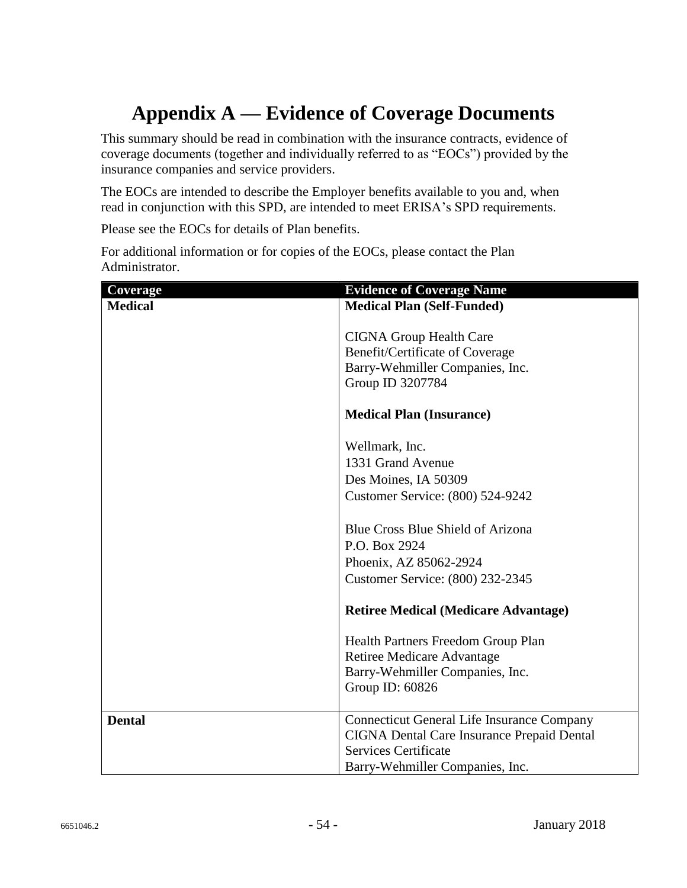# Appendix A — Evidence of Coverage Documents

This summary should be read in combination with the insurance contracts, evidence of coverage documents (together and individually referred to as "EOCs") provided by the insurance companies and service providers.

The EOCs are intended to describe the Employer benefits available to you and, when read in conjunction with this SPD, are intended to meet ERISA's SPD requirements.

Please see the EOCs for details of Plan benefits.

For additional information or for copies of the EOCs, please contact the Plan Administrator.

| Coverage | Evidence of Coverage Name |
|---|---|
| **Medical** | **Medical Plan (Self-Funded)**<br><br>CIGNA Group Health Care<br>Benefit/Certificate of Coverage<br>Barry-Wehmiller Companies, Inc.<br>Group ID 3207784<br><br>**Medical Plan (Insurance)**<br><br>Wellmark, Inc.<br>1331 Grand Avenue<br>Des Moines, IA 50309<br>Customer Service: (800) 524-9242<br><br>Blue Cross Blue Shield of Arizona<br>P.O. Box 2924<br>Phoenix, AZ 85062-2924<br>Customer Service: (800) 232-2345<br><br>**Retiree Medical (Medicare Advantage)**<br><br>Health Partners Freedom Group Plan<br>Retiree Medicare Advantage<br>Barry-Wehmiller Companies, Inc.<br>Group ID: 60826 |
| **Dental** | Connecticut General Life Insurance Company<br>CIGNA Dental Care Insurance Prepaid Dental Services Certificate<br>Barry-Wehmiller Companies, Inc. |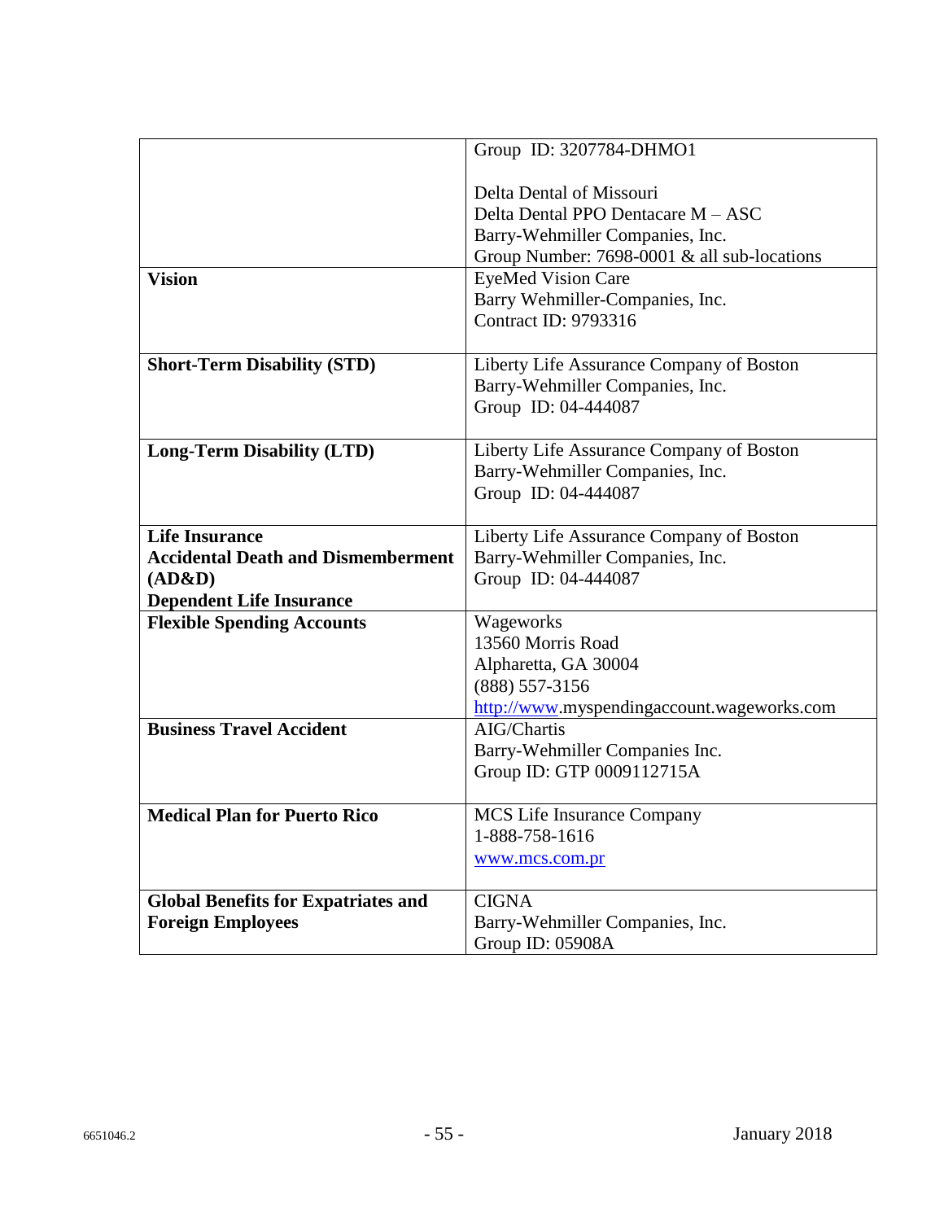| | |
|---|---|
| | Group ID: 3207784-DHMO1<br><br>Delta Dental of Missouri<br>Delta Dental PPO Dentacare M – ASC<br>Barry-Wehmiller Companies, Inc.<br>Group Number: 7698-0001 & all sub-locations |
| **Vision** | EyeMed Vision Care<br>Barry Wehmiller-Companies, Inc.<br>Contract ID: 9793316 |
| **Short-Term Disability (STD)** | Liberty Life Assurance Company of Boston<br>Barry-Wehmiller Companies, Inc.<br>Group ID: 04-444087 |
| **Long-Term Disability (LTD)** | Liberty Life Assurance Company of Boston<br>Barry-Wehmiller Companies, Inc.<br>Group ID: 04-444087 |
| **Life Insurance**<br>**Accidental Death and Dismemberment (AD&D)**<br>**Dependent Life Insurance** | Liberty Life Assurance Company of Boston<br>Barry-Wehmiller Companies, Inc.<br>Group ID: 04-444087 |
| **Flexible Spending Accounts** | Wageworks<br>13560 Morris Road<br>Alpharetta, GA 30004<br>(888) 557-3156<br>http://www.myspendingaccount.wageworks.com |
| **Business Travel Accident** | AIG/Chartis<br>Barry-Wehmiller Companies Inc.<br>Group ID: GTP 0009112715A |
| **Medical Plan for Puerto Rico** | MCS Life Insurance Company<br>1-888-758-1616<br>www.mcs.com.pr |
| **Global Benefits for Expatriates and Foreign Employees** | CIGNA<br>Barry-Wehmiller Companies, Inc.<br>Group ID: 05908A |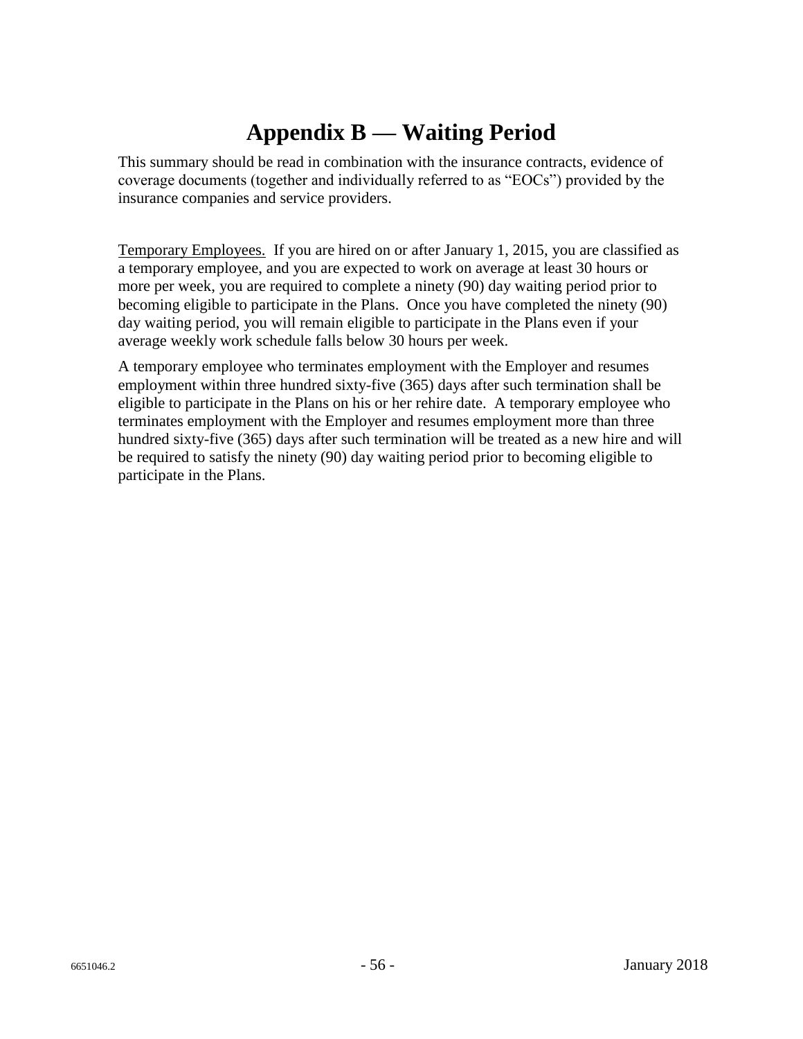# Appendix B — Waiting Period

This summary should be read in combination with the insurance contracts, evidence of coverage documents (together and individually referred to as "EOCs") provided by the insurance companies and service providers.

Temporary Employees. If you are hired on or after January 1, 2015, you are classified as a temporary employee, and you are expected to work on average at least 30 hours or more per week, you are required to complete a ninety (90) day waiting period prior to becoming eligible to participate in the Plans. Once you have completed the ninety (90) day waiting period, you will remain eligible to participate in the Plans even if your average weekly work schedule falls below 30 hours per week.

A temporary employee who terminates employment with the Employer and resumes employment within three hundred sixty-five (365) days after such termination shall be eligible to participate in the Plans on his or her rehire date. A temporary employee who terminates employment with the Employer and resumes employment more than three hundred sixty-five (365) days after such termination will be treated as a new hire and will be required to satisfy the ninety (90) day waiting period prior to becoming eligible to participate in the Plans.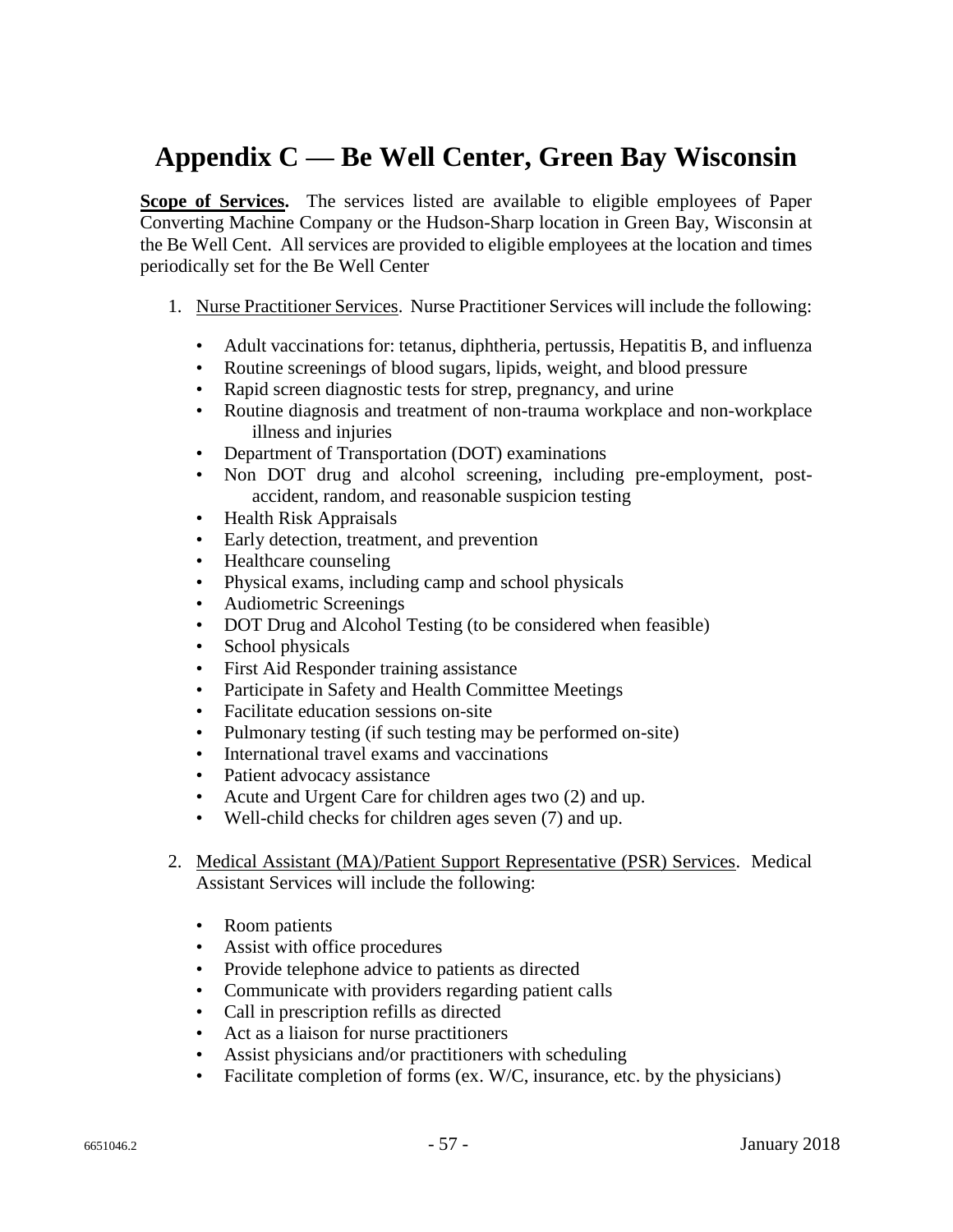# Appendix C — Be Well Center, Green Bay Wisconsin

**<u>Scope of Services</u>.** The services listed are available to eligible employees of Paper Converting Machine Company or the Hudson-Sharp location in Green Bay, Wisconsin at the Be Well Cent. All services are provided to eligible employees at the location and times periodically set for the Be Well Center

1. <u>Nurse Practitioner Services</u>. Nurse Practitioner Services will include the following:
   - Adult vaccinations for: tetanus, diphtheria, pertussis, Hepatitis B, and influenza
   - Routine screenings of blood sugars, lipids, weight, and blood pressure
   - Rapid screen diagnostic tests for strep, pregnancy, and urine
   - Routine diagnosis and treatment of non-trauma workplace and non-workplace illness and injuries
   - Department of Transportation (DOT) examinations
   - Non DOT drug and alcohol screening, including pre-employment, post-accident, random, and reasonable suspicion testing
   - Health Risk Appraisals
   - Early detection, treatment, and prevention
   - Healthcare counseling
   - Physical exams, including camp and school physicals
   - Audiometric Screenings
   - DOT Drug and Alcohol Testing (to be considered when feasible)
   - School physicals
   - First Aid Responder training assistance
   - Participate in Safety and Health Committee Meetings
   - Facilitate education sessions on-site
   - Pulmonary testing (if such testing may be performed on-site)
   - International travel exams and vaccinations
   - Patient advocacy assistance
   - Acute and Urgent Care for children ages two (2) and up.
   - Well-child checks for children ages seven (7) and up.

2. <u>Medical Assistant (MA)/Patient Support Representative (PSR) Services</u>. Medical Assistant Services will include the following:
   - Room patients
   - Assist with office procedures
   - Provide telephone advice to patients as directed
   - Communicate with providers regarding patient calls
   - Call in prescription refills as directed
   - Act as a liaison for nurse practitioners
   - Assist physicians and/or practitioners with scheduling
   - Facilitate completion of forms (ex. W/C, insurance, etc. by the physicians)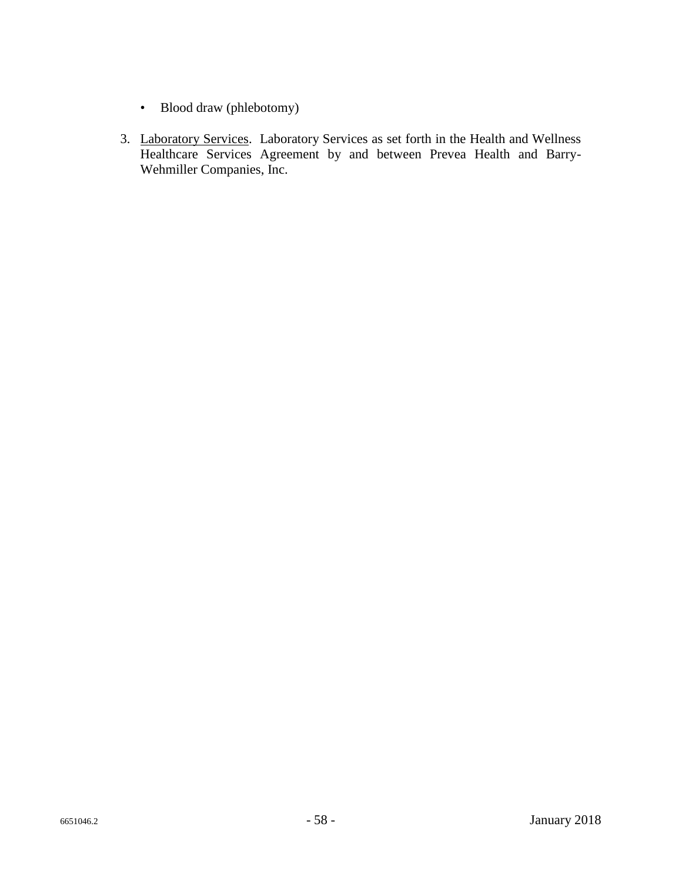- Blood draw (phlebotomy)

3. Laboratory Services. Laboratory Services as set forth in the Health and Wellness Healthcare Services Agreement by and between Prevea Health and Barry-Wehmiller Companies, Inc.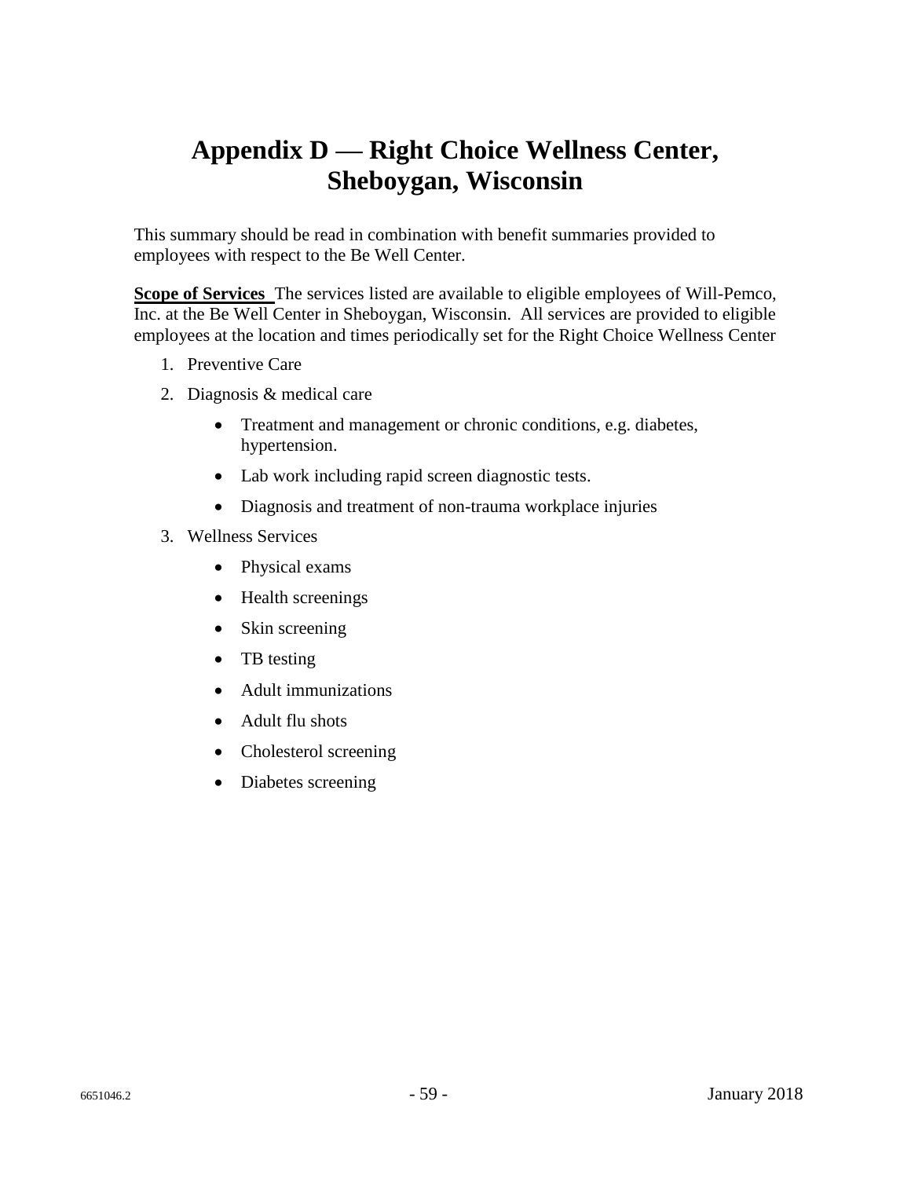# Appendix D — Right Choice Wellness Center, Sheboygan, Wisconsin

This summary should be read in combination with benefit summaries provided to employees with respect to the Be Well Center.

**Scope of Services** The services listed are available to eligible employees of Will-Pemco, Inc. at the Be Well Center in Sheboygan, Wisconsin. All services are provided to eligible employees at the location and times periodically set for the Right Choice Wellness Center

1. Preventive Care
2. Diagnosis & medical care
   - Treatment and management or chronic conditions, e.g. diabetes, hypertension.
   - Lab work including rapid screen diagnostic tests.
   - Diagnosis and treatment of non-trauma workplace injuries
3. Wellness Services
   - Physical exams
   - Health screenings
   - Skin screening
   - TB testing
   - Adult immunizations
   - Adult flu shots
   - Cholesterol screening
   - Diabetes screening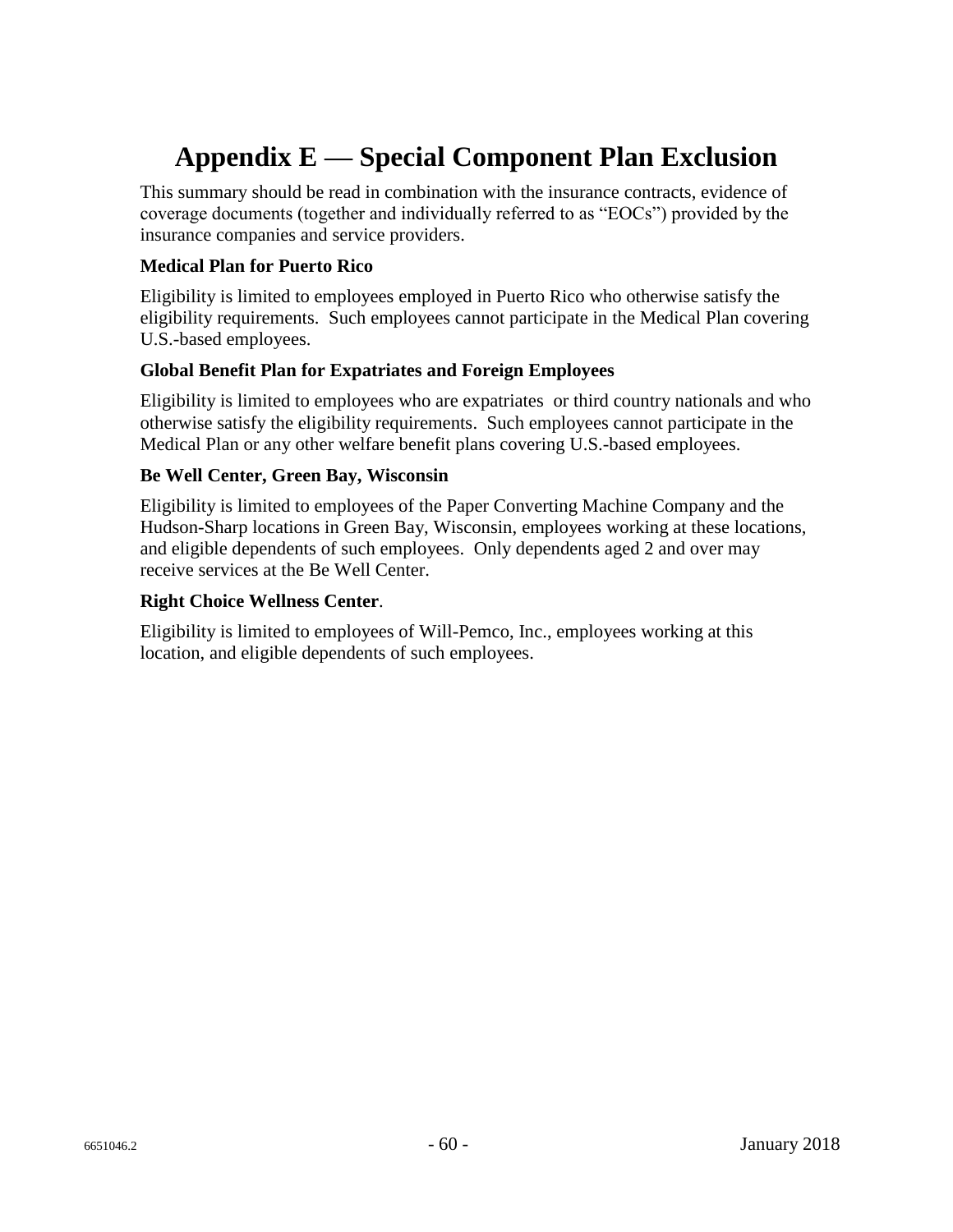# Appendix E — Special Component Plan Exclusion

This summary should be read in combination with the insurance contracts, evidence of coverage documents (together and individually referred to as "EOCs") provided by the insurance companies and service providers.

**Medical Plan for Puerto Rico**

Eligibility is limited to employees employed in Puerto Rico who otherwise satisfy the eligibility requirements. Such employees cannot participate in the Medical Plan covering U.S.-based employees.

**Global Benefit Plan for Expatriates and Foreign Employees**

Eligibility is limited to employees who are expatriates or third country nationals and who otherwise satisfy the eligibility requirements. Such employees cannot participate in the Medical Plan or any other welfare benefit plans covering U.S.-based employees.

**Be Well Center, Green Bay, Wisconsin**

Eligibility is limited to employees of the Paper Converting Machine Company and the Hudson-Sharp locations in Green Bay, Wisconsin, employees working at these locations, and eligible dependents of such employees. Only dependents aged 2 and over may receive services at the Be Well Center.

**Right Choice Wellness Center**.

Eligibility is limited to employees of Will-Pemco, Inc., employees working at this location, and eligible dependents of such employees.